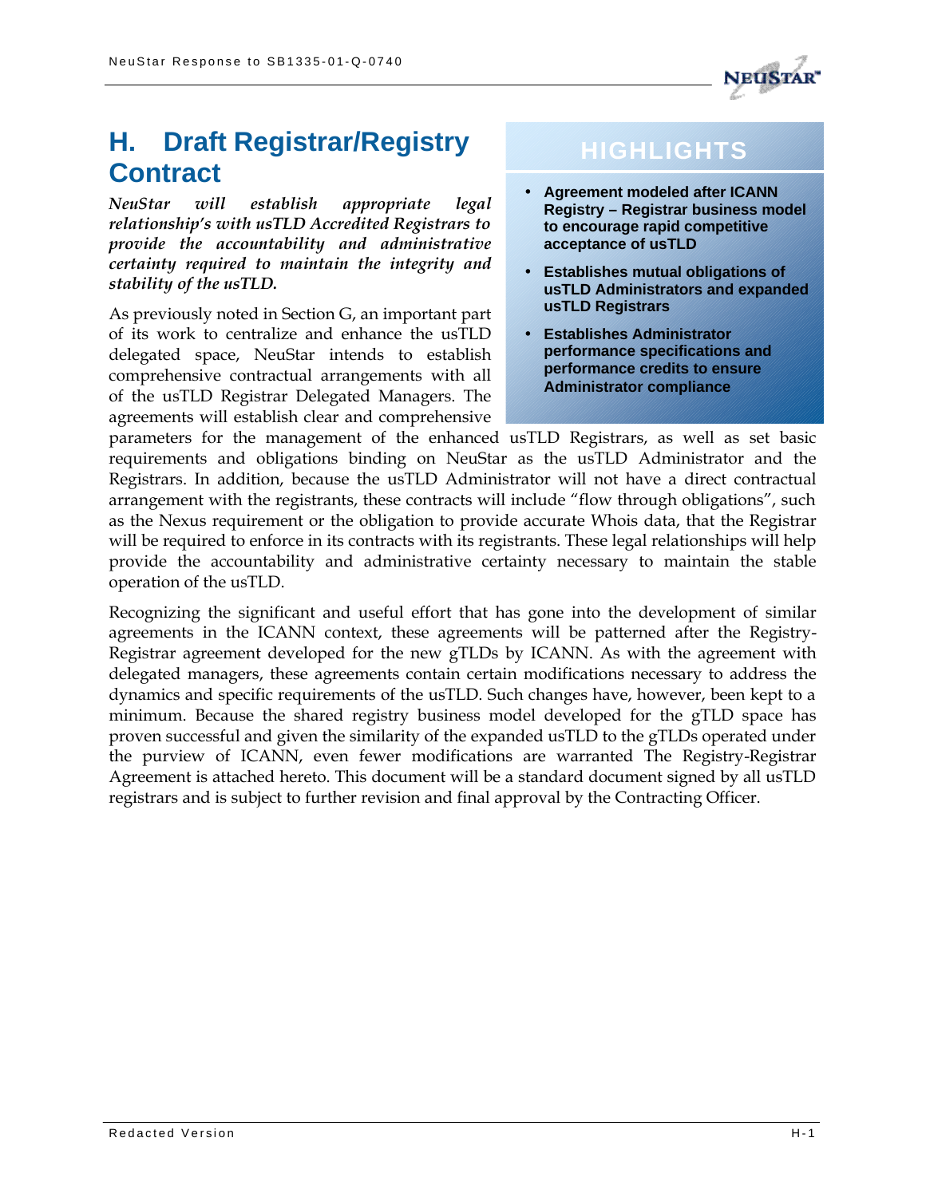# H. Draft Registrar/Registry Contract

***NeuStar will establish appropriate legal relationship's with usTLD Accredited Registrars to provide the accountability and administrative certainty required to maintain the integrity and stability of the usTLD.***

**HIGHLIGHTS**

- **Agreement modeled after ICANN Registry – Registrar business model to encourage rapid competitive acceptance of usTLD**
- **Establishes mutual obligations of usTLD Administrators and expanded usTLD Registrars**
- **Establishes Administrator performance specifications and performance credits to ensure Administrator compliance**

As previously noted in Section G, an important part of its work to centralize and enhance the usTLD delegated space, NeuStar intends to establish comprehensive contractual arrangements with all of the usTLD Registrar Delegated Managers. The agreements will establish clear and comprehensive parameters for the management of the enhanced usTLD Registrars, as well as set basic requirements and obligations binding on NeuStar as the usTLD Administrator and the Registrars. In addition, because the usTLD Administrator will not have a direct contractual arrangement with the registrants, these contracts will include "flow through obligations", such as the Nexus requirement or the obligation to provide accurate Whois data, that the Registrar will be required to enforce in its contracts with its registrants. These legal relationships will help provide the accountability and administrative certainty necessary to maintain the stable operation of the usTLD.

Recognizing the significant and useful effort that has gone into the development of similar agreements in the ICANN context, these agreements will be patterned after the Registry-Registrar agreement developed for the new gTLDs by ICANN. As with the agreement with delegated managers, these agreements contain certain modifications necessary to address the dynamics and specific requirements of the usTLD. Such changes have, however, been kept to a minimum. Because the shared registry business model developed for the gTLD space has proven successful and given the similarity of the expanded usTLD to the gTLDs operated under the purview of ICANN, even fewer modifications are warranted The Registry-Registrar Agreement is attached hereto. This document will be a standard document signed by all usTLD registrars and is subject to further revision and final approval by the Contracting Officer.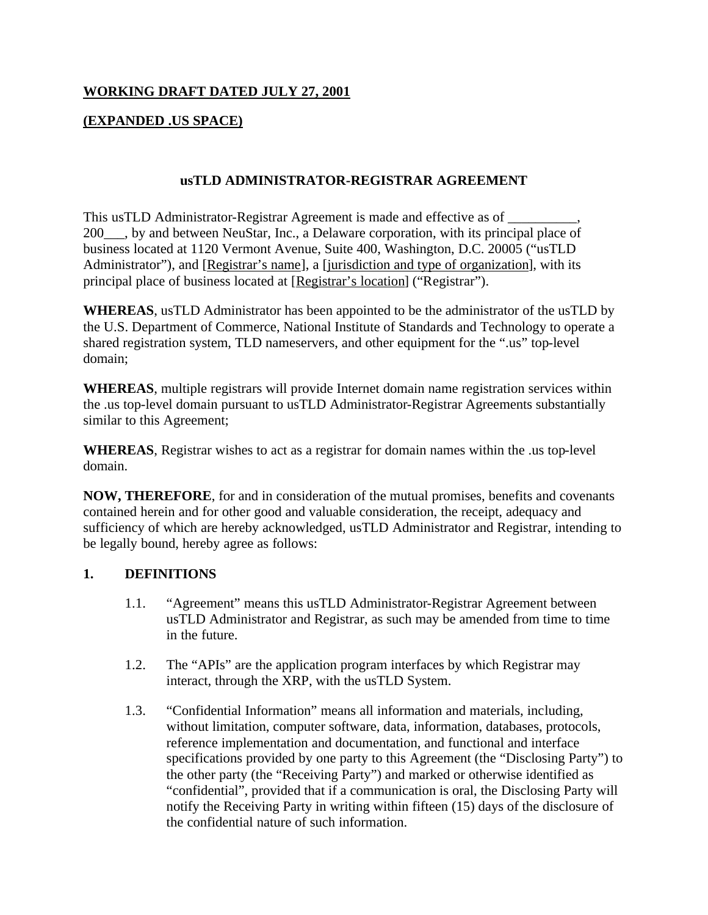**WORKING DRAFT DATED JULY 27, 2001**

**(EXPANDED .US SPACE)**

# usTLD ADMINISTRATOR-REGISTRAR AGREEMENT

This usTLD Administrator-Registrar Agreement is made and effective as of __________, 200___, by and between NeuStar, Inc., a Delaware corporation, with its principal place of business located at 1120 Vermont Avenue, Suite 400, Washington, D.C. 20005 ("usTLD Administrator"), and [Registrar's name], a [jurisdiction and type of organization], with its principal place of business located at [Registrar's location] ("Registrar").

**WHEREAS**, usTLD Administrator has been appointed to be the administrator of the usTLD by the U.S. Department of Commerce, National Institute of Standards and Technology to operate a shared registration system, TLD nameservers, and other equipment for the ".us" top-level domain;

**WHEREAS**, multiple registrars will provide Internet domain name registration services within the .us top-level domain pursuant to usTLD Administrator-Registrar Agreements substantially similar to this Agreement;

**WHEREAS**, Registrar wishes to act as a registrar for domain names within the .us top-level domain.

**NOW, THEREFORE**, for and in consideration of the mutual promises, benefits and covenants contained herein and for other good and valuable consideration, the receipt, adequacy and sufficiency of which are hereby acknowledged, usTLD Administrator and Registrar, intending to be legally bound, hereby agree as follows:

## 1. DEFINITIONS

1.1. "Agreement" means this usTLD Administrator-Registrar Agreement between usTLD Administrator and Registrar, as such may be amended from time to time in the future.

1.2. The "APIs" are the application program interfaces by which Registrar may interact, through the XRP, with the usTLD System.

1.3. "Confidential Information" means all information and materials, including, without limitation, computer software, data, information, databases, protocols, reference implementation and documentation, and functional and interface specifications provided by one party to this Agreement (the "Disclosing Party") to the other party (the "Receiving Party") and marked or otherwise identified as "confidential", provided that if a communication is oral, the Disclosing Party will notify the Receiving Party in writing within fifteen (15) days of the disclosure of the confidential nature of such information.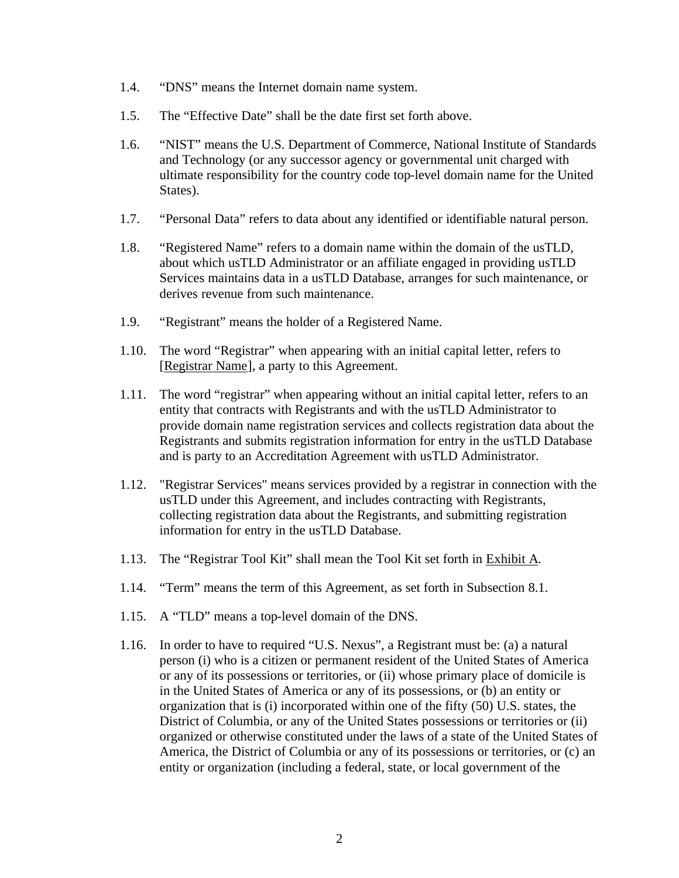1.4. "DNS" means the Internet domain name system.

1.5. The "Effective Date" shall be the date first set forth above.

1.6. "NIST" means the U.S. Department of Commerce, National Institute of Standards and Technology (or any successor agency or governmental unit charged with ultimate responsibility for the country code top-level domain name for the United States).

1.7. "Personal Data" refers to data about any identified or identifiable natural person.

1.8. "Registered Name" refers to a domain name within the domain of the usTLD, about which usTLD Administrator or an affiliate engaged in providing usTLD Services maintains data in a usTLD Database, arranges for such maintenance, or derives revenue from such maintenance.

1.9. "Registrant" means the holder of a Registered Name.

1.10. The word "Registrar" when appearing with an initial capital letter, refers to [Registrar Name], a party to this Agreement.

1.11. The word "registrar" when appearing without an initial capital letter, refers to an entity that contracts with Registrants and with the usTLD Administrator to provide domain name registration services and collects registration data about the Registrants and submits registration information for entry in the usTLD Database and is party to an Accreditation Agreement with usTLD Administrator.

1.12. "Registrar Services" means services provided by a registrar in connection with the usTLD under this Agreement, and includes contracting with Registrants, collecting registration data about the Registrants, and submitting registration information for entry in the usTLD Database.

1.13. The "Registrar Tool Kit" shall mean the Tool Kit set forth in Exhibit A.

1.14. "Term" means the term of this Agreement, as set forth in Subsection 8.1.

1.15. A "TLD" means a top-level domain of the DNS.

1.16. In order to have to required "U.S. Nexus", a Registrant must be: (a) a natural person (i) who is a citizen or permanent resident of the United States of America or any of its possessions or territories, or (ii) whose primary place of domicile is in the United States of America or any of its possessions, or (b) an entity or organization that is (i) incorporated within one of the fifty (50) U.S. states, the District of Columbia, or any of the United States possessions or territories or (ii) organized or otherwise constituted under the laws of a state of the United States of America, the District of Columbia or any of its possessions or territories, or (c) an entity or organization (including a federal, state, or local government of the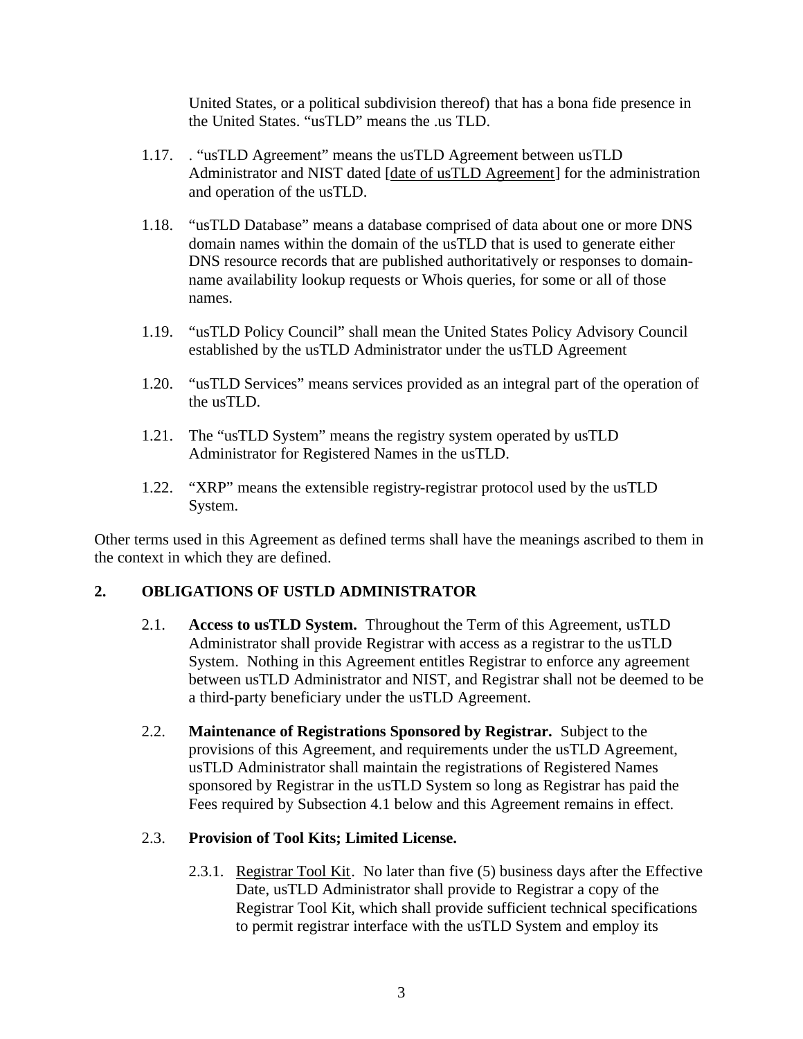United States, or a political subdivision thereof) that has a bona fide presence in the United States. "usTLD" means the .us TLD.

1.17. . "usTLD Agreement" means the usTLD Agreement between usTLD Administrator and NIST dated [date of usTLD Agreement] for the administration and operation of the usTLD.

1.18. "usTLD Database" means a database comprised of data about one or more DNS domain names within the domain of the usTLD that is used to generate either DNS resource records that are published authoritatively or responses to domain-name availability lookup requests or Whois queries, for some or all of those names.

1.19. "usTLD Policy Council" shall mean the United States Policy Advisory Council established by the usTLD Administrator under the usTLD Agreement

1.20. "usTLD Services" means services provided as an integral part of the operation of the usTLD.

1.21. The "usTLD System" means the registry system operated by usTLD Administrator for Registered Names in the usTLD.

1.22. "XRP" means the extensible registry-registrar protocol used by the usTLD System.

Other terms used in this Agreement as defined terms shall have the meanings ascribed to them in the context in which they are defined.

## 2. OBLIGATIONS OF USTLD ADMINISTRATOR

2.1. **Access to usTLD System.** Throughout the Term of this Agreement, usTLD Administrator shall provide Registrar with access as a registrar to the usTLD System. Nothing in this Agreement entitles Registrar to enforce any agreement between usTLD Administrator and NIST, and Registrar shall not be deemed to be a third-party beneficiary under the usTLD Agreement.

2.2. **Maintenance of Registrations Sponsored by Registrar.** Subject to the provisions of this Agreement, and requirements under the usTLD Agreement, usTLD Administrator shall maintain the registrations of Registered Names sponsored by Registrar in the usTLD System so long as Registrar has paid the Fees required by Subsection 4.1 below and this Agreement remains in effect.

2.3. **Provision of Tool Kits; Limited License.**

2.3.1. Registrar Tool Kit. No later than five (5) business days after the Effective Date, usTLD Administrator shall provide to Registrar a copy of the Registrar Tool Kit, which shall provide sufficient technical specifications to permit registrar interface with the usTLD System and employ its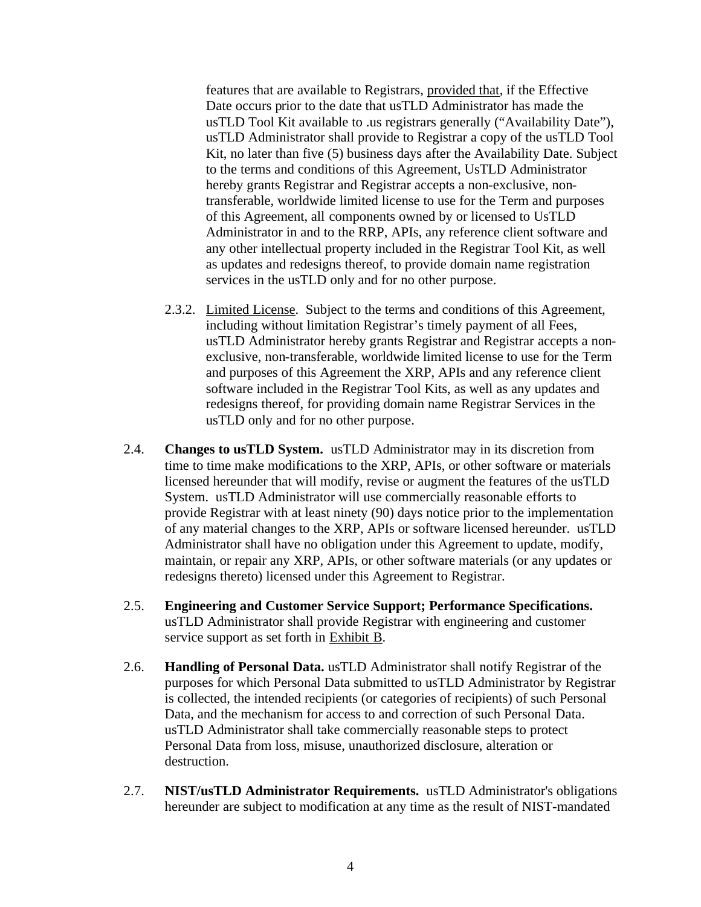features that are available to Registrars, <u>provided that</u>, if the Effective Date occurs prior to the date that usTLD Administrator has made the usTLD Tool Kit available to .us registrars generally ("Availability Date"), usTLD Administrator shall provide to Registrar a copy of the usTLD Tool Kit, no later than five (5) business days after the Availability Date. Subject to the terms and conditions of this Agreement, UsTLD Administrator hereby grants Registrar and Registrar accepts a non-exclusive, non-transferable, worldwide limited license to use for the Term and purposes of this Agreement, all components owned by or licensed to UsTLD Administrator in and to the RRP, APIs, any reference client software and any other intellectual property included in the Registrar Tool Kit, as well as updates and redesigns thereof, to provide domain name registration services in the usTLD only and for no other purpose.

2.3.2. <u>Limited License</u>. Subject to the terms and conditions of this Agreement, including without limitation Registrar's timely payment of all Fees, usTLD Administrator hereby grants Registrar and Registrar accepts a non-exclusive, non-transferable, worldwide limited license to use for the Term and purposes of this Agreement the XRP, APIs and any reference client software included in the Registrar Tool Kits, as well as any updates and redesigns thereof, for providing domain name Registrar Services in the usTLD only and for no other purpose.

2.4. **Changes to usTLD System.** usTLD Administrator may in its discretion from time to time make modifications to the XRP, APIs, or other software or materials licensed hereunder that will modify, revise or augment the features of the usTLD System. usTLD Administrator will use commercially reasonable efforts to provide Registrar with at least ninety (90) days notice prior to the implementation of any material changes to the XRP, APIs or software licensed hereunder. usTLD Administrator shall have no obligation under this Agreement to update, modify, maintain, or repair any XRP, APIs, or other software materials (or any updates or redesigns thereto) licensed under this Agreement to Registrar.

2.5. **Engineering and Customer Service Support; Performance Specifications.** usTLD Administrator shall provide Registrar with engineering and customer service support as set forth in <u>Exhibit B</u>.

2.6. **Handling of Personal Data.** usTLD Administrator shall notify Registrar of the purposes for which Personal Data submitted to usTLD Administrator by Registrar is collected, the intended recipients (or categories of recipients) of such Personal Data, and the mechanism for access to and correction of such Personal Data. usTLD Administrator shall take commercially reasonable steps to protect Personal Data from loss, misuse, unauthorized disclosure, alteration or destruction.

2.7. **NIST/usTLD Administrator Requirements.** usTLD Administrator's obligations hereunder are subject to modification at any time as the result of NIST-mandated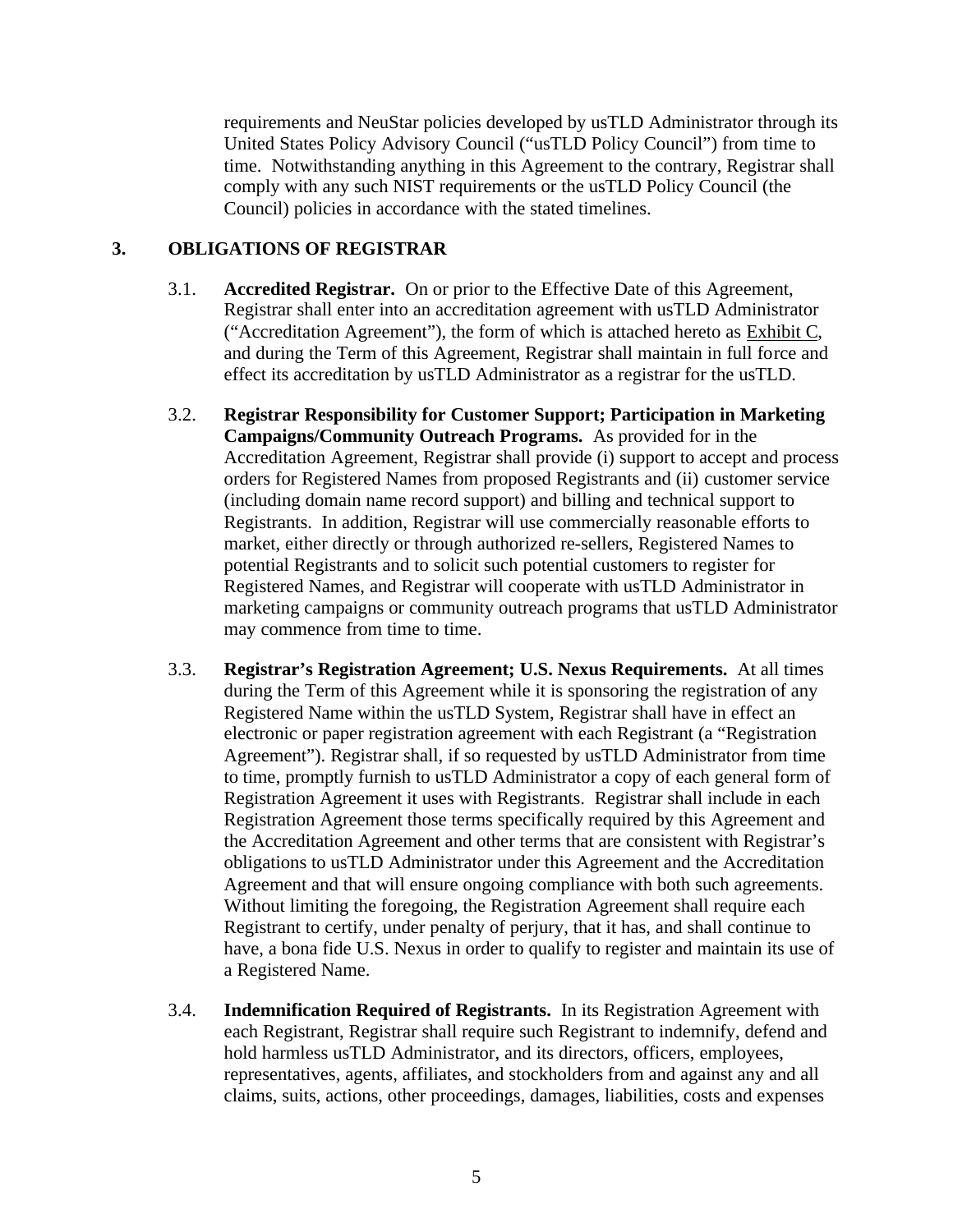requirements and NeuStar policies developed by usTLD Administrator through its United States Policy Advisory Council ("usTLD Policy Council") from time to time. Notwithstanding anything in this Agreement to the contrary, Registrar shall comply with any such NIST requirements or the usTLD Policy Council (the Council) policies in accordance with the stated timelines.

## 3. OBLIGATIONS OF REGISTRAR

3.1. **Accredited Registrar.** On or prior to the Effective Date of this Agreement, Registrar shall enter into an accreditation agreement with usTLD Administrator ("Accreditation Agreement"), the form of which is attached hereto as Exhibit C, and during the Term of this Agreement, Registrar shall maintain in full force and effect its accreditation by usTLD Administrator as a registrar for the usTLD.

3.2. **Registrar Responsibility for Customer Support; Participation in Marketing Campaigns/Community Outreach Programs.** As provided for in the Accreditation Agreement, Registrar shall provide (i) support to accept and process orders for Registered Names from proposed Registrants and (ii) customer service (including domain name record support) and billing and technical support to Registrants. In addition, Registrar will use commercially reasonable efforts to market, either directly or through authorized re-sellers, Registered Names to potential Registrants and to solicit such potential customers to register for Registered Names, and Registrar will cooperate with usTLD Administrator in marketing campaigns or community outreach programs that usTLD Administrator may commence from time to time.

3.3. **Registrar's Registration Agreement; U.S. Nexus Requirements.** At all times during the Term of this Agreement while it is sponsoring the registration of any Registered Name within the usTLD System, Registrar shall have in effect an electronic or paper registration agreement with each Registrant (a "Registration Agreement"). Registrar shall, if so requested by usTLD Administrator from time to time, promptly furnish to usTLD Administrator a copy of each general form of Registration Agreement it uses with Registrants. Registrar shall include in each Registration Agreement those terms specifically required by this Agreement and the Accreditation Agreement and other terms that are consistent with Registrar's obligations to usTLD Administrator under this Agreement and the Accreditation Agreement and that will ensure ongoing compliance with both such agreements. Without limiting the foregoing, the Registration Agreement shall require each Registrant to certify, under penalty of perjury, that it has, and shall continue to have, a bona fide U.S. Nexus in order to qualify to register and maintain its use of a Registered Name.

3.4. **Indemnification Required of Registrants.** In its Registration Agreement with each Registrant, Registrar shall require such Registrant to indemnify, defend and hold harmless usTLD Administrator, and its directors, officers, employees, representatives, agents, affiliates, and stockholders from and against any and all claims, suits, actions, other proceedings, damages, liabilities, costs and expenses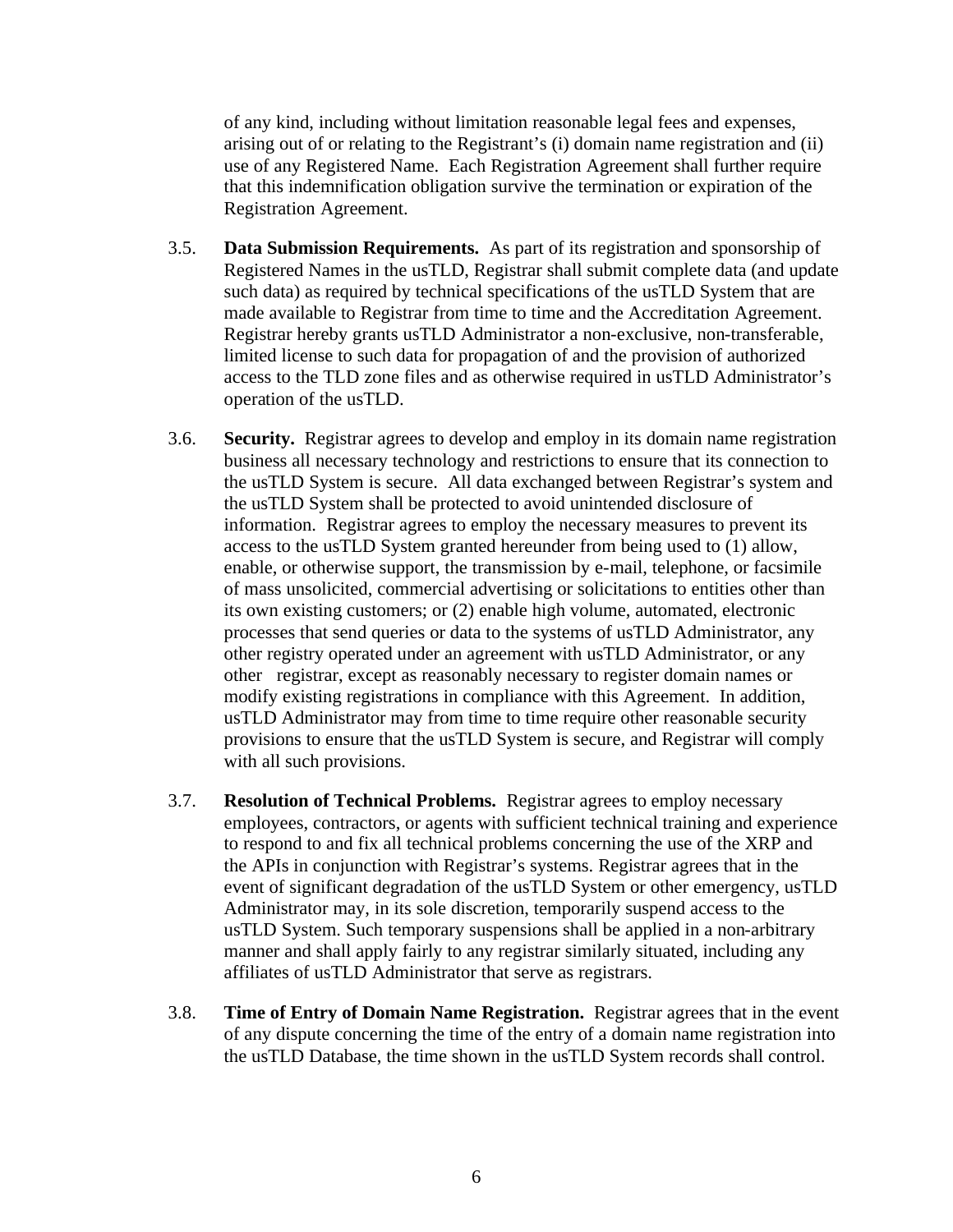of any kind, including without limitation reasonable legal fees and expenses, arising out of or relating to the Registrant's (i) domain name registration and (ii) use of any Registered Name. Each Registration Agreement shall further require that this indemnification obligation survive the termination or expiration of the Registration Agreement.

3.5. **Data Submission Requirements.** As part of its registration and sponsorship of Registered Names in the usTLD, Registrar shall submit complete data (and update such data) as required by technical specifications of the usTLD System that are made available to Registrar from time to time and the Accreditation Agreement. Registrar hereby grants usTLD Administrator a non-exclusive, non-transferable, limited license to such data for propagation of and the provision of authorized access to the TLD zone files and as otherwise required in usTLD Administrator's operation of the usTLD.

3.6. **Security.** Registrar agrees to develop and employ in its domain name registration business all necessary technology and restrictions to ensure that its connection to the usTLD System is secure. All data exchanged between Registrar's system and the usTLD System shall be protected to avoid unintended disclosure of information. Registrar agrees to employ the necessary measures to prevent its access to the usTLD System granted hereunder from being used to (1) allow, enable, or otherwise support, the transmission by e-mail, telephone, or facsimile of mass unsolicited, commercial advertising or solicitations to entities other than its own existing customers; or (2) enable high volume, automated, electronic processes that send queries or data to the systems of usTLD Administrator, any other registry operated under an agreement with usTLD Administrator, or any other registrar, except as reasonably necessary to register domain names or modify existing registrations in compliance with this Agreement. In addition, usTLD Administrator may from time to time require other reasonable security provisions to ensure that the usTLD System is secure, and Registrar will comply with all such provisions.

3.7. **Resolution of Technical Problems.** Registrar agrees to employ necessary employees, contractors, or agents with sufficient technical training and experience to respond to and fix all technical problems concerning the use of the XRP and the APIs in conjunction with Registrar's systems. Registrar agrees that in the event of significant degradation of the usTLD System or other emergency, usTLD Administrator may, in its sole discretion, temporarily suspend access to the usTLD System. Such temporary suspensions shall be applied in a non-arbitrary manner and shall apply fairly to any registrar similarly situated, including any affiliates of usTLD Administrator that serve as registrars.

3.8. **Time of Entry of Domain Name Registration.** Registrar agrees that in the event of any dispute concerning the time of the entry of a domain name registration into the usTLD Database, the time shown in the usTLD System records shall control.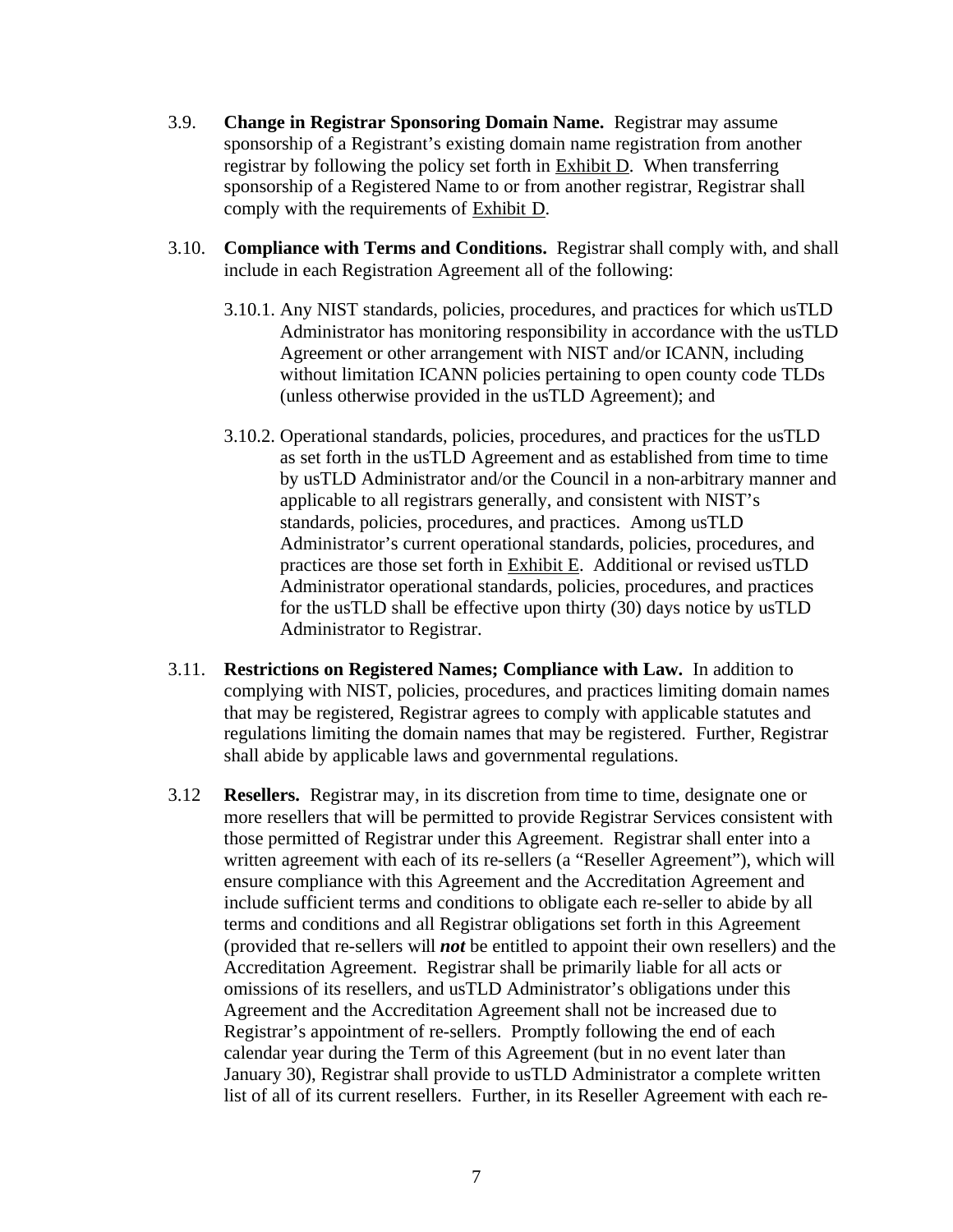3.9. **Change in Registrar Sponsoring Domain Name.** Registrar may assume sponsorship of a Registrant's existing domain name registration from another registrar by following the policy set forth in Exhibit D. When transferring sponsorship of a Registered Name to or from another registrar, Registrar shall comply with the requirements of Exhibit D.

3.10. **Compliance with Terms and Conditions.** Registrar shall comply with, and shall include in each Registration Agreement all of the following:

3.10.1. Any NIST standards, policies, procedures, and practices for which usTLD Administrator has monitoring responsibility in accordance with the usTLD Agreement or other arrangement with NIST and/or ICANN, including without limitation ICANN policies pertaining to open county code TLDs (unless otherwise provided in the usTLD Agreement); and

3.10.2. Operational standards, policies, procedures, and practices for the usTLD as set forth in the usTLD Agreement and as established from time to time by usTLD Administrator and/or the Council in a non-arbitrary manner and applicable to all registrars generally, and consistent with NIST's standards, policies, procedures, and practices. Among usTLD Administrator's current operational standards, policies, procedures, and practices are those set forth in Exhibit E. Additional or revised usTLD Administrator operational standards, policies, procedures, and practices for the usTLD shall be effective upon thirty (30) days notice by usTLD Administrator to Registrar.

3.11. **Restrictions on Registered Names; Compliance with Law.** In addition to complying with NIST, policies, procedures, and practices limiting domain names that may be registered, Registrar agrees to comply with applicable statutes and regulations limiting the domain names that may be registered. Further, Registrar shall abide by applicable laws and governmental regulations.

3.12 **Resellers.** Registrar may, in its discretion from time to time, designate one or more resellers that will be permitted to provide Registrar Services consistent with those permitted of Registrar under this Agreement. Registrar shall enter into a written agreement with each of its re-sellers (a "Reseller Agreement"), which will ensure compliance with this Agreement and the Accreditation Agreement and include sufficient terms and conditions to obligate each re-seller to abide by all terms and conditions and all Registrar obligations set forth in this Agreement (provided that re-sellers will ***not*** be entitled to appoint their own resellers) and the Accreditation Agreement. Registrar shall be primarily liable for all acts or omissions of its resellers, and usTLD Administrator's obligations under this Agreement and the Accreditation Agreement shall not be increased due to Registrar's appointment of re-sellers. Promptly following the end of each calendar year during the Term of this Agreement (but in no event later than January 30), Registrar shall provide to usTLD Administrator a complete written list of all of its current resellers. Further, in its Reseller Agreement with each re-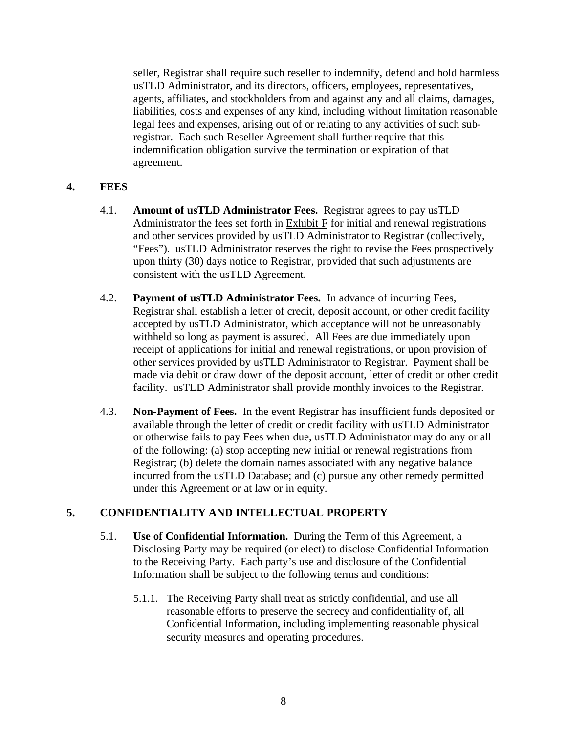seller, Registrar shall require such reseller to indemnify, defend and hold harmless usTLD Administrator, and its directors, officers, employees, representatives, agents, affiliates, and stockholders from and against any and all claims, damages, liabilities, costs and expenses of any kind, including without limitation reasonable legal fees and expenses, arising out of or relating to any activities of such sub-registrar. Each such Reseller Agreement shall further require that this indemnification obligation survive the termination or expiration of that agreement.

## 4. FEES

4.1. **Amount of usTLD Administrator Fees.** Registrar agrees to pay usTLD Administrator the fees set forth in Exhibit F for initial and renewal registrations and other services provided by usTLD Administrator to Registrar (collectively, "Fees"). usTLD Administrator reserves the right to revise the Fees prospectively upon thirty (30) days notice to Registrar, provided that such adjustments are consistent with the usTLD Agreement.

4.2. **Payment of usTLD Administrator Fees.** In advance of incurring Fees, Registrar shall establish a letter of credit, deposit account, or other credit facility accepted by usTLD Administrator, which acceptance will not be unreasonably withheld so long as payment is assured. All Fees are due immediately upon receipt of applications for initial and renewal registrations, or upon provision of other services provided by usTLD Administrator to Registrar. Payment shall be made via debit or draw down of the deposit account, letter of credit or other credit facility. usTLD Administrator shall provide monthly invoices to the Registrar.

4.3. **Non-Payment of Fees.** In the event Registrar has insufficient funds deposited or available through the letter of credit or credit facility with usTLD Administrator or otherwise fails to pay Fees when due, usTLD Administrator may do any or all of the following: (a) stop accepting new initial or renewal registrations from Registrar; (b) delete the domain names associated with any negative balance incurred from the usTLD Database; and (c) pursue any other remedy permitted under this Agreement or at law or in equity.

## 5. CONFIDENTIALITY AND INTELLECTUAL PROPERTY

5.1. **Use of Confidential Information.** During the Term of this Agreement, a Disclosing Party may be required (or elect) to disclose Confidential Information to the Receiving Party. Each party's use and disclosure of the Confidential Information shall be subject to the following terms and conditions:

5.1.1. The Receiving Party shall treat as strictly confidential, and use all reasonable efforts to preserve the secrecy and confidentiality of, all Confidential Information, including implementing reasonable physical security measures and operating procedures.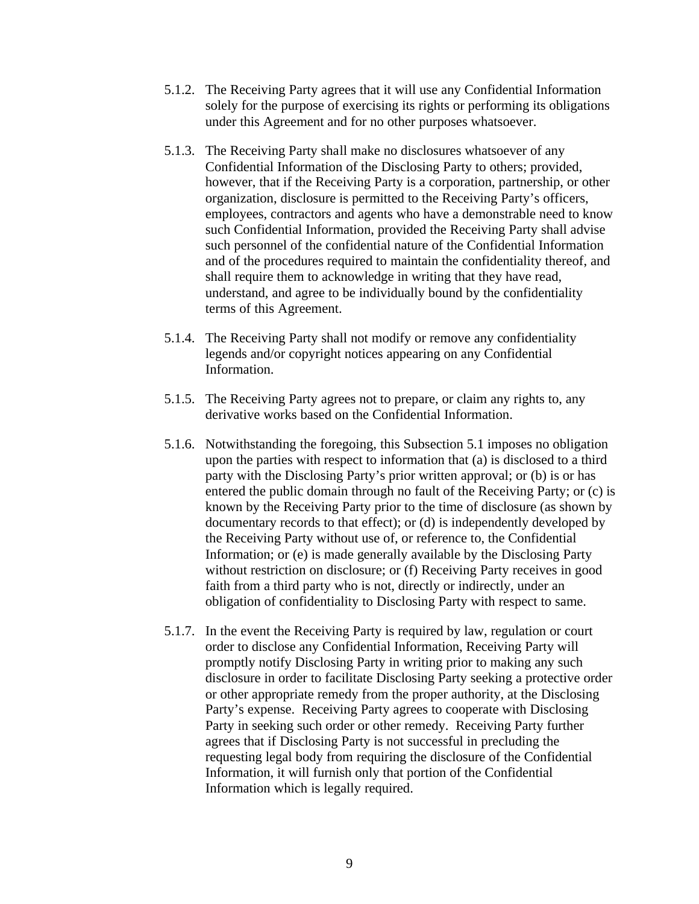5.1.2. The Receiving Party agrees that it will use any Confidential Information solely for the purpose of exercising its rights or performing its obligations under this Agreement and for no other purposes whatsoever.

5.1.3. The Receiving Party shall make no disclosures whatsoever of any Confidential Information of the Disclosing Party to others; provided, however, that if the Receiving Party is a corporation, partnership, or other organization, disclosure is permitted to the Receiving Party's officers, employees, contractors and agents who have a demonstrable need to know such Confidential Information, provided the Receiving Party shall advise such personnel of the confidential nature of the Confidential Information and of the procedures required to maintain the confidentiality thereof, and shall require them to acknowledge in writing that they have read, understand, and agree to be individually bound by the confidentiality terms of this Agreement.

5.1.4. The Receiving Party shall not modify or remove any confidentiality legends and/or copyright notices appearing on any Confidential Information.

5.1.5. The Receiving Party agrees not to prepare, or claim any rights to, any derivative works based on the Confidential Information.

5.1.6. Notwithstanding the foregoing, this Subsection 5.1 imposes no obligation upon the parties with respect to information that (a) is disclosed to a third party with the Disclosing Party's prior written approval; or (b) is or has entered the public domain through no fault of the Receiving Party; or (c) is known by the Receiving Party prior to the time of disclosure (as shown by documentary records to that effect); or (d) is independently developed by the Receiving Party without use of, or reference to, the Confidential Information; or (e) is made generally available by the Disclosing Party without restriction on disclosure; or (f) Receiving Party receives in good faith from a third party who is not, directly or indirectly, under an obligation of confidentiality to Disclosing Party with respect to same.

5.1.7. In the event the Receiving Party is required by law, regulation or court order to disclose any Confidential Information, Receiving Party will promptly notify Disclosing Party in writing prior to making any such disclosure in order to facilitate Disclosing Party seeking a protective order or other appropriate remedy from the proper authority, at the Disclosing Party's expense. Receiving Party agrees to cooperate with Disclosing Party in seeking such order or other remedy. Receiving Party further agrees that if Disclosing Party is not successful in precluding the requesting legal body from requiring the disclosure of the Confidential Information, it will furnish only that portion of the Confidential Information which is legally required.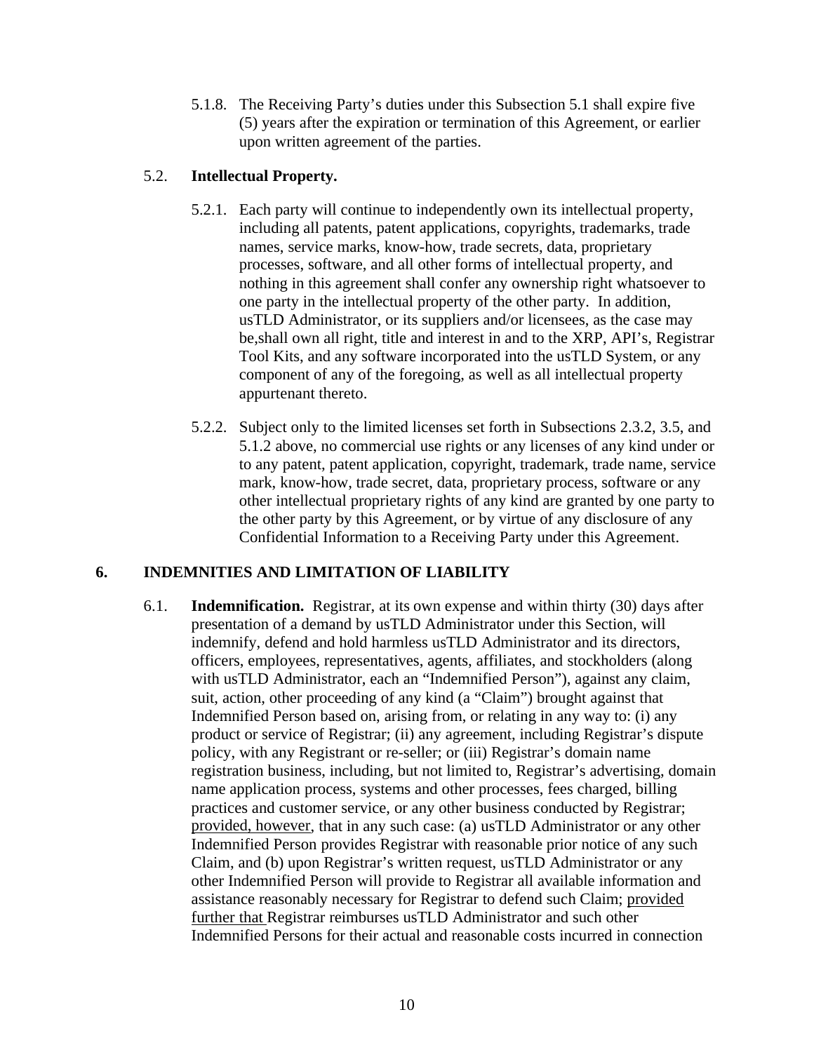5.1.8. The Receiving Party's duties under this Subsection 5.1 shall expire five (5) years after the expiration or termination of this Agreement, or earlier upon written agreement of the parties.

5.2. **Intellectual Property.**

5.2.1. Each party will continue to independently own its intellectual property, including all patents, patent applications, copyrights, trademarks, trade names, service marks, know-how, trade secrets, data, proprietary processes, software, and all other forms of intellectual property, and nothing in this agreement shall confer any ownership right whatsoever to one party in the intellectual property of the other party. In addition, usTLD Administrator, or its suppliers and/or licensees, as the case may be,shall own all right, title and interest in and to the XRP, API's, Registrar Tool Kits, and any software incorporated into the usTLD System, or any component of any of the foregoing, as well as all intellectual property appurtenant thereto.

5.2.2. Subject only to the limited licenses set forth in Subsections 2.3.2, 3.5, and 5.1.2 above, no commercial use rights or any licenses of any kind under or to any patent, patent application, copyright, trademark, trade name, service mark, know-how, trade secret, data, proprietary process, software or any other intellectual proprietary rights of any kind are granted by one party to the other party by this Agreement, or by virtue of any disclosure of any Confidential Information to a Receiving Party under this Agreement.

## 6. INDEMNITIES AND LIMITATION OF LIABILITY

6.1. **Indemnification.** Registrar, at its own expense and within thirty (30) days after presentation of a demand by usTLD Administrator under this Section, will indemnify, defend and hold harmless usTLD Administrator and its directors, officers, employees, representatives, agents, affiliates, and stockholders (along with usTLD Administrator, each an "Indemnified Person"), against any claim, suit, action, other proceeding of any kind (a "Claim") brought against that Indemnified Person based on, arising from, or relating in any way to: (i) any product or service of Registrar; (ii) any agreement, including Registrar's dispute policy, with any Registrant or re-seller; or (iii) Registrar's domain name registration business, including, but not limited to, Registrar's advertising, domain name application process, systems and other processes, fees charged, billing practices and customer service, or any other business conducted by Registrar; provided, however, that in any such case: (a) usTLD Administrator or any other Indemnified Person provides Registrar with reasonable prior notice of any such Claim, and (b) upon Registrar's written request, usTLD Administrator or any other Indemnified Person will provide to Registrar all available information and assistance reasonably necessary for Registrar to defend such Claim; provided further that Registrar reimburses usTLD Administrator and such other Indemnified Persons for their actual and reasonable costs incurred in connection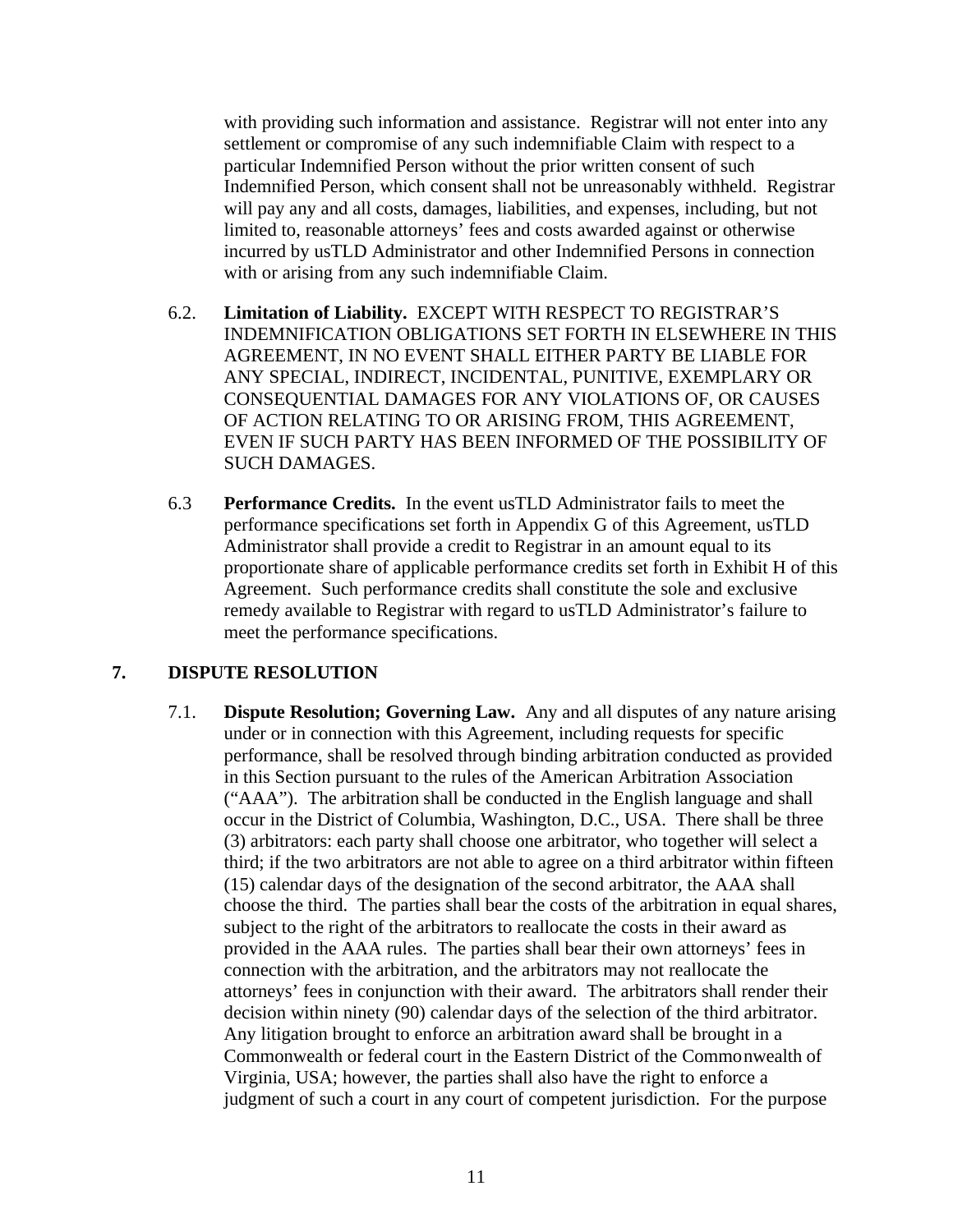with providing such information and assistance. Registrar will not enter into any settlement or compromise of any such indemnifiable Claim with respect to a particular Indemnified Person without the prior written consent of such Indemnified Person, which consent shall not be unreasonably withheld. Registrar will pay any and all costs, damages, liabilities, and expenses, including, but not limited to, reasonable attorneys' fees and costs awarded against or otherwise incurred by usTLD Administrator and other Indemnified Persons in connection with or arising from any such indemnifiable Claim.

6.2. **Limitation of Liability.** EXCEPT WITH RESPECT TO REGISTRAR'S INDEMNIFICATION OBLIGATIONS SET FORTH IN ELSEWHERE IN THIS AGREEMENT, IN NO EVENT SHALL EITHER PARTY BE LIABLE FOR ANY SPECIAL, INDIRECT, INCIDENTAL, PUNITIVE, EXEMPLARY OR CONSEQUENTIAL DAMAGES FOR ANY VIOLATIONS OF, OR CAUSES OF ACTION RELATING TO OR ARISING FROM, THIS AGREEMENT, EVEN IF SUCH PARTY HAS BEEN INFORMED OF THE POSSIBILITY OF SUCH DAMAGES.

6.3 **Performance Credits.** In the event usTLD Administrator fails to meet the performance specifications set forth in Appendix G of this Agreement, usTLD Administrator shall provide a credit to Registrar in an amount equal to its proportionate share of applicable performance credits set forth in Exhibit H of this Agreement. Such performance credits shall constitute the sole and exclusive remedy available to Registrar with regard to usTLD Administrator's failure to meet the performance specifications.

## 7. DISPUTE RESOLUTION

7.1. **Dispute Resolution; Governing Law.** Any and all disputes of any nature arising under or in connection with this Agreement, including requests for specific performance, shall be resolved through binding arbitration conducted as provided in this Section pursuant to the rules of the American Arbitration Association ("AAA"). The arbitration shall be conducted in the English language and shall occur in the District of Columbia, Washington, D.C., USA. There shall be three (3) arbitrators: each party shall choose one arbitrator, who together will select a third; if the two arbitrators are not able to agree on a third arbitrator within fifteen (15) calendar days of the designation of the second arbitrator, the AAA shall choose the third. The parties shall bear the costs of the arbitration in equal shares, subject to the right of the arbitrators to reallocate the costs in their award as provided in the AAA rules. The parties shall bear their own attorneys' fees in connection with the arbitration, and the arbitrators may not reallocate the attorneys' fees in conjunction with their award. The arbitrators shall render their decision within ninety (90) calendar days of the selection of the third arbitrator. Any litigation brought to enforce an arbitration award shall be brought in a Commonwealth or federal court in the Eastern District of the Commonwealth of Virginia, USA; however, the parties shall also have the right to enforce a judgment of such a court in any court of competent jurisdiction. For the purpose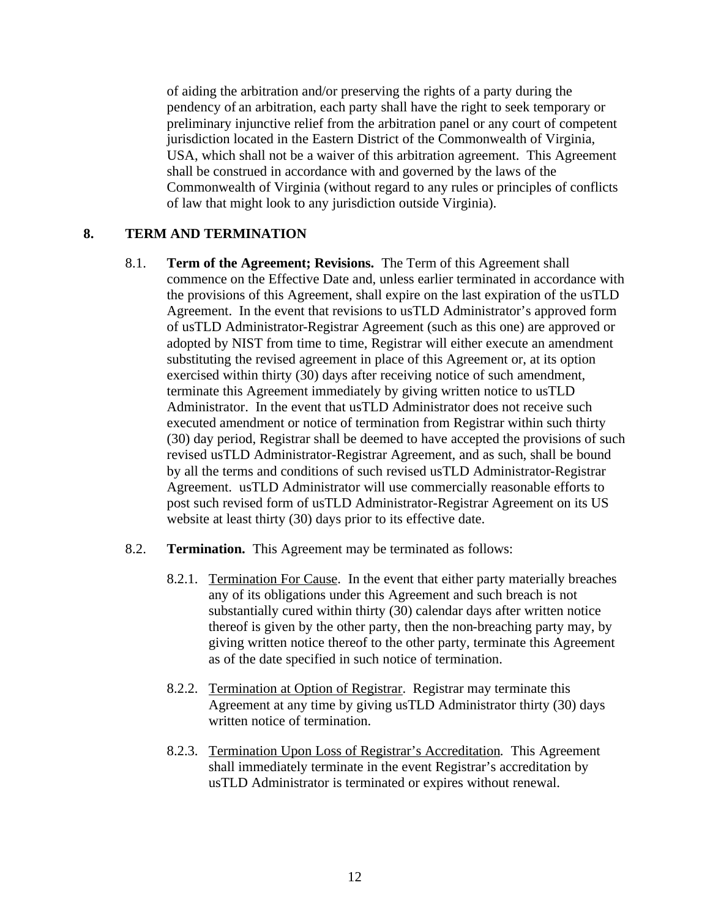of aiding the arbitration and/or preserving the rights of a party during the pendency of an arbitration, each party shall have the right to seek temporary or preliminary injunctive relief from the arbitration panel or any court of competent jurisdiction located in the Eastern District of the Commonwealth of Virginia, USA, which shall not be a waiver of this arbitration agreement. This Agreement shall be construed in accordance with and governed by the laws of the Commonwealth of Virginia (without regard to any rules or principles of conflicts of law that might look to any jurisdiction outside Virginia).

## 8. TERM AND TERMINATION

8.1. **Term of the Agreement; Revisions.** The Term of this Agreement shall commence on the Effective Date and, unless earlier terminated in accordance with the provisions of this Agreement, shall expire on the last expiration of the usTLD Agreement. In the event that revisions to usTLD Administrator's approved form of usTLD Administrator-Registrar Agreement (such as this one) are approved or adopted by NIST from time to time, Registrar will either execute an amendment substituting the revised agreement in place of this Agreement or, at its option exercised within thirty (30) days after receiving notice of such amendment, terminate this Agreement immediately by giving written notice to usTLD Administrator. In the event that usTLD Administrator does not receive such executed amendment or notice of termination from Registrar within such thirty (30) day period, Registrar shall be deemed to have accepted the provisions of such revised usTLD Administrator-Registrar Agreement, and as such, shall be bound by all the terms and conditions of such revised usTLD Administrator-Registrar Agreement. usTLD Administrator will use commercially reasonable efforts to post such revised form of usTLD Administrator-Registrar Agreement on its US website at least thirty (30) days prior to its effective date.

8.2. **Termination.** This Agreement may be terminated as follows:

8.2.1. Termination For Cause. In the event that either party materially breaches any of its obligations under this Agreement and such breach is not substantially cured within thirty (30) calendar days after written notice thereof is given by the other party, then the non-breaching party may, by giving written notice thereof to the other party, terminate this Agreement as of the date specified in such notice of termination.

8.2.2. Termination at Option of Registrar. Registrar may terminate this Agreement at any time by giving usTLD Administrator thirty (30) days written notice of termination.

8.2.3. Termination Upon Loss of Registrar's Accreditation. This Agreement shall immediately terminate in the event Registrar's accreditation by usTLD Administrator is terminated or expires without renewal.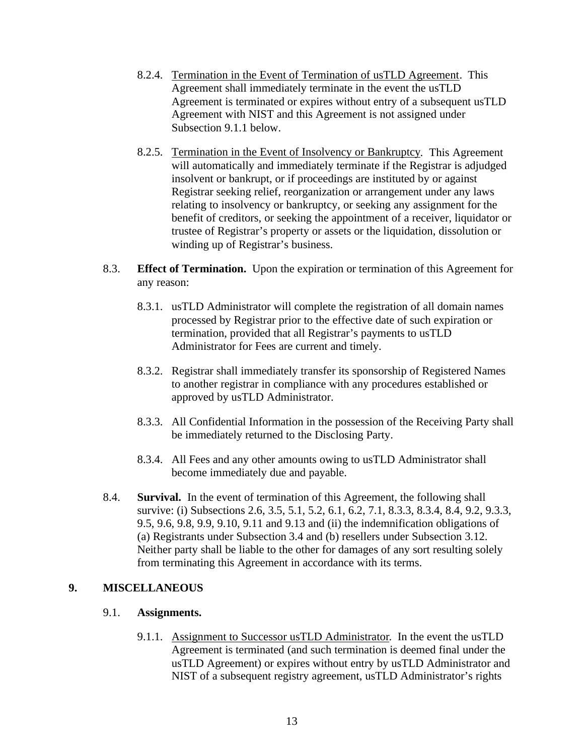8.2.4. <u>Termination in the Event of Termination of usTLD Agreement</u>. This Agreement shall immediately terminate in the event the usTLD Agreement is terminated or expires without entry of a subsequent usTLD Agreement with NIST and this Agreement is not assigned under Subsection 9.1.1 below.

8.2.5. <u>Termination in the Event of Insolvency or Bankruptcy</u>. This Agreement will automatically and immediately terminate if the Registrar is adjudged insolvent or bankrupt, or if proceedings are instituted by or against Registrar seeking relief, reorganization or arrangement under any laws relating to insolvency or bankruptcy, or seeking any assignment for the benefit of creditors, or seeking the appointment of a receiver, liquidator or trustee of Registrar's property or assets or the liquidation, dissolution or winding up of Registrar's business.

8.3. **Effect of Termination.** Upon the expiration or termination of this Agreement for any reason:

8.3.1. usTLD Administrator will complete the registration of all domain names processed by Registrar prior to the effective date of such expiration or termination, provided that all Registrar's payments to usTLD Administrator for Fees are current and timely.

8.3.2. Registrar shall immediately transfer its sponsorship of Registered Names to another registrar in compliance with any procedures established or approved by usTLD Administrator.

8.3.3. All Confidential Information in the possession of the Receiving Party shall be immediately returned to the Disclosing Party.

8.3.4. All Fees and any other amounts owing to usTLD Administrator shall become immediately due and payable.

8.4. **Survival.** In the event of termination of this Agreement, the following shall survive: (i) Subsections 2.6, 3.5, 5.1, 5.2, 6.1, 6.2, 7.1, 8.3.3, 8.3.4, 8.4, 9.2, 9.3.3, 9.5, 9.6, 9.8, 9.9, 9.10, 9.11 and 9.13 and (ii) the indemnification obligations of (a) Registrants under Subsection 3.4 and (b) resellers under Subsection 3.12. Neither party shall be liable to the other for damages of any sort resulting solely from terminating this Agreement in accordance with its terms.

## 9. MISCELLANEOUS

### 9.1. Assignments.

9.1.1. <u>Assignment to Successor usTLD Administrator</u>. In the event the usTLD Agreement is terminated (and such termination is deemed final under the usTLD Agreement) or expires without entry by usTLD Administrator and NIST of a subsequent registry agreement, usTLD Administrator's rights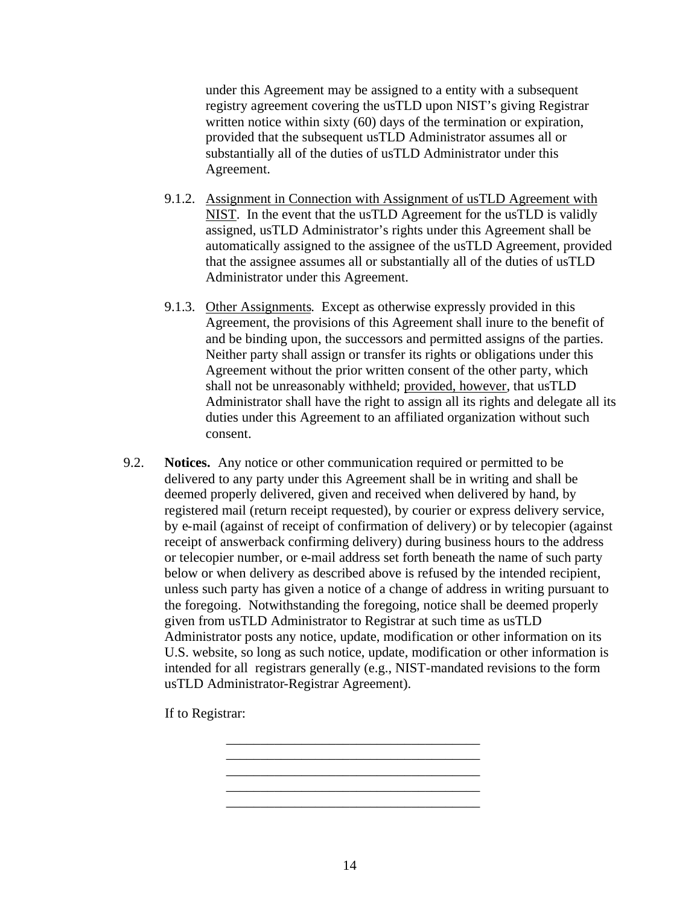under this Agreement may be assigned to a entity with a subsequent registry agreement covering the usTLD upon NIST's giving Registrar written notice within sixty (60) days of the termination or expiration, provided that the subsequent usTLD Administrator assumes all or substantially all of the duties of usTLD Administrator under this Agreement.

9.1.2. Assignment in Connection with Assignment of usTLD Agreement with NIST. In the event that the usTLD Agreement for the usTLD is validly assigned, usTLD Administrator's rights under this Agreement shall be automatically assigned to the assignee of the usTLD Agreement, provided that the assignee assumes all or substantially all of the duties of usTLD Administrator under this Agreement.

9.1.3. Other Assignments. Except as otherwise expressly provided in this Agreement, the provisions of this Agreement shall inure to the benefit of and be binding upon, the successors and permitted assigns of the parties. Neither party shall assign or transfer its rights or obligations under this Agreement without the prior written consent of the other party, which shall not be unreasonably withheld; provided, however, that usTLD Administrator shall have the right to assign all its rights and delegate all its duties under this Agreement to an affiliated organization without such consent.

9.2. **Notices.** Any notice or other communication required or permitted to be delivered to any party under this Agreement shall be in writing and shall be deemed properly delivered, given and received when delivered by hand, by registered mail (return receipt requested), by courier or express delivery service, by e-mail (against of receipt of confirmation of delivery) or by telecopier (against receipt of answerback confirming delivery) during business hours to the address or telecopier number, or e-mail address set forth beneath the name of such party below or when delivery as described above is refused by the intended recipient, unless such party has given a notice of a change of address in writing pursuant to the foregoing. Notwithstanding the foregoing, notice shall be deemed properly given from usTLD Administrator to Registrar at such time as usTLD Administrator posts any notice, update, modification or other information on its U.S. website, so long as such notice, update, modification or other information is intended for all registrars generally (e.g., NIST-mandated revisions to the form usTLD Administrator-Registrar Agreement).

If to Registrar:

_____________________________________
_____________________________________
_____________________________________
_____________________________________
_____________________________________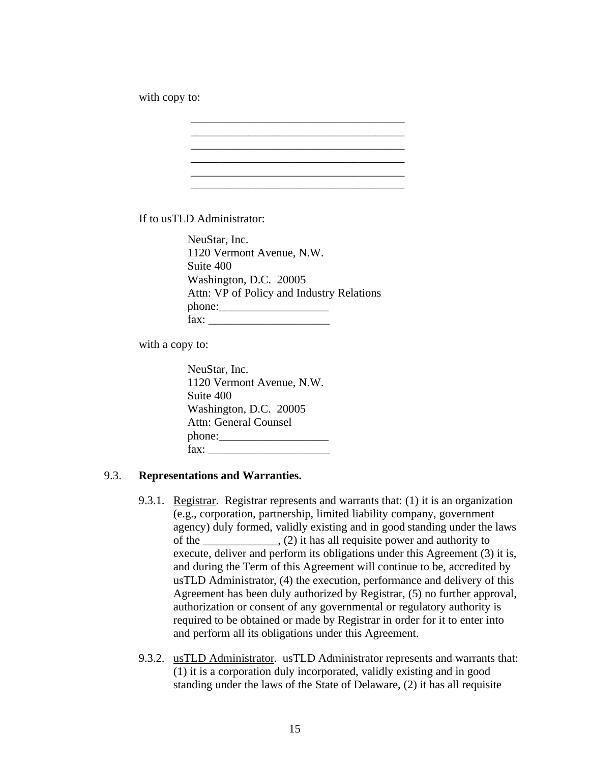with copy to:

> \_\_\_\_\_\_\_\_\_\_\_\_\_\_\_\_\_\_\_\_\_\_\_\_\_\_\_\_\_\_\_\_\_\_\_\_\_\_
> \_\_\_\_\_\_\_\_\_\_\_\_\_\_\_\_\_\_\_\_\_\_\_\_\_\_\_\_\_\_\_\_\_\_\_\_\_\_
> \_\_\_\_\_\_\_\_\_\_\_\_\_\_\_\_\_\_\_\_\_\_\_\_\_\_\_\_\_\_\_\_\_\_\_\_\_\_
> \_\_\_\_\_\_\_\_\_\_\_\_\_\_\_\_\_\_\_\_\_\_\_\_\_\_\_\_\_\_\_\_\_\_\_\_\_\_
> \_\_\_\_\_\_\_\_\_\_\_\_\_\_\_\_\_\_\_\_\_\_\_\_\_\_\_\_\_\_\_\_\_\_\_\_\_\_
> \_\_\_\_\_\_\_\_\_\_\_\_\_\_\_\_\_\_\_\_\_\_\_\_\_\_\_\_\_\_\_\_\_\_\_\_\_\_

If to usTLD Administrator:

> NeuStar, Inc.
> 1120 Vermont Avenue, N.W.
> Suite 400
> Washington, D.C. 20005
> Attn: VP of Policy and Industry Relations
> phone:\_\_\_\_\_\_\_\_\_\_\_\_\_\_\_\_\_\_\_
> fax: \_\_\_\_\_\_\_\_\_\_\_\_\_\_\_\_\_\_\_\_\_

with a copy to:

> NeuStar, Inc.
> 1120 Vermont Avenue, N.W.
> Suite 400
> Washington, D.C. 20005
> Attn: General Counsel
> phone:\_\_\_\_\_\_\_\_\_\_\_\_\_\_\_\_\_\_\_
> fax: \_\_\_\_\_\_\_\_\_\_\_\_\_\_\_\_\_\_\_\_\_

9.3. **Representations and Warranties.**

9.3.1. Registrar. Registrar represents and warrants that: (1) it is an organization (e.g., corporation, partnership, limited liability company, government agency) duly formed, validly existing and in good standing under the laws of the \_\_\_\_\_\_\_\_\_\_\_\_\_, (2) it has all requisite power and authority to execute, deliver and perform its obligations under this Agreement (3) it is, and during the Term of this Agreement will continue to be, accredited by usTLD Administrator, (4) the execution, performance and delivery of this Agreement has been duly authorized by Registrar, (5) no further approval, authorization or consent of any governmental or regulatory authority is required to be obtained or made by Registrar in order for it to enter into and perform all its obligations under this Agreement.

9.3.2. usTLD Administrator. usTLD Administrator represents and warrants that: (1) it is a corporation duly incorporated, validly existing and in good standing under the laws of the State of Delaware, (2) it has all requisite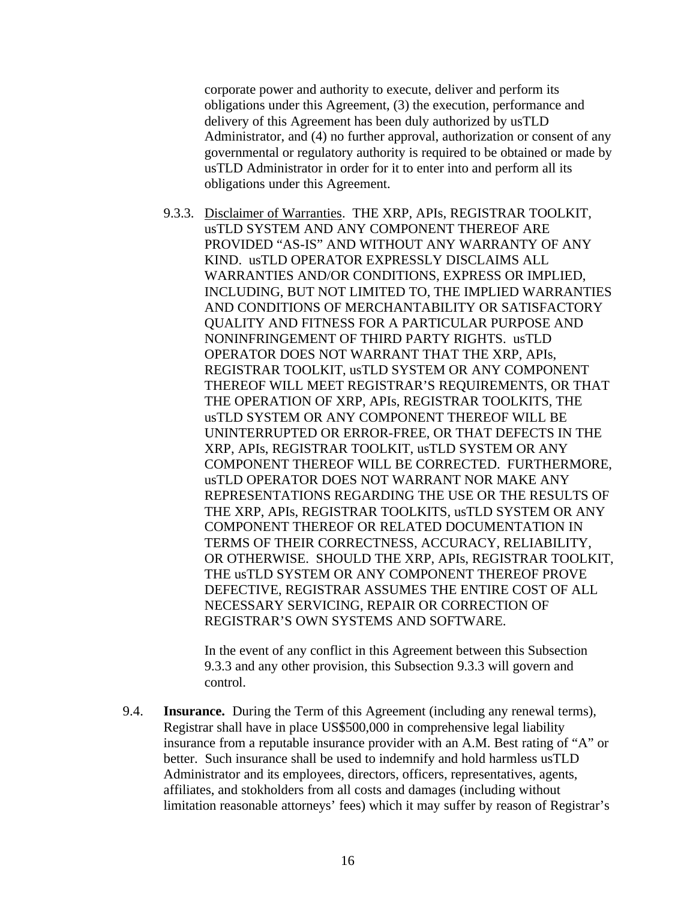corporate power and authority to execute, deliver and perform its obligations under this Agreement, (3) the execution, performance and delivery of this Agreement has been duly authorized by usTLD Administrator, and (4) no further approval, authorization or consent of any governmental or regulatory authority is required to be obtained or made by usTLD Administrator in order for it to enter into and perform all its obligations under this Agreement.

9.3.3. Disclaimer of Warranties. THE XRP, APIs, REGISTRAR TOOLKIT, usTLD SYSTEM AND ANY COMPONENT THEREOF ARE PROVIDED "AS-IS" AND WITHOUT ANY WARRANTY OF ANY KIND. usTLD OPERATOR EXPRESSLY DISCLAIMS ALL WARRANTIES AND/OR CONDITIONS, EXPRESS OR IMPLIED, INCLUDING, BUT NOT LIMITED TO, THE IMPLIED WARRANTIES AND CONDITIONS OF MERCHANTABILITY OR SATISFACTORY QUALITY AND FITNESS FOR A PARTICULAR PURPOSE AND NONINFRINGEMENT OF THIRD PARTY RIGHTS. usTLD OPERATOR DOES NOT WARRANT THAT THE XRP, APIs, REGISTRAR TOOLKIT, usTLD SYSTEM OR ANY COMPONENT THEREOF WILL MEET REGISTRAR'S REQUIREMENTS, OR THAT THE OPERATION OF XRP, APIs, REGISTRAR TOOLKITS, THE usTLD SYSTEM OR ANY COMPONENT THEREOF WILL BE UNINTERRUPTED OR ERROR-FREE, OR THAT DEFECTS IN THE XRP, APIs, REGISTRAR TOOLKIT, usTLD SYSTEM OR ANY COMPONENT THEREOF WILL BE CORRECTED. FURTHERMORE, usTLD OPERATOR DOES NOT WARRANT NOR MAKE ANY REPRESENTATIONS REGARDING THE USE OR THE RESULTS OF THE XRP, APIs, REGISTRAR TOOLKITS, usTLD SYSTEM OR ANY COMPONENT THEREOF OR RELATED DOCUMENTATION IN TERMS OF THEIR CORRECTNESS, ACCURACY, RELIABILITY, OR OTHERWISE. SHOULD THE XRP, APIs, REGISTRAR TOOLKIT, THE usTLD SYSTEM OR ANY COMPONENT THEREOF PROVE DEFECTIVE, REGISTRAR ASSUMES THE ENTIRE COST OF ALL NECESSARY SERVICING, REPAIR OR CORRECTION OF REGISTRAR'S OWN SYSTEMS AND SOFTWARE.

In the event of any conflict in this Agreement between this Subsection 9.3.3 and any other provision, this Subsection 9.3.3 will govern and control.

9.4. **Insurance.** During the Term of this Agreement (including any renewal terms), Registrar shall have in place US$500,000 in comprehensive legal liability insurance from a reputable insurance provider with an A.M. Best rating of "A" or better. Such insurance shall be used to indemnify and hold harmless usTLD Administrator and its employees, directors, officers, representatives, agents, affiliates, and stokholders from all costs and damages (including without limitation reasonable attorneys' fees) which it may suffer by reason of Registrar's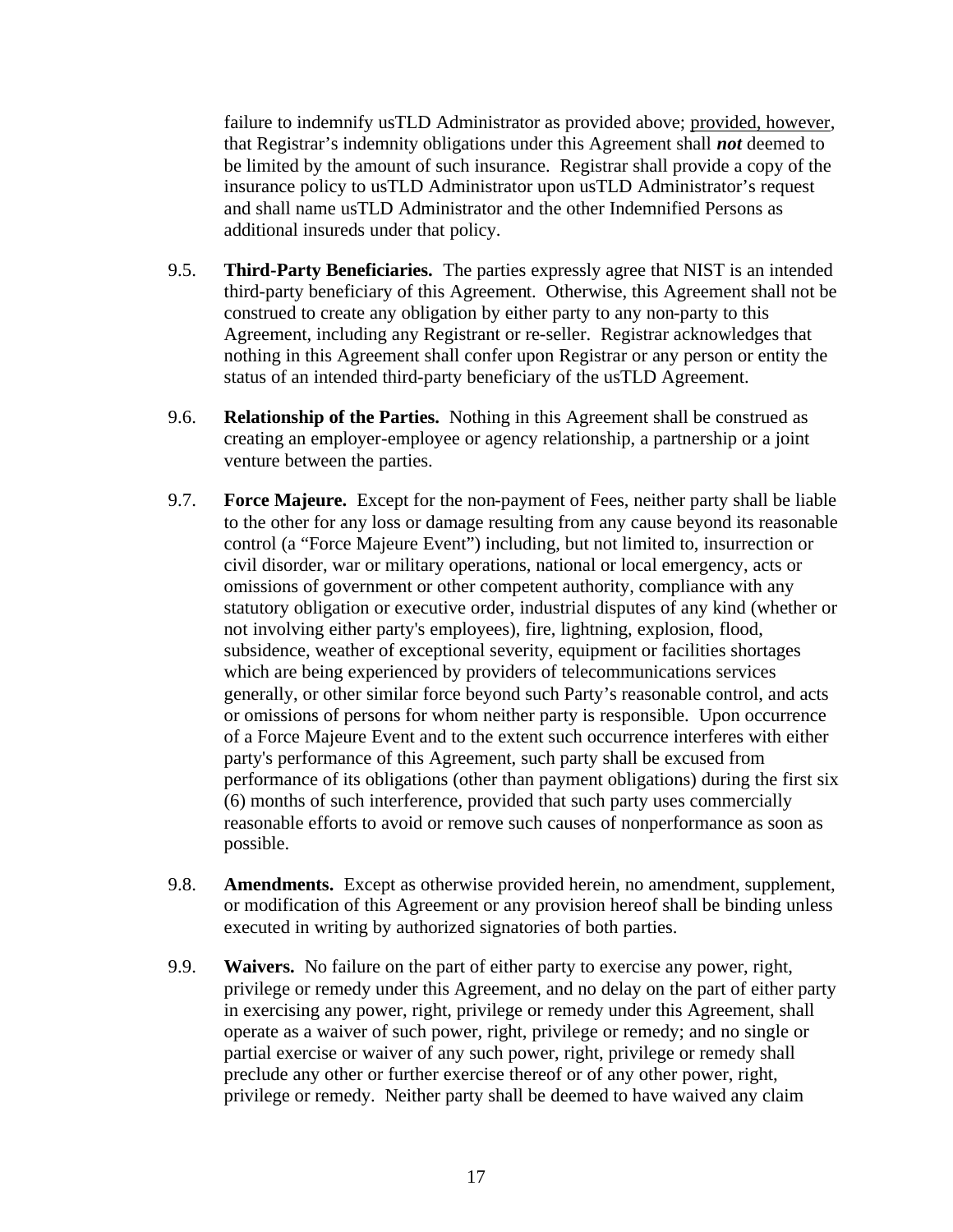failure to indemnify usTLD Administrator as provided above; provided, however, that Registrar's indemnity obligations under this Agreement shall ***not*** deemed to be limited by the amount of such insurance. Registrar shall provide a copy of the insurance policy to usTLD Administrator upon usTLD Administrator's request and shall name usTLD Administrator and the other Indemnified Persons as additional insureds under that policy.

9.5. **Third-Party Beneficiaries.** The parties expressly agree that NIST is an intended third-party beneficiary of this Agreement. Otherwise, this Agreement shall not be construed to create any obligation by either party to any non-party to this Agreement, including any Registrant or re-seller. Registrar acknowledges that nothing in this Agreement shall confer upon Registrar or any person or entity the status of an intended third-party beneficiary of the usTLD Agreement.

9.6. **Relationship of the Parties.** Nothing in this Agreement shall be construed as creating an employer-employee or agency relationship, a partnership or a joint venture between the parties.

9.7. **Force Majeure.** Except for the non-payment of Fees, neither party shall be liable to the other for any loss or damage resulting from any cause beyond its reasonable control (a "Force Majeure Event") including, but not limited to, insurrection or civil disorder, war or military operations, national or local emergency, acts or omissions of government or other competent authority, compliance with any statutory obligation or executive order, industrial disputes of any kind (whether or not involving either party's employees), fire, lightning, explosion, flood, subsidence, weather of exceptional severity, equipment or facilities shortages which are being experienced by providers of telecommunications services generally, or other similar force beyond such Party's reasonable control, and acts or omissions of persons for whom neither party is responsible. Upon occurrence of a Force Majeure Event and to the extent such occurrence interferes with either party's performance of this Agreement, such party shall be excused from performance of its obligations (other than payment obligations) during the first six (6) months of such interference, provided that such party uses commercially reasonable efforts to avoid or remove such causes of nonperformance as soon as possible.

9.8. **Amendments.** Except as otherwise provided herein, no amendment, supplement, or modification of this Agreement or any provision hereof shall be binding unless executed in writing by authorized signatories of both parties.

9.9. **Waivers.** No failure on the part of either party to exercise any power, right, privilege or remedy under this Agreement, and no delay on the part of either party in exercising any power, right, privilege or remedy under this Agreement, shall operate as a waiver of such power, right, privilege or remedy; and no single or partial exercise or waiver of any such power, right, privilege or remedy shall preclude any other or further exercise thereof or of any other power, right, privilege or remedy. Neither party shall be deemed to have waived any claim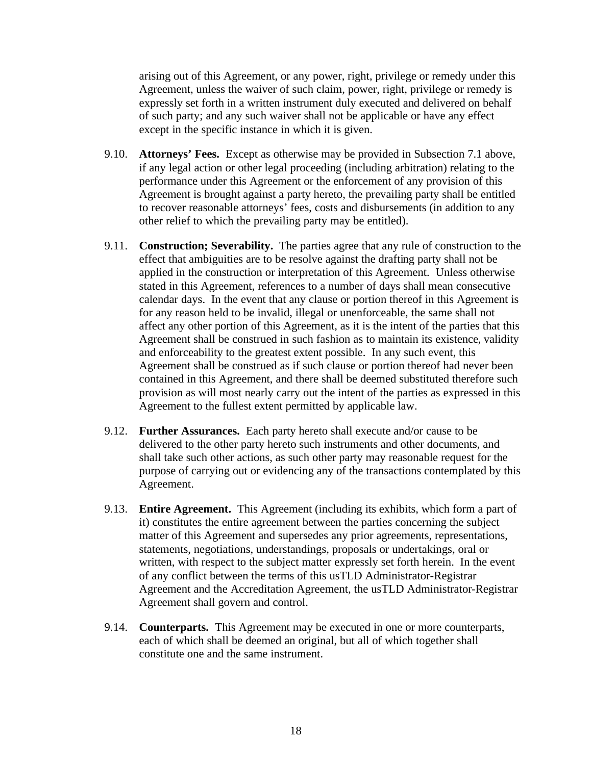arising out of this Agreement, or any power, right, privilege or remedy under this Agreement, unless the waiver of such claim, power, right, privilege or remedy is expressly set forth in a written instrument duly executed and delivered on behalf of such party; and any such waiver shall not be applicable or have any effect except in the specific instance in which it is given.

9.10. **Attorneys' Fees.** Except as otherwise may be provided in Subsection 7.1 above, if any legal action or other legal proceeding (including arbitration) relating to the performance under this Agreement or the enforcement of any provision of this Agreement is brought against a party hereto, the prevailing party shall be entitled to recover reasonable attorneys' fees, costs and disbursements (in addition to any other relief to which the prevailing party may be entitled).

9.11. **Construction; Severability.** The parties agree that any rule of construction to the effect that ambiguities are to be resolve against the drafting party shall not be applied in the construction or interpretation of this Agreement. Unless otherwise stated in this Agreement, references to a number of days shall mean consecutive calendar days. In the event that any clause or portion thereof in this Agreement is for any reason held to be invalid, illegal or unenforceable, the same shall not affect any other portion of this Agreement, as it is the intent of the parties that this Agreement shall be construed in such fashion as to maintain its existence, validity and enforceability to the greatest extent possible. In any such event, this Agreement shall be construed as if such clause or portion thereof had never been contained in this Agreement, and there shall be deemed substituted therefore such provision as will most nearly carry out the intent of the parties as expressed in this Agreement to the fullest extent permitted by applicable law.

9.12. **Further Assurances.** Each party hereto shall execute and/or cause to be delivered to the other party hereto such instruments and other documents, and shall take such other actions, as such other party may reasonable request for the purpose of carrying out or evidencing any of the transactions contemplated by this Agreement.

9.13. **Entire Agreement.** This Agreement (including its exhibits, which form a part of it) constitutes the entire agreement between the parties concerning the subject matter of this Agreement and supersedes any prior agreements, representations, statements, negotiations, understandings, proposals or undertakings, oral or written, with respect to the subject matter expressly set forth herein. In the event of any conflict between the terms of this usTLD Administrator-Registrar Agreement and the Accreditation Agreement, the usTLD Administrator-Registrar Agreement shall govern and control.

9.14. **Counterparts.** This Agreement may be executed in one or more counterparts, each of which shall be deemed an original, but all of which together shall constitute one and the same instrument.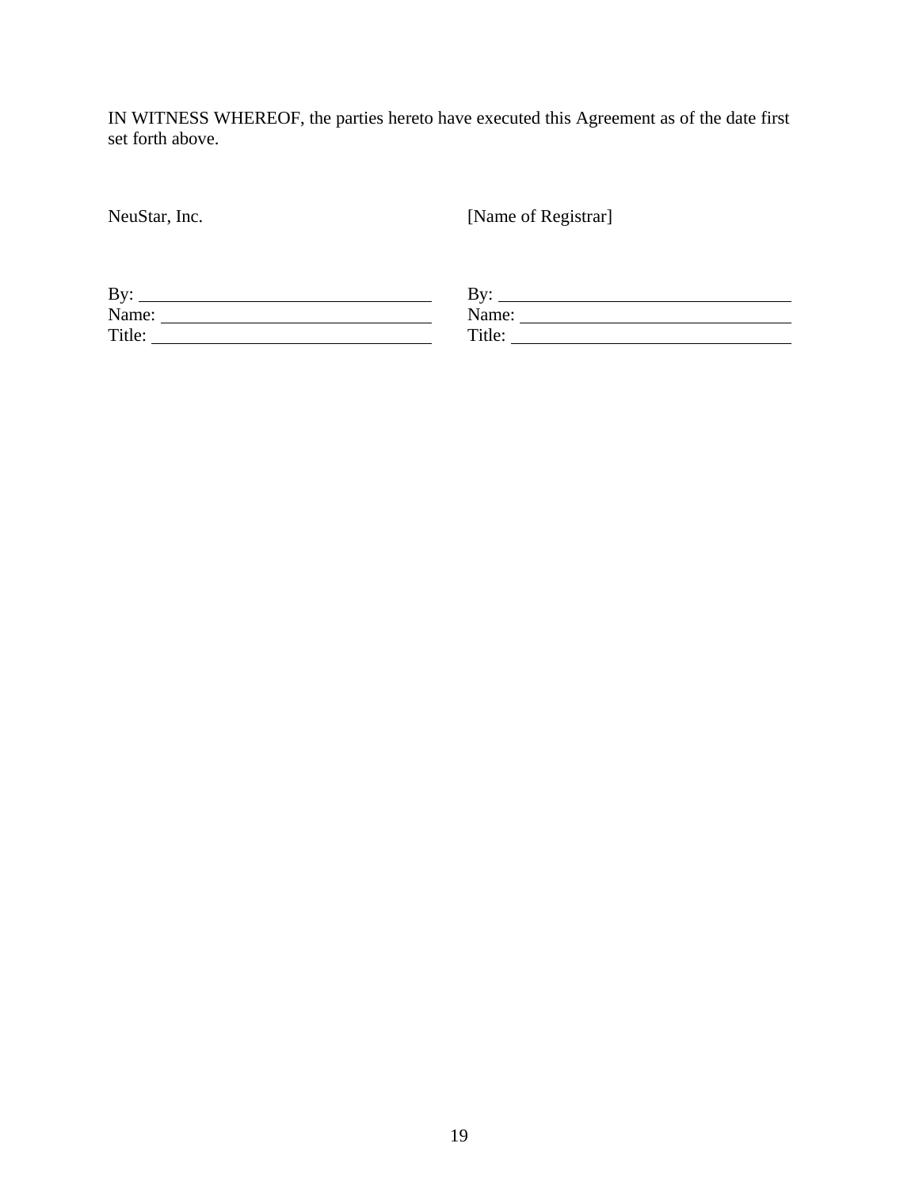IN WITNESS WHEREOF, the parties hereto have executed this Agreement as of the date first set forth above.

| NeuStar, Inc. | [Name of Registrar] |
| --- | --- |
| By: ______________________________ | By: ______________________________ |
| Name: ____________________________ | Name: ____________________________ |
| Title: _____________________________ | Title: _____________________________ |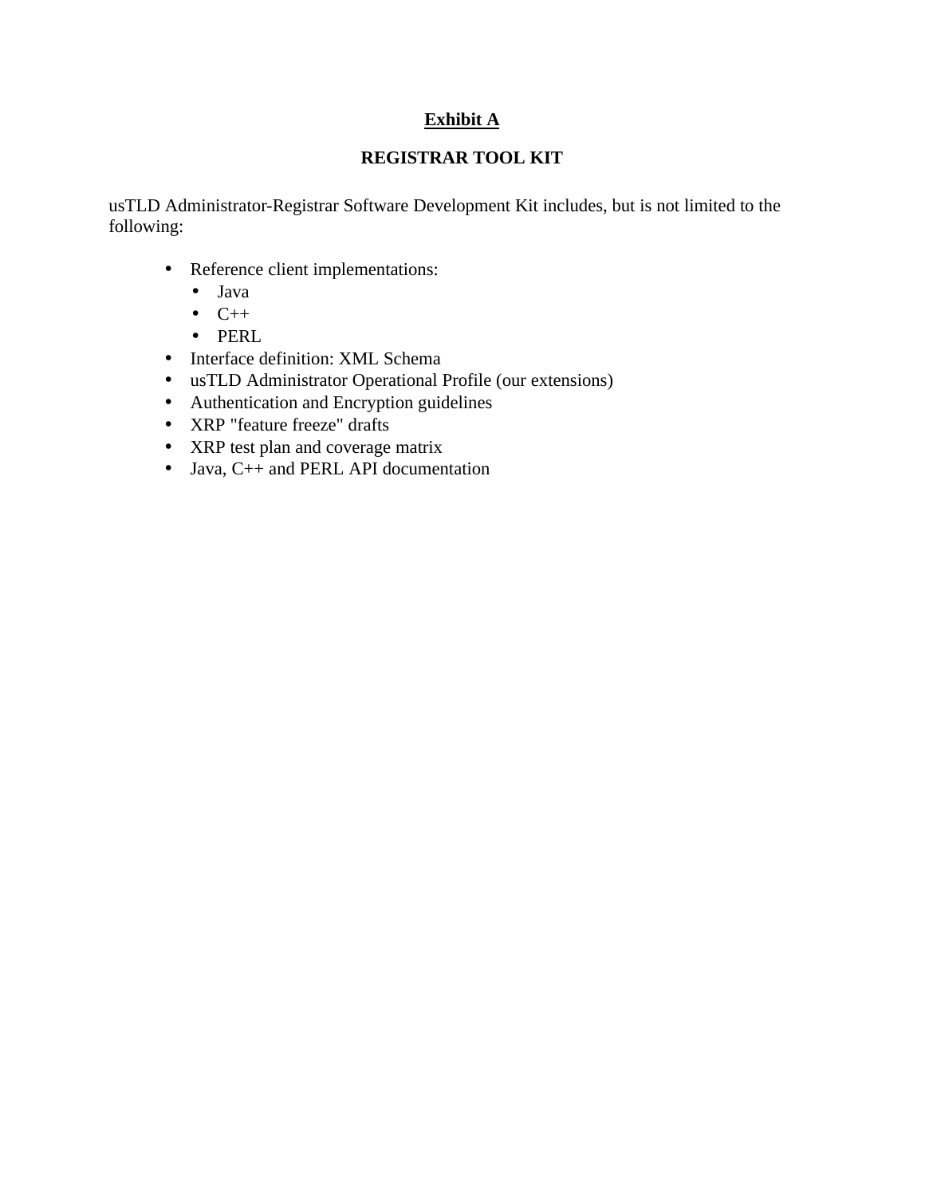**Exhibit A**

**REGISTRAR TOOL KIT**

usTLD Administrator-Registrar Software Development Kit includes, but is not limited to the following:

- Reference client implementations:
  - Java
  - C++
  - PERL
- Interface definition: XML Schema
- usTLD Administrator Operational Profile (our extensions)
- Authentication and Encryption guidelines
- XRP "feature freeze" drafts
- XRP test plan and coverage matrix
- Java, C++ and PERL API documentation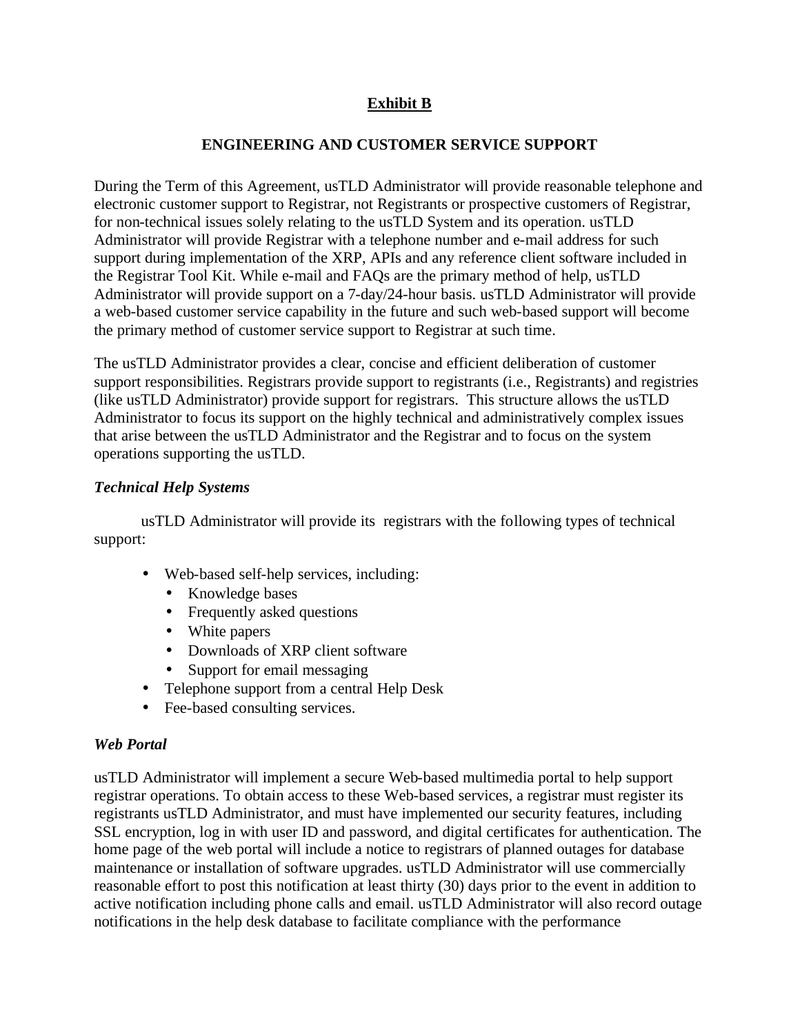## Exhibit B

### ENGINEERING AND CUSTOMER SERVICE SUPPORT

During the Term of this Agreement, usTLD Administrator will provide reasonable telephone and electronic customer support to Registrar, not Registrants or prospective customers of Registrar, for non-technical issues solely relating to the usTLD System and its operation. usTLD Administrator will provide Registrar with a telephone number and e-mail address for such support during implementation of the XRP, APIs and any reference client software included in the Registrar Tool Kit. While e-mail and FAQs are the primary method of help, usTLD Administrator will provide support on a 7-day/24-hour basis. usTLD Administrator will provide a web-based customer service capability in the future and such web-based support will become the primary method of customer service support to Registrar at such time.

The usTLD Administrator provides a clear, concise and efficient deliberation of customer support responsibilities. Registrars provide support to registrants (i.e., Registrants) and registries (like usTLD Administrator) provide support for registrars. This structure allows the usTLD Administrator to focus its support on the highly technical and administratively complex issues that arise between the usTLD Administrator and the Registrar and to focus on the system operations supporting the usTLD.

***Technical Help Systems***

usTLD Administrator will provide its registrars with the following types of technical support:

- Web-based self-help services, including:
  - Knowledge bases
  - Frequently asked questions
  - White papers
  - Downloads of XRP client software
  - Support for email messaging
- Telephone support from a central Help Desk
- Fee-based consulting services.

***Web Portal***

usTLD Administrator will implement a secure Web-based multimedia portal to help support registrar operations. To obtain access to these Web-based services, a registrar must register its registrants usTLD Administrator, and must have implemented our security features, including SSL encryption, log in with user ID and password, and digital certificates for authentication. The home page of the web portal will include a notice to registrars of planned outages for database maintenance or installation of software upgrades. usTLD Administrator will use commercially reasonable effort to post this notification at least thirty (30) days prior to the event in addition to active notification including phone calls and email. usTLD Administrator will also record outage notifications in the help desk database to facilitate compliance with the performance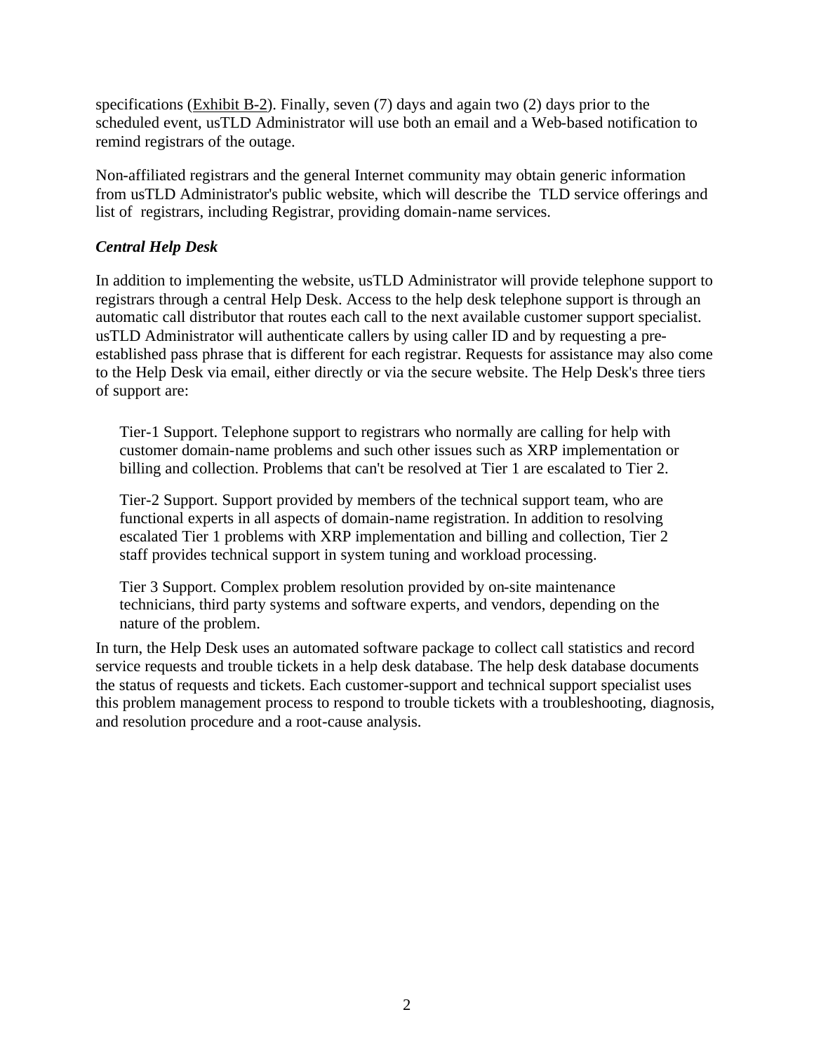specifications (Exhibit B-2). Finally, seven (7) days and again two (2) days prior to the scheduled event, usTLD Administrator will use both an email and a Web-based notification to remind registrars of the outage.

Non-affiliated registrars and the general Internet community may obtain generic information from usTLD Administrator's public website, which will describe the  TLD service offerings and list of  registrars, including Registrar, providing domain-name services.

### *Central Help Desk*

In addition to implementing the website, usTLD Administrator will provide telephone support to registrars through a central Help Desk. Access to the help desk telephone support is through an automatic call distributor that routes each call to the next available customer support specialist. usTLD Administrator will authenticate callers by using caller ID and by requesting a pre-established pass phrase that is different for each registrar. Requests for assistance may also come to the Help Desk via email, either directly or via the secure website. The Help Desk's three tiers of support are:

> Tier-1 Support. Telephone support to registrars who normally are calling for help with customer domain-name problems and such other issues such as XRP implementation or billing and collection. Problems that can't be resolved at Tier 1 are escalated to Tier 2.
>
> Tier-2 Support. Support provided by members of the technical support team, who are functional experts in all aspects of domain-name registration. In addition to resolving escalated Tier 1 problems with XRP implementation and billing and collection, Tier 2 staff provides technical support in system tuning and workload processing.
>
> Tier 3 Support. Complex problem resolution provided by on-site maintenance technicians, third party systems and software experts, and vendors, depending on the nature of the problem.

In turn, the Help Desk uses an automated software package to collect call statistics and record service requests and trouble tickets in a help desk database. The help desk database documents the status of requests and tickets. Each customer-support and technical support specialist uses this problem management process to respond to trouble tickets with a troubleshooting, diagnosis, and resolution procedure and a root-cause analysis.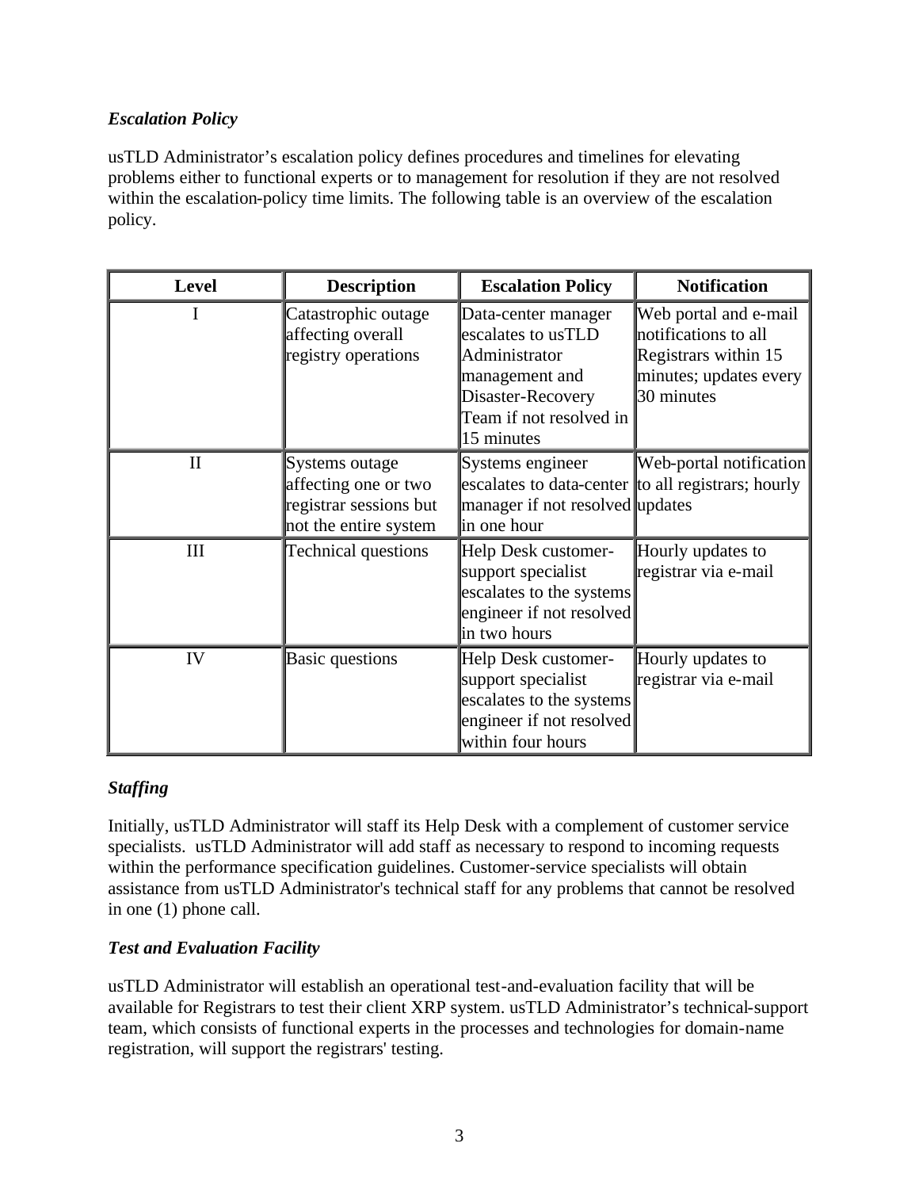### *Escalation Policy*

usTLD Administrator's escalation policy defines procedures and timelines for elevating problems either to functional experts or to management for resolution if they are not resolved within the escalation-policy time limits. The following table is an overview of the escalation policy.

| Level | Description | Escalation Policy | Notification |
| --- | --- | --- | --- |
| I | Catastrophic outage affecting overall registry operations | Data-center manager escalates to usTLD Administrator management and Disaster-Recovery Team if not resolved in 15 minutes | Web portal and e-mail notifications to all Registrars within 15 minutes; updates every 30 minutes |
| II | Systems outage affecting one or two registrar sessions but not the entire system | Systems engineer escalates to data-center manager if not resolved in one hour | Web-portal notification to all registrars; hourly updates |
| III | Technical questions | Help Desk customer-support specialist escalates to the systems engineer if not resolved in two hours | Hourly updates to registrar via e-mail |
| IV | Basic questions | Help Desk customer-support specialist escalates to the systems engineer if not resolved within four hours | Hourly updates to registrar via e-mail |

### *Staffing*

Initially, usTLD Administrator will staff its Help Desk with a complement of customer service specialists. usTLD Administrator will add staff as necessary to respond to incoming requests within the performance specification guidelines. Customer-service specialists will obtain assistance from usTLD Administrator's technical staff for any problems that cannot be resolved in one (1) phone call.

### *Test and Evaluation Facility*

usTLD Administrator will establish an operational test-and-evaluation facility that will be available for Registrars to test their client XRP system. usTLD Administrator's technical-support team, which consists of functional experts in the processes and technologies for domain-name registration, will support the registrars' testing.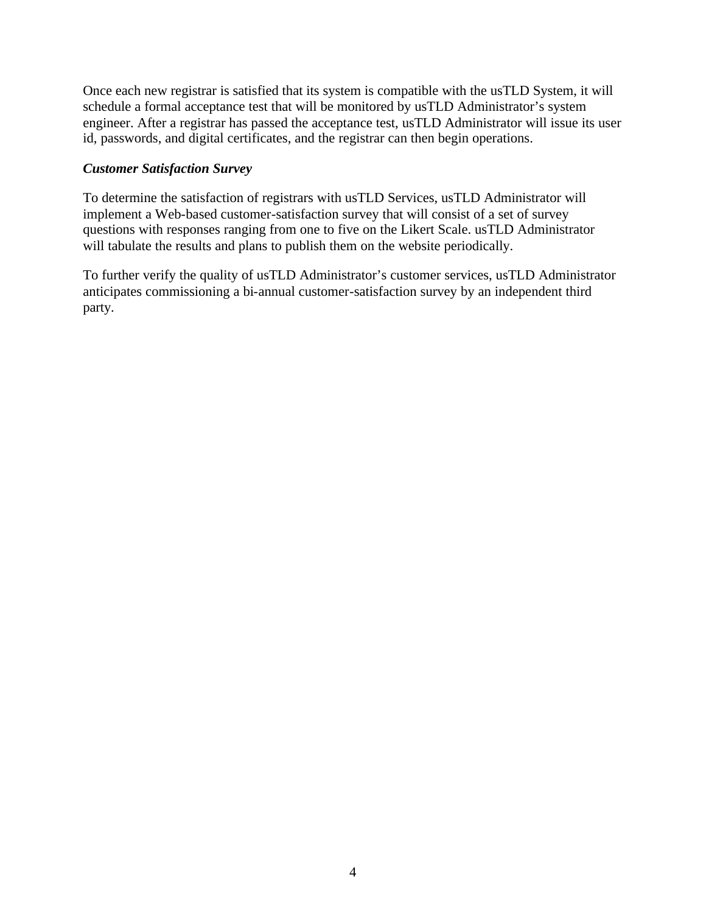Once each new registrar is satisfied that its system is compatible with the usTLD System, it will schedule a formal acceptance test that will be monitored by usTLD Administrator's system engineer. After a registrar has passed the acceptance test, usTLD Administrator will issue its user id, passwords, and digital certificates, and the registrar can then begin operations.

***Customer Satisfaction Survey***

To determine the satisfaction of registrars with usTLD Services, usTLD Administrator will implement a Web-based customer-satisfaction survey that will consist of a set of survey questions with responses ranging from one to five on the Likert Scale. usTLD Administrator will tabulate the results and plans to publish them on the website periodically.

To further verify the quality of usTLD Administrator's customer services, usTLD Administrator anticipates commissioning a bi-annual customer-satisfaction survey by an independent third party.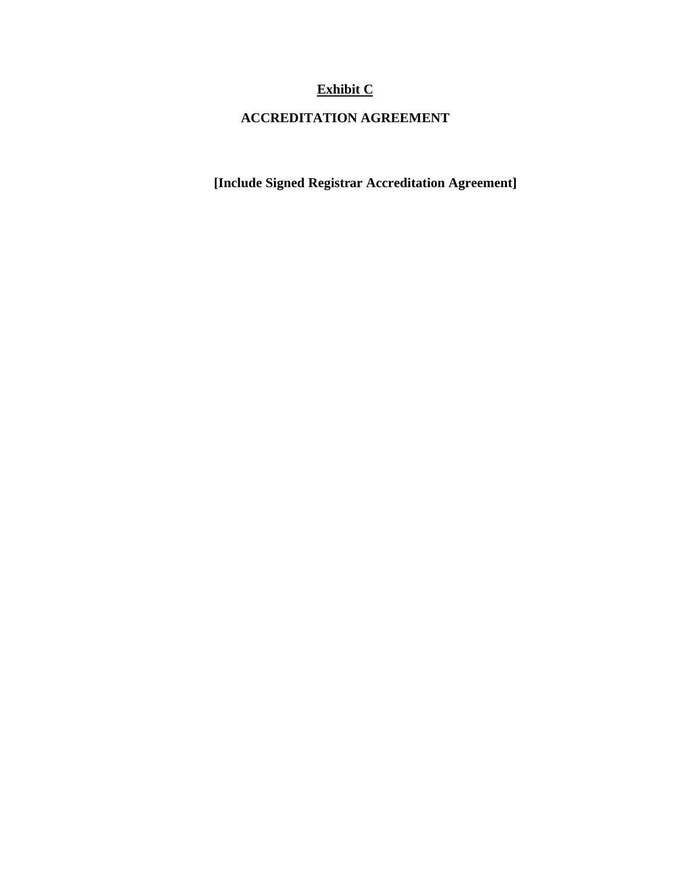**<u>Exhibit C</u>**

**ACCREDITATION AGREEMENT**

**[Include Signed Registrar Accreditation Agreement]**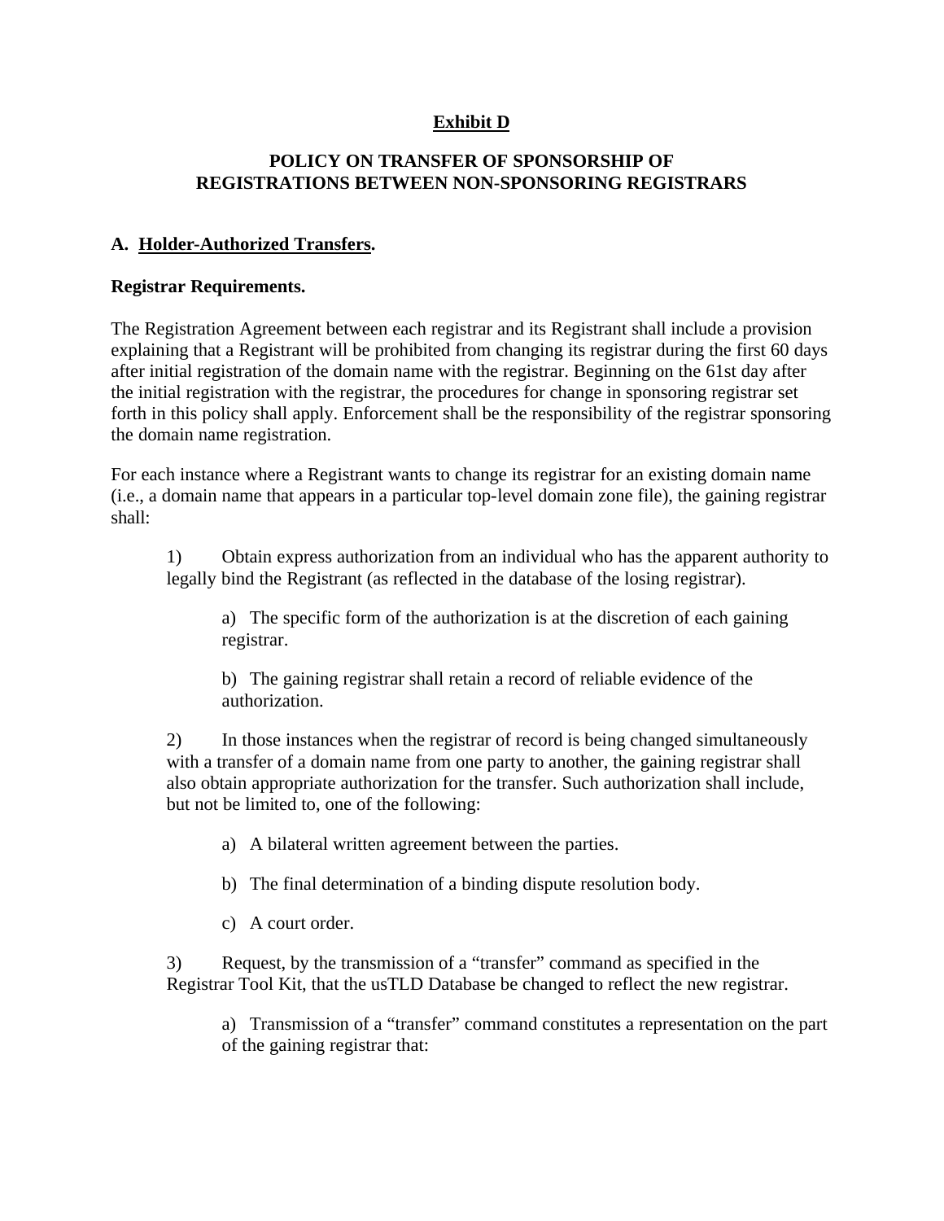## Exhibit D

### POLICY ON TRANSFER OF SPONSORSHIP OF REGISTRATIONS BETWEEN NON-SPONSORING REGISTRARS

### A. Holder-Authorized Transfers.

**Registrar Requirements.**

The Registration Agreement between each registrar and its Registrant shall include a provision explaining that a Registrant will be prohibited from changing its registrar during the first 60 days after initial registration of the domain name with the registrar. Beginning on the 61st day after the initial registration with the registrar, the procedures for change in sponsoring registrar set forth in this policy shall apply. Enforcement shall be the responsibility of the registrar sponsoring the domain name registration.

For each instance where a Registrant wants to change its registrar for an existing domain name (i.e., a domain name that appears in a particular top-level domain zone file), the gaining registrar shall:

1) Obtain express authorization from an individual who has the apparent authority to legally bind the Registrant (as reflected in the database of the losing registrar).

   a) The specific form of the authorization is at the discretion of each gaining registrar.

   b) The gaining registrar shall retain a record of reliable evidence of the authorization.

2) In those instances when the registrar of record is being changed simultaneously with a transfer of a domain name from one party to another, the gaining registrar shall also obtain appropriate authorization for the transfer. Such authorization shall include, but not be limited to, one of the following:

   a) A bilateral written agreement between the parties.

   b) The final determination of a binding dispute resolution body.

   c) A court order.

3) Request, by the transmission of a "transfer" command as specified in the Registrar Tool Kit, that the usTLD Database be changed to reflect the new registrar.

   a) Transmission of a "transfer" command constitutes a representation on the part of the gaining registrar that: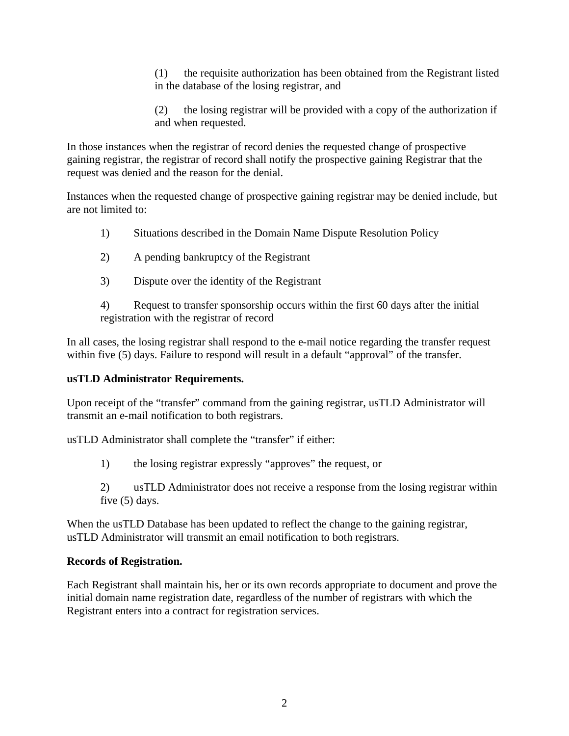(1) the requisite authorization has been obtained from the Registrant listed in the database of the losing registrar, and

(2) the losing registrar will be provided with a copy of the authorization if and when requested.

In those instances when the registrar of record denies the requested change of prospective gaining registrar, the registrar of record shall notify the prospective gaining Registrar that the request was denied and the reason for the denial.

Instances when the requested change of prospective gaining registrar may be denied include, but are not limited to:

1) Situations described in the Domain Name Dispute Resolution Policy

2) A pending bankruptcy of the Registrant

3) Dispute over the identity of the Registrant

4) Request to transfer sponsorship occurs within the first 60 days after the initial registration with the registrar of record

In all cases, the losing registrar shall respond to the e-mail notice regarding the transfer request within five (5) days. Failure to respond will result in a default "approval" of the transfer.

**usTLD Administrator Requirements.**

Upon receipt of the "transfer" command from the gaining registrar, usTLD Administrator will transmit an e-mail notification to both registrars.

usTLD Administrator shall complete the "transfer" if either:

1) the losing registrar expressly "approves" the request, or

2) usTLD Administrator does not receive a response from the losing registrar within five (5) days.

When the usTLD Database has been updated to reflect the change to the gaining registrar, usTLD Administrator will transmit an email notification to both registrars.

**Records of Registration.**

Each Registrant shall maintain his, her or its own records appropriate to document and prove the initial domain name registration date, regardless of the number of registrars with which the Registrant enters into a contract for registration services.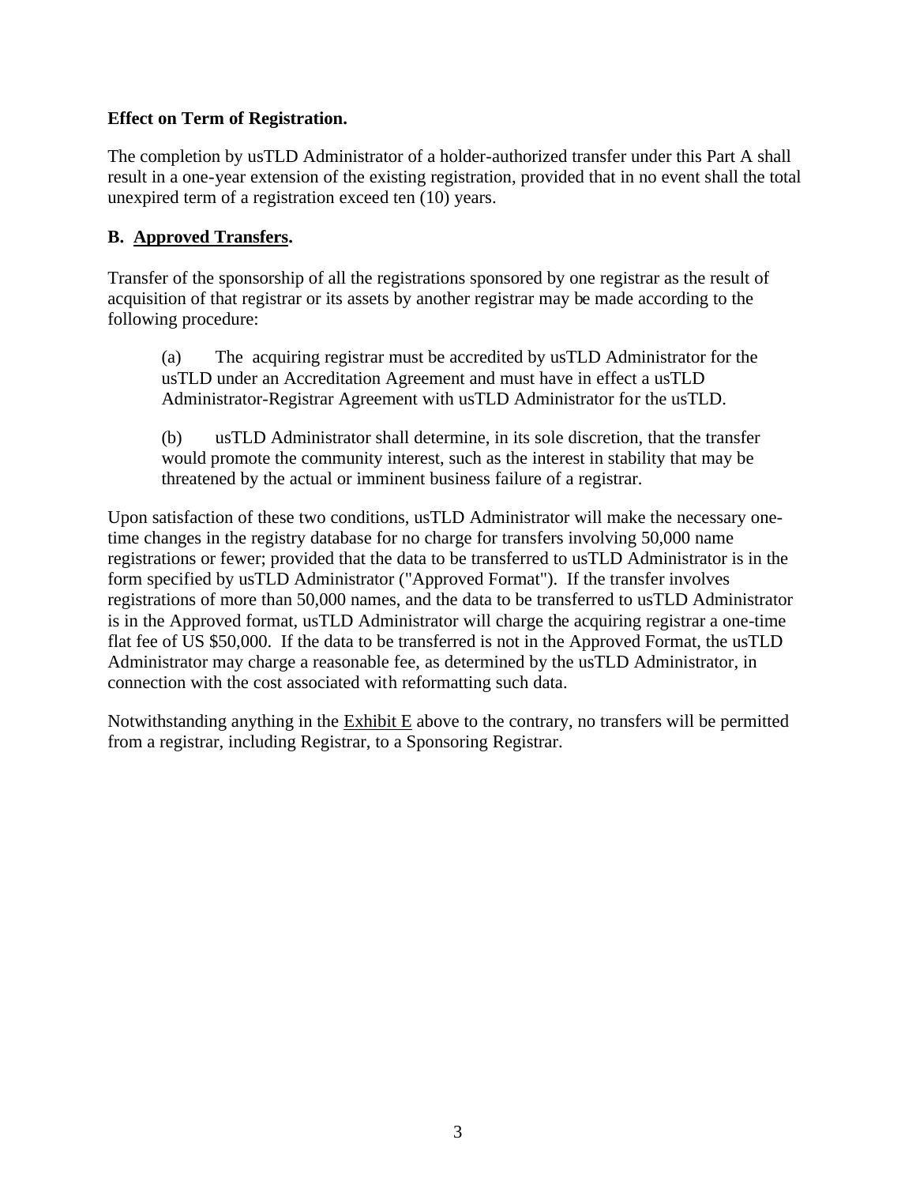**Effect on Term of Registration.**

The completion by usTLD Administrator of a holder-authorized transfer under this Part A shall result in a one-year extension of the existing registration, provided that in no event shall the total unexpired term of a registration exceed ten (10) years.

**B. Approved Transfers.**

Transfer of the sponsorship of all the registrations sponsored by one registrar as the result of acquisition of that registrar or its assets by another registrar may be made according to the following procedure:

(a) The acquiring registrar must be accredited by usTLD Administrator for the usTLD under an Accreditation Agreement and must have in effect a usTLD Administrator-Registrar Agreement with usTLD Administrator for the usTLD.

(b) usTLD Administrator shall determine, in its sole discretion, that the transfer would promote the community interest, such as the interest in stability that may be threatened by the actual or imminent business failure of a registrar.

Upon satisfaction of these two conditions, usTLD Administrator will make the necessary one-time changes in the registry database for no charge for transfers involving 50,000 name registrations or fewer; provided that the data to be transferred to usTLD Administrator is in the form specified by usTLD Administrator ("Approved Format"). If the transfer involves registrations of more than 50,000 names, and the data to be transferred to usTLD Administrator is in the Approved format, usTLD Administrator will charge the acquiring registrar a one-time flat fee of US $50,000. If the data to be transferred is not in the Approved Format, the usTLD Administrator may charge a reasonable fee, as determined by the usTLD Administrator, in connection with the cost associated with reformatting such data.

Notwithstanding anything in the Exhibit E above to the contrary, no transfers will be permitted from a registrar, including Registrar, to a Sponsoring Registrar.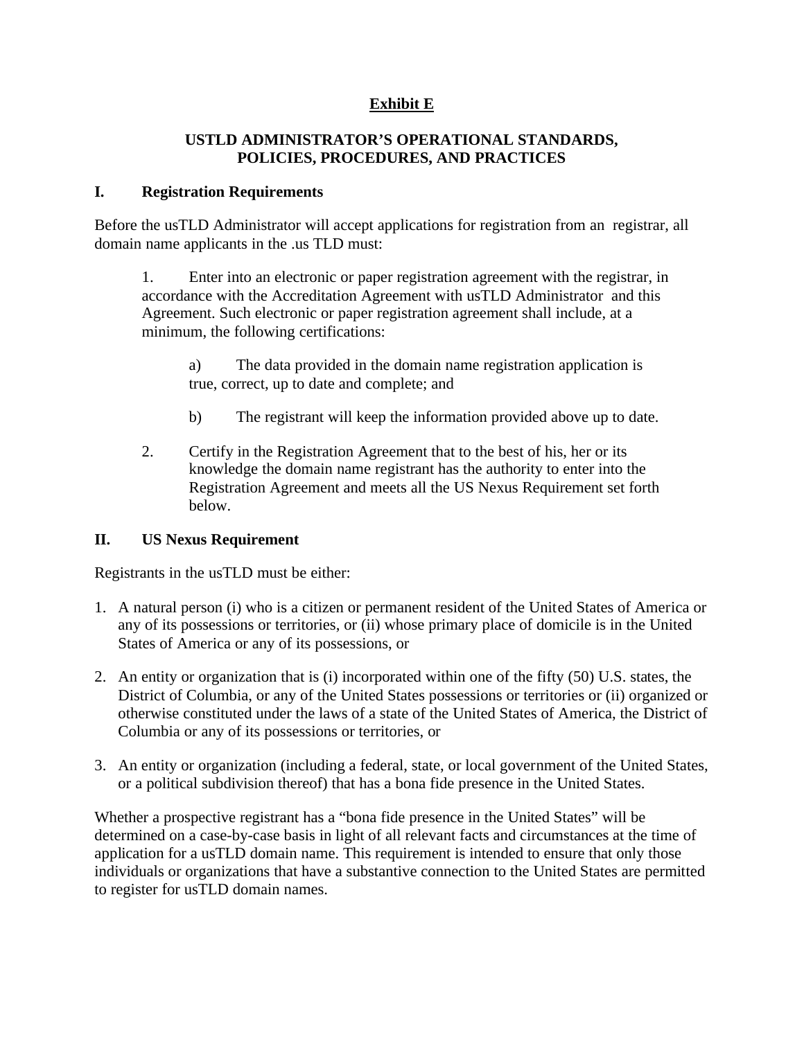# Exhibit E

## USTLD ADMINISTRATOR'S OPERATIONAL STANDARDS, POLICIES, PROCEDURES, AND PRACTICES

### I. Registration Requirements

Before the usTLD Administrator will accept applications for registration from an registrar, all domain name applicants in the .us TLD must:

1. Enter into an electronic or paper registration agreement with the registrar, in accordance with the Accreditation Agreement with usTLD Administrator and this Agreement. Such electronic or paper registration agreement shall include, at a minimum, the following certifications:

   a) The data provided in the domain name registration application is true, correct, up to date and complete; and

   b) The registrant will keep the information provided above up to date.

2. Certify in the Registration Agreement that to the best of his, her or its knowledge the domain name registrant has the authority to enter into the Registration Agreement and meets all the US Nexus Requirement set forth below.

### II. US Nexus Requirement

Registrants in the usTLD must be either:

1. A natural person (i) who is a citizen or permanent resident of the United States of America or any of its possessions or territories, or (ii) whose primary place of domicile is in the United States of America or any of its possessions, or

2. An entity or organization that is (i) incorporated within one of the fifty (50) U.S. states, the District of Columbia, or any of the United States possessions or territories or (ii) organized or otherwise constituted under the laws of a state of the United States of America, the District of Columbia or any of its possessions or territories, or

3. An entity or organization (including a federal, state, or local government of the United States, or a political subdivision thereof) that has a bona fide presence in the United States.

Whether a prospective registrant has a "bona fide presence in the United States" will be determined on a case-by-case basis in light of all relevant facts and circumstances at the time of application for a usTLD domain name. This requirement is intended to ensure that only those individuals or organizations that have a substantive connection to the United States are permitted to register for usTLD domain names.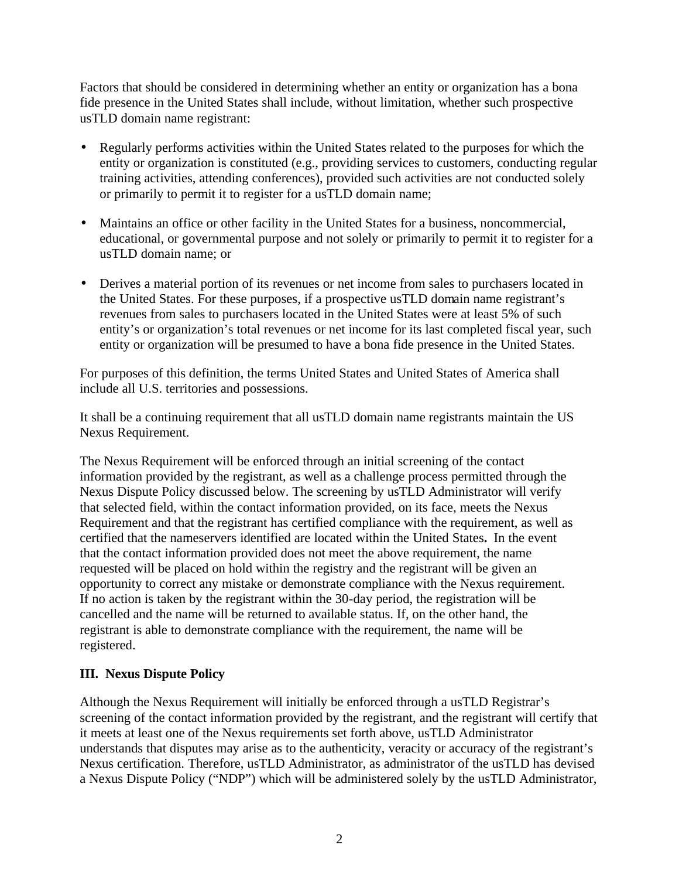Factors that should be considered in determining whether an entity or organization has a bona fide presence in the United States shall include, without limitation, whether such prospective usTLD domain name registrant:

- Regularly performs activities within the United States related to the purposes for which the entity or organization is constituted (e.g., providing services to customers, conducting regular training activities, attending conferences), provided such activities are not conducted solely or primarily to permit it to register for a usTLD domain name;
- Maintains an office or other facility in the United States for a business, noncommercial, educational, or governmental purpose and not solely or primarily to permit it to register for a usTLD domain name; or
- Derives a material portion of its revenues or net income from sales to purchasers located in the United States. For these purposes, if a prospective usTLD domain name registrant's revenues from sales to purchasers located in the United States were at least 5% of such entity's or organization's total revenues or net income for its last completed fiscal year, such entity or organization will be presumed to have a bona fide presence in the United States.

For purposes of this definition, the terms United States and United States of America shall include all U.S. territories and possessions.

It shall be a continuing requirement that all usTLD domain name registrants maintain the US Nexus Requirement.

The Nexus Requirement will be enforced through an initial screening of the contact information provided by the registrant, as well as a challenge process permitted through the Nexus Dispute Policy discussed below. The screening by usTLD Administrator will verify that selected field, within the contact information provided, on its face, meets the Nexus Requirement and that the registrant has certified compliance with the requirement, as well as certified that the nameservers identified are located within the United States**.** In the event that the contact information provided does not meet the above requirement, the name requested will be placed on hold within the registry and the registrant will be given an opportunity to correct any mistake or demonstrate compliance with the Nexus requirement. If no action is taken by the registrant within the 30-day period, the registration will be cancelled and the name will be returned to available status. If, on the other hand, the registrant is able to demonstrate compliance with the requirement, the name will be registered.

## III. Nexus Dispute Policy

Although the Nexus Requirement will initially be enforced through a usTLD Registrar's screening of the contact information provided by the registrant, and the registrant will certify that it meets at least one of the Nexus requirements set forth above, usTLD Administrator understands that disputes may arise as to the authenticity, veracity or accuracy of the registrant's Nexus certification. Therefore, usTLD Administrator, as administrator of the usTLD has devised a Nexus Dispute Policy ("NDP") which will be administered solely by the usTLD Administrator,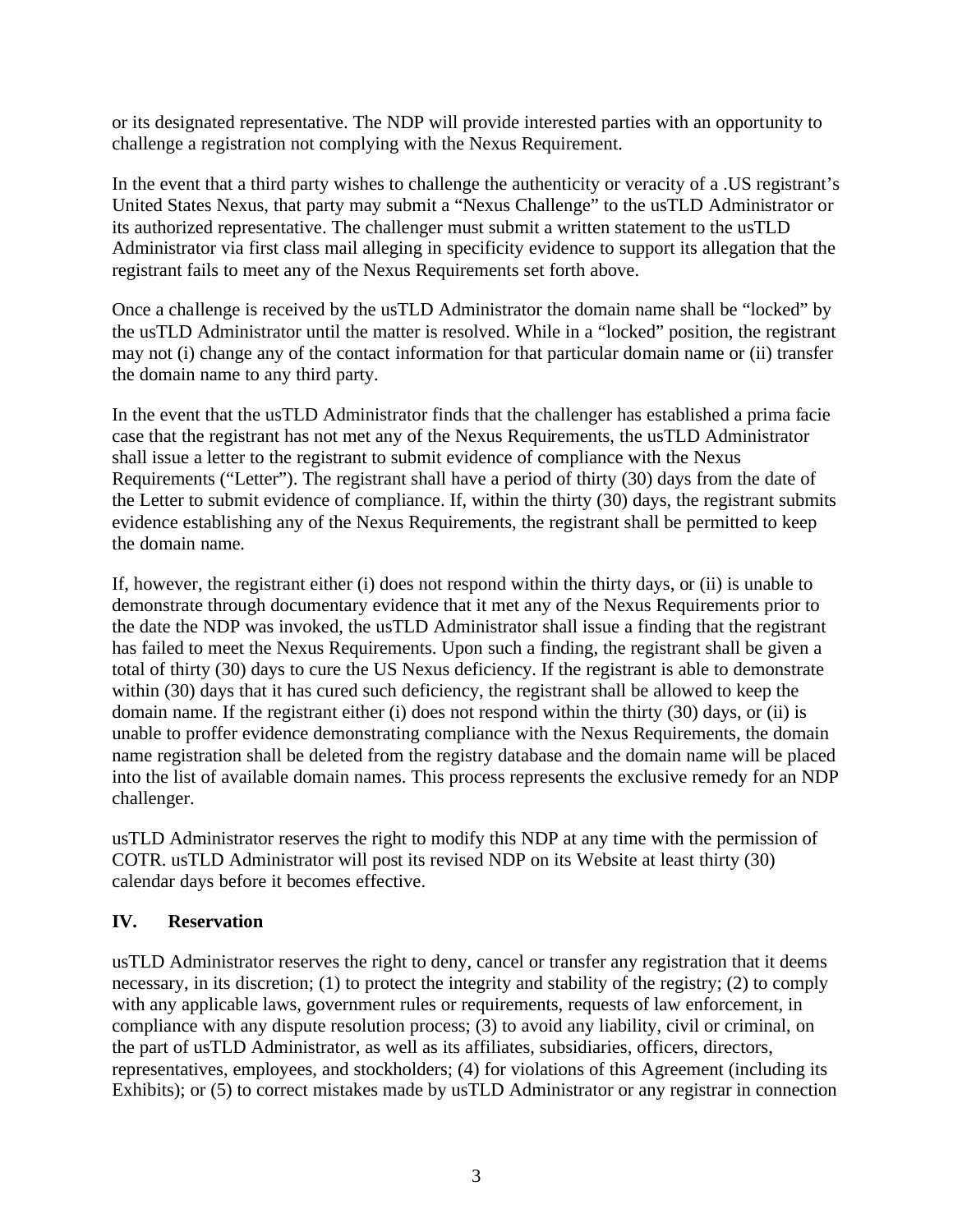or its designated representative. The NDP will provide interested parties with an opportunity to challenge a registration not complying with the Nexus Requirement.

In the event that a third party wishes to challenge the authenticity or veracity of a .US registrant's United States Nexus, that party may submit a "Nexus Challenge" to the usTLD Administrator or its authorized representative. The challenger must submit a written statement to the usTLD Administrator via first class mail alleging in specificity evidence to support its allegation that the registrant fails to meet any of the Nexus Requirements set forth above.

Once a challenge is received by the usTLD Administrator the domain name shall be "locked" by the usTLD Administrator until the matter is resolved. While in a "locked" position, the registrant may not (i) change any of the contact information for that particular domain name or (ii) transfer the domain name to any third party.

In the event that the usTLD Administrator finds that the challenger has established a prima facie case that the registrant has not met any of the Nexus Requirements, the usTLD Administrator shall issue a letter to the registrant to submit evidence of compliance with the Nexus Requirements ("Letter"). The registrant shall have a period of thirty (30) days from the date of the Letter to submit evidence of compliance. If, within the thirty (30) days, the registrant submits evidence establishing any of the Nexus Requirements, the registrant shall be permitted to keep the domain name.

If, however, the registrant either (i) does not respond within the thirty days, or (ii) is unable to demonstrate through documentary evidence that it met any of the Nexus Requirements prior to the date the NDP was invoked, the usTLD Administrator shall issue a finding that the registrant has failed to meet the Nexus Requirements. Upon such a finding, the registrant shall be given a total of thirty (30) days to cure the US Nexus deficiency. If the registrant is able to demonstrate within (30) days that it has cured such deficiency, the registrant shall be allowed to keep the domain name. If the registrant either (i) does not respond within the thirty (30) days, or (ii) is unable to proffer evidence demonstrating compliance with the Nexus Requirements, the domain name registration shall be deleted from the registry database and the domain name will be placed into the list of available domain names. This process represents the exclusive remedy for an NDP challenger.

usTLD Administrator reserves the right to modify this NDP at any time with the permission of COTR. usTLD Administrator will post its revised NDP on its Website at least thirty (30) calendar days before it becomes effective.

## IV. Reservation

usTLD Administrator reserves the right to deny, cancel or transfer any registration that it deems necessary, in its discretion; (1) to protect the integrity and stability of the registry; (2) to comply with any applicable laws, government rules or requirements, requests of law enforcement, in compliance with any dispute resolution process; (3) to avoid any liability, civil or criminal, on the part of usTLD Administrator, as well as its affiliates, subsidiaries, officers, directors, representatives, employees, and stockholders; (4) for violations of this Agreement (including its Exhibits); or (5) to correct mistakes made by usTLD Administrator or any registrar in connection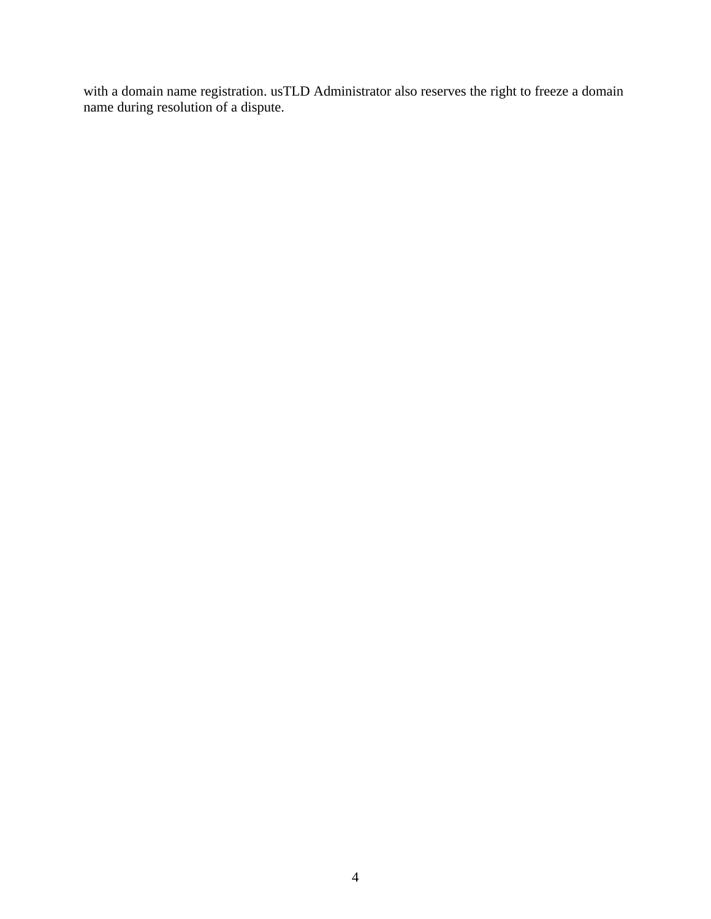with a domain name registration. usTLD Administrator also reserves the right to freeze a domain name during resolution of a dispute.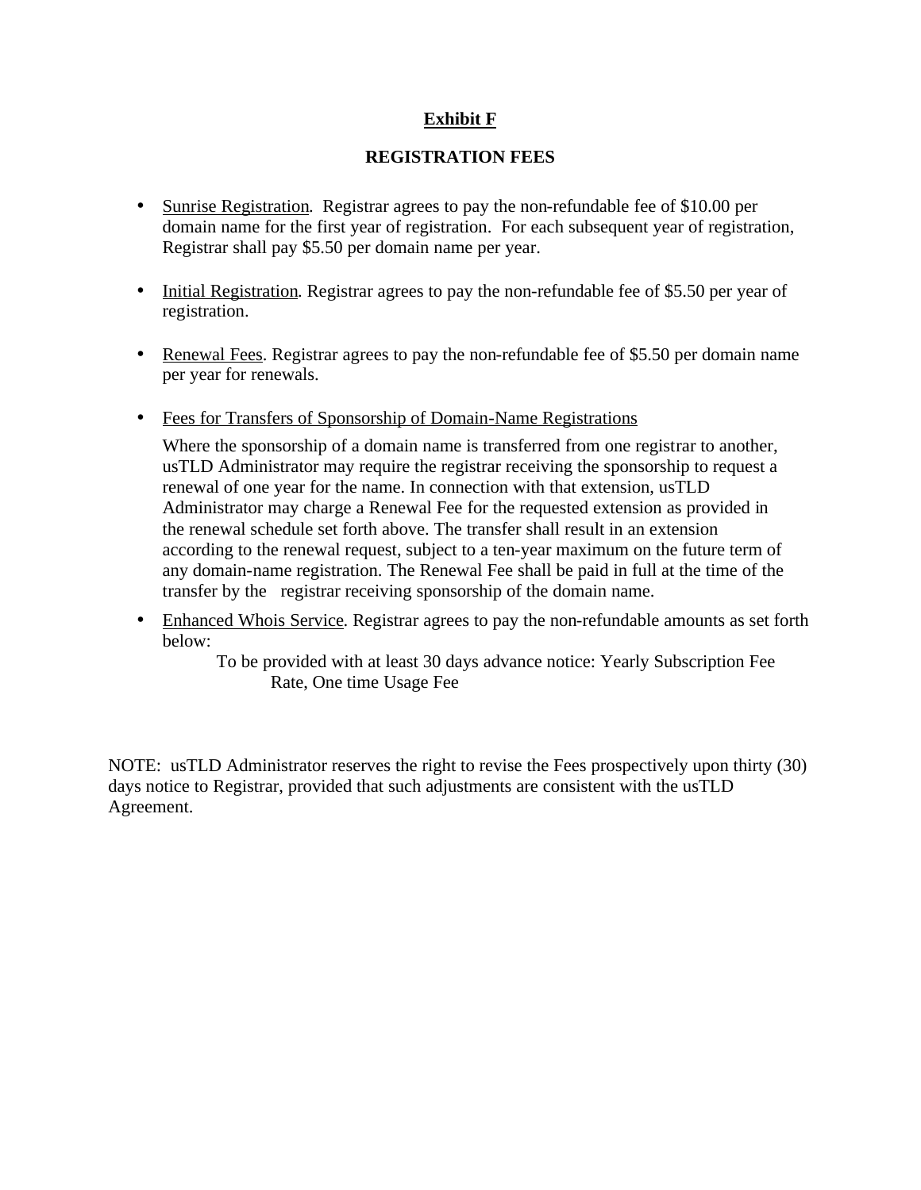# Exhibit F

## REGISTRATION FEES

- Sunrise Registration. Registrar agrees to pay the non-refundable fee of $10.00 per domain name for the first year of registration. For each subsequent year of registration, Registrar shall pay $5.50 per domain name per year.

- Initial Registration. Registrar agrees to pay the non-refundable fee of $5.50 per year of registration.

- Renewal Fees. Registrar agrees to pay the non-refundable fee of $5.50 per domain name per year for renewals.

- Fees for Transfers of Sponsorship of Domain-Name Registrations

  Where the sponsorship of a domain name is transferred from one registrar to another, usTLD Administrator may require the registrar receiving the sponsorship to request a renewal of one year for the name. In connection with that extension, usTLD Administrator may charge a Renewal Fee for the requested extension as provided in the renewal schedule set forth above. The transfer shall result in an extension according to the renewal request, subject to a ten-year maximum on the future term of any domain-name registration. The Renewal Fee shall be paid in full at the time of the transfer by the registrar receiving sponsorship of the domain name.

- Enhanced Whois Service. Registrar agrees to pay the non-refundable amounts as set forth below:

  To be provided with at least 30 days advance notice: Yearly Subscription Fee Rate, One time Usage Fee

NOTE: usTLD Administrator reserves the right to revise the Fees prospectively upon thirty (30) days notice to Registrar, provided that such adjustments are consistent with the usTLD Agreement.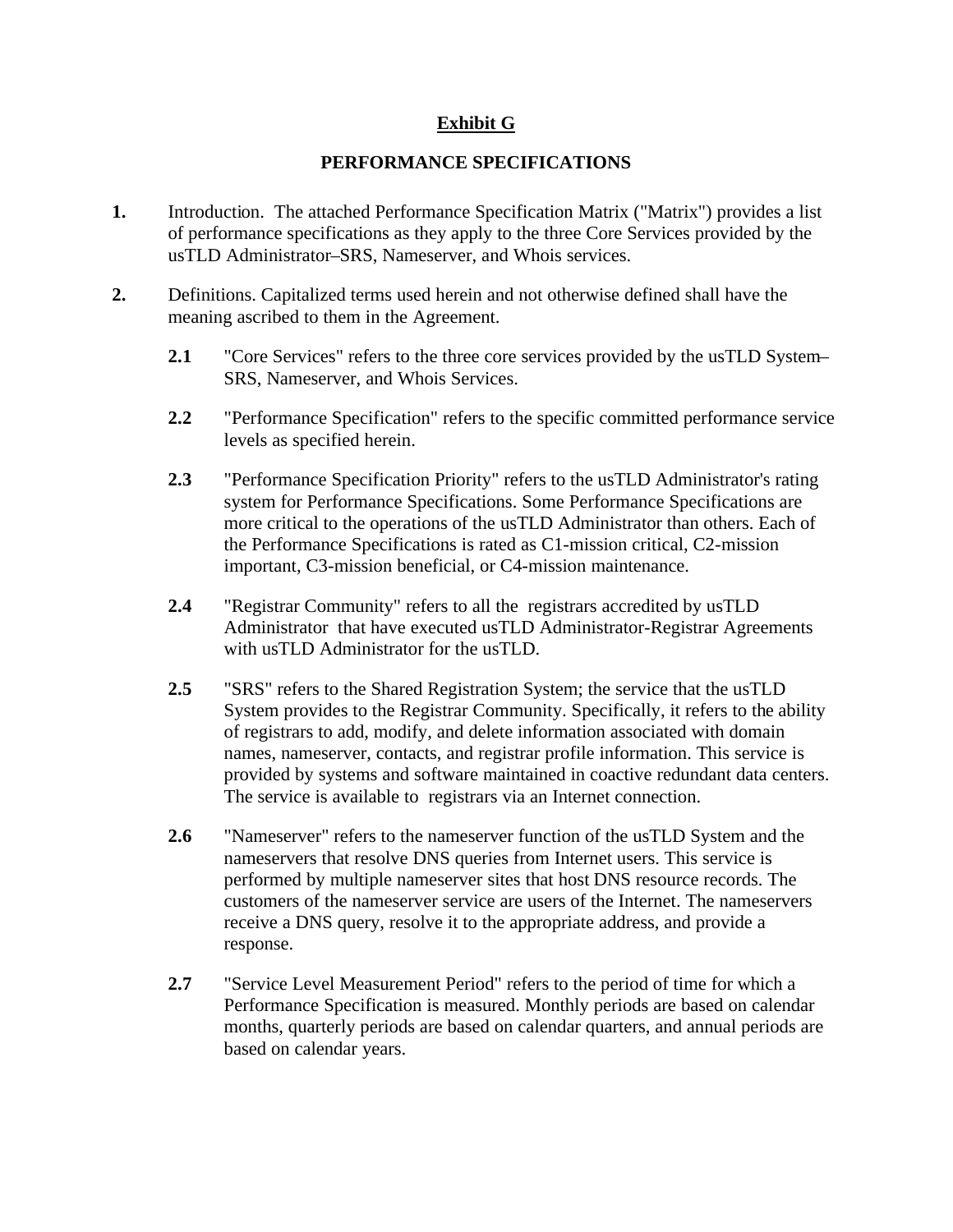# Exhibit G

## PERFORMANCE SPECIFICATIONS

**1.** Introduction. The attached Performance Specification Matrix ("Matrix") provides a list of performance specifications as they apply to the three Core Services provided by the usTLD Administrator–SRS, Nameserver, and Whois services.

**2.** Definitions. Capitalized terms used herein and not otherwise defined shall have the meaning ascribed to them in the Agreement.

**2.1** "Core Services" refers to the three core services provided by the usTLD System–SRS, Nameserver, and Whois Services.

**2.2** "Performance Specification" refers to the specific committed performance service levels as specified herein.

**2.3** "Performance Specification Priority" refers to the usTLD Administrator's rating system for Performance Specifications. Some Performance Specifications are more critical to the operations of the usTLD Administrator than others. Each of the Performance Specifications is rated as C1-mission critical, C2-mission important, C3-mission beneficial, or C4-mission maintenance.

**2.4** "Registrar Community" refers to all the registrars accredited by usTLD Administrator that have executed usTLD Administrator-Registrar Agreements with usTLD Administrator for the usTLD.

**2.5** "SRS" refers to the Shared Registration System; the service that the usTLD System provides to the Registrar Community. Specifically, it refers to the ability of registrars to add, modify, and delete information associated with domain names, nameserver, contacts, and registrar profile information. This service is provided by systems and software maintained in coactive redundant data centers. The service is available to registrars via an Internet connection.

**2.6** "Nameserver" refers to the nameserver function of the usTLD System and the nameservers that resolve DNS queries from Internet users. This service is performed by multiple nameserver sites that host DNS resource records. The customers of the nameserver service are users of the Internet. The nameservers receive a DNS query, resolve it to the appropriate address, and provide a response.

**2.7** "Service Level Measurement Period" refers to the period of time for which a Performance Specification is measured. Monthly periods are based on calendar months, quarterly periods are based on calendar quarters, and annual periods are based on calendar years.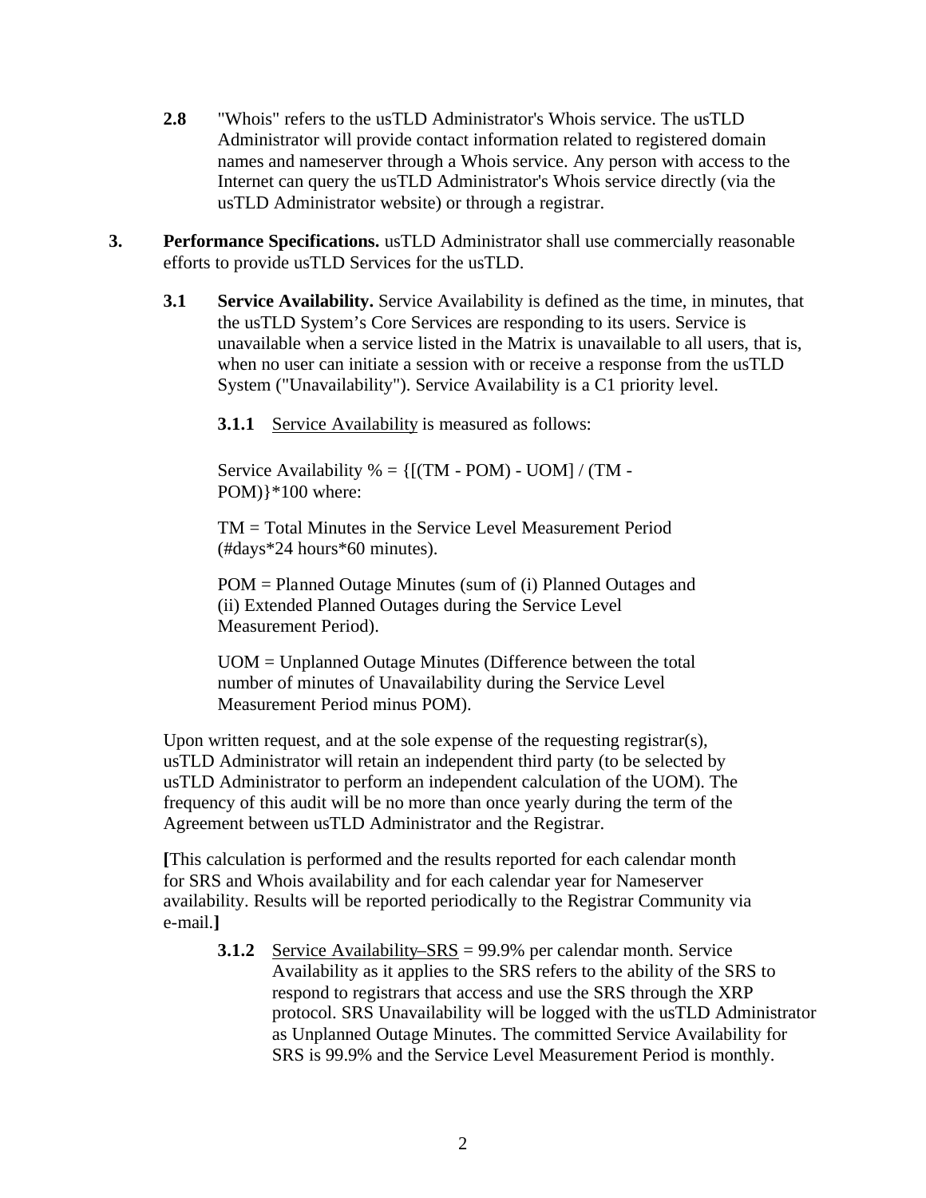**2.8** "Whois" refers to the usTLD Administrator's Whois service. The usTLD Administrator will provide contact information related to registered domain names and nameserver through a Whois service. Any person with access to the Internet can query the usTLD Administrator's Whois service directly (via the usTLD Administrator website) or through a registrar.

**3. Performance Specifications.** usTLD Administrator shall use commercially reasonable efforts to provide usTLD Services for the usTLD.

**3.1 Service Availability.** Service Availability is defined as the time, in minutes, that the usTLD System's Core Services are responding to its users. Service is unavailable when a service listed in the Matrix is unavailable to all users, that is, when no user can initiate a session with or receive a response from the usTLD System ("Unavailability"). Service Availability is a C1 priority level.

**3.1.1** Service Availability is measured as follows:

Service Availability % = {[(TM - POM) - UOM] / (TM - POM)}*100 where:

TM = Total Minutes in the Service Level Measurement Period (#days*24 hours*60 minutes).

POM = Planned Outage Minutes (sum of (i) Planned Outages and (ii) Extended Planned Outages during the Service Level Measurement Period).

UOM = Unplanned Outage Minutes (Difference between the total number of minutes of Unavailability during the Service Level Measurement Period minus POM).

Upon written request, and at the sole expense of the requesting registrar(s), usTLD Administrator will retain an independent third party (to be selected by usTLD Administrator to perform an independent calculation of the UOM). The frequency of this audit will be no more than once yearly during the term of the Agreement between usTLD Administrator and the Registrar.

**[**This calculation is performed and the results reported for each calendar month for SRS and Whois availability and for each calendar year for Nameserver availability. Results will be reported periodically to the Registrar Community via e-mail.**]**

**3.1.2** Service Availability–SRS = 99.9% per calendar month. Service Availability as it applies to the SRS refers to the ability of the SRS to respond to registrars that access and use the SRS through the XRP protocol. SRS Unavailability will be logged with the usTLD Administrator as Unplanned Outage Minutes. The committed Service Availability for SRS is 99.9% and the Service Level Measurement Period is monthly.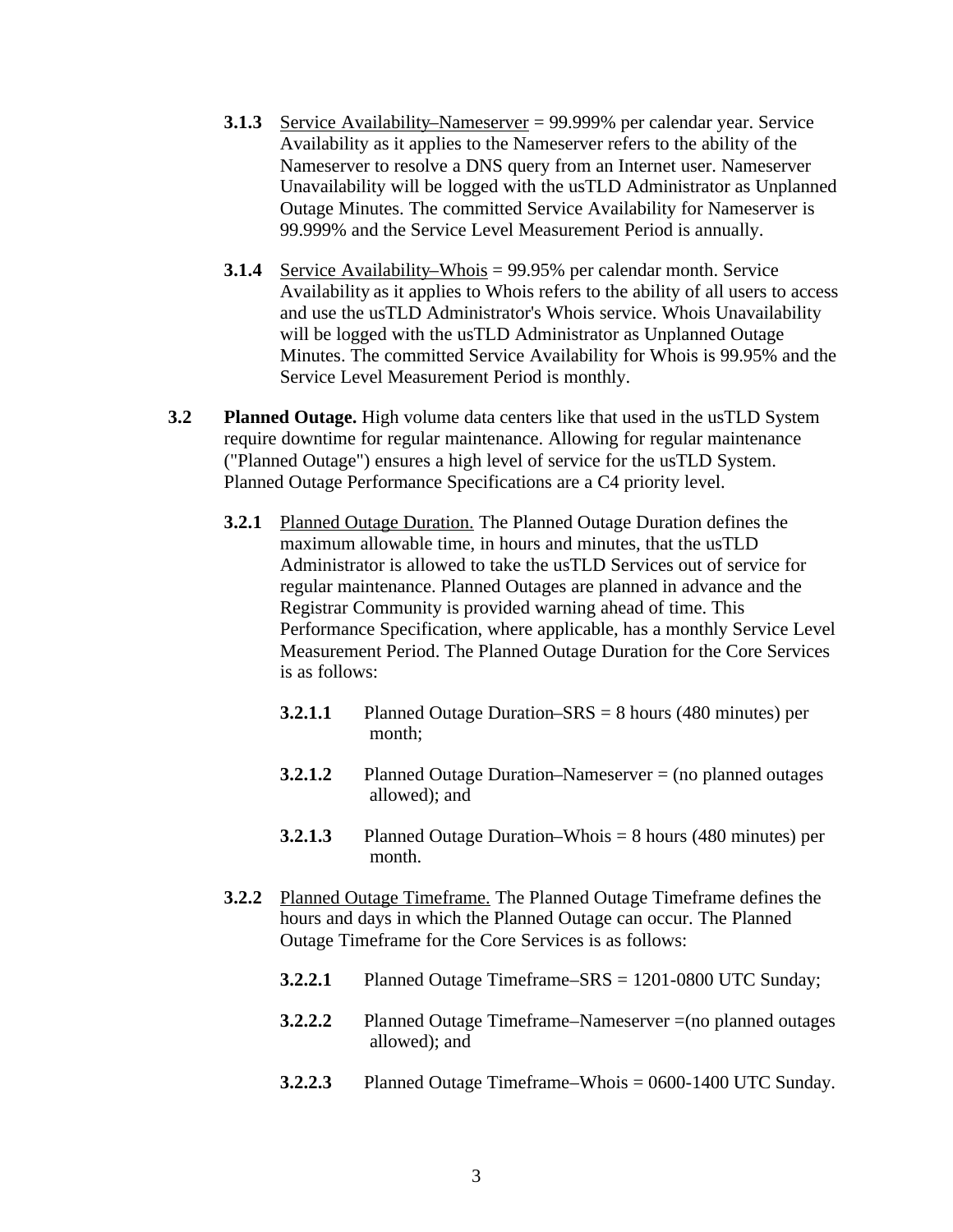**3.1.3** Service Availability–Nameserver = 99.999% per calendar year. Service Availability as it applies to the Nameserver refers to the ability of the Nameserver to resolve a DNS query from an Internet user. Nameserver Unavailability will be logged with the usTLD Administrator as Unplanned Outage Minutes. The committed Service Availability for Nameserver is 99.999% and the Service Level Measurement Period is annually.

**3.1.4** Service Availability–Whois = 99.95% per calendar month. Service Availability as it applies to Whois refers to the ability of all users to access and use the usTLD Administrator's Whois service. Whois Unavailability will be logged with the usTLD Administrator as Unplanned Outage Minutes. The committed Service Availability for Whois is 99.95% and the Service Level Measurement Period is monthly.

**3.2** **Planned Outage.** High volume data centers like that used in the usTLD System require downtime for regular maintenance. Allowing for regular maintenance ("Planned Outage") ensures a high level of service for the usTLD System. Planned Outage Performance Specifications are a C4 priority level.

**3.2.1** Planned Outage Duration. The Planned Outage Duration defines the maximum allowable time, in hours and minutes, that the usTLD Administrator is allowed to take the usTLD Services out of service for regular maintenance. Planned Outages are planned in advance and the Registrar Community is provided warning ahead of time. This Performance Specification, where applicable, has a monthly Service Level Measurement Period. The Planned Outage Duration for the Core Services is as follows:

**3.2.1.1** Planned Outage Duration–SRS = 8 hours (480 minutes) per month;

**3.2.1.2** Planned Outage Duration–Nameserver = (no planned outages allowed); and

**3.2.1.3** Planned Outage Duration–Whois = 8 hours (480 minutes) per month.

**3.2.2** Planned Outage Timeframe. The Planned Outage Timeframe defines the hours and days in which the Planned Outage can occur. The Planned Outage Timeframe for the Core Services is as follows:

**3.2.2.1** Planned Outage Timeframe–SRS = 1201-0800 UTC Sunday;

**3.2.2.2** Planned Outage Timeframe–Nameserver =(no planned outages allowed); and

**3.2.2.3** Planned Outage Timeframe–Whois = 0600-1400 UTC Sunday.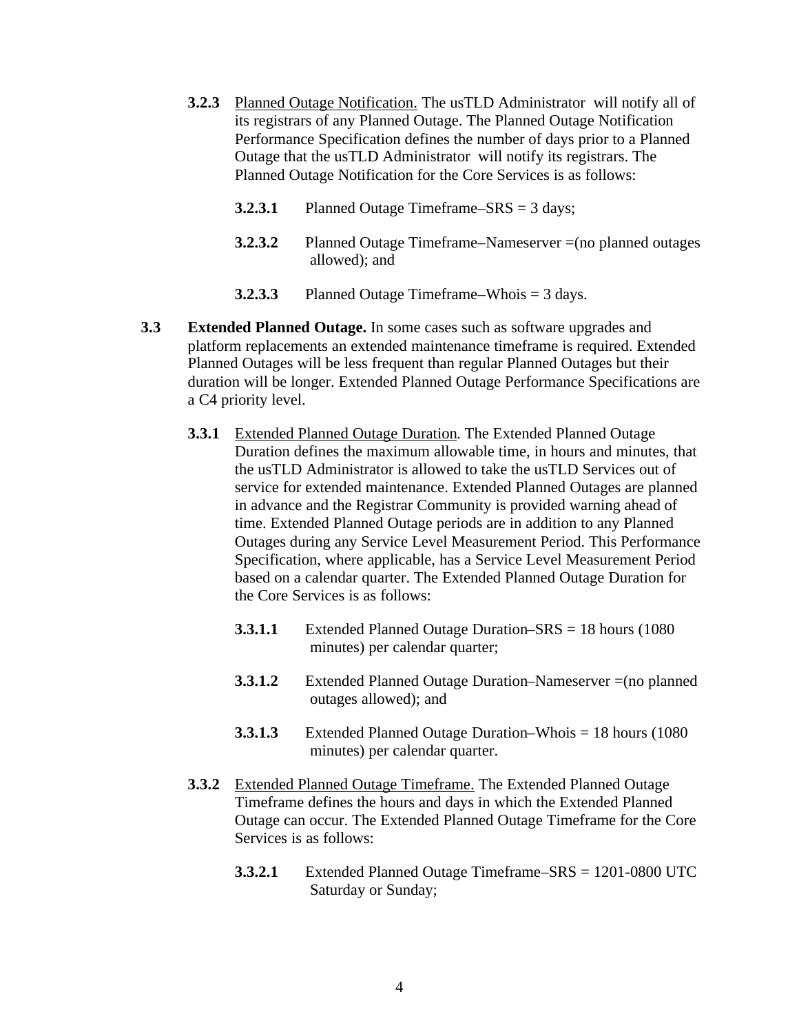**3.2.3** Planned Outage Notification. The usTLD Administrator will notify all of its registrars of any Planned Outage. The Planned Outage Notification Performance Specification defines the number of days prior to a Planned Outage that the usTLD Administrator will notify its registrars. The Planned Outage Notification for the Core Services is as follows:

**3.2.3.1** Planned Outage Timeframe–SRS = 3 days;

**3.2.3.2** Planned Outage Timeframe–Nameserver =(no planned outages allowed); and

**3.2.3.3** Planned Outage Timeframe–Whois = 3 days.

**3.3 Extended Planned Outage.** In some cases such as software upgrades and platform replacements an extended maintenance timeframe is required. Extended Planned Outages will be less frequent than regular Planned Outages but their duration will be longer. Extended Planned Outage Performance Specifications are a C4 priority level.

**3.3.1** Extended Planned Outage Duration. The Extended Planned Outage Duration defines the maximum allowable time, in hours and minutes, that the usTLD Administrator is allowed to take the usTLD Services out of service for extended maintenance. Extended Planned Outages are planned in advance and the Registrar Community is provided warning ahead of time. Extended Planned Outage periods are in addition to any Planned Outages during any Service Level Measurement Period. This Performance Specification, where applicable, has a Service Level Measurement Period based on a calendar quarter. The Extended Planned Outage Duration for the Core Services is as follows:

**3.3.1.1** Extended Planned Outage Duration–SRS = 18 hours (1080 minutes) per calendar quarter;

**3.3.1.2** Extended Planned Outage Duration–Nameserver =(no planned outages allowed); and

**3.3.1.3** Extended Planned Outage Duration–Whois = 18 hours (1080 minutes) per calendar quarter.

**3.3.2** Extended Planned Outage Timeframe. The Extended Planned Outage Timeframe defines the hours and days in which the Extended Planned Outage can occur. The Extended Planned Outage Timeframe for the Core Services is as follows:

**3.3.2.1** Extended Planned Outage Timeframe–SRS = 1201-0800 UTC Saturday or Sunday;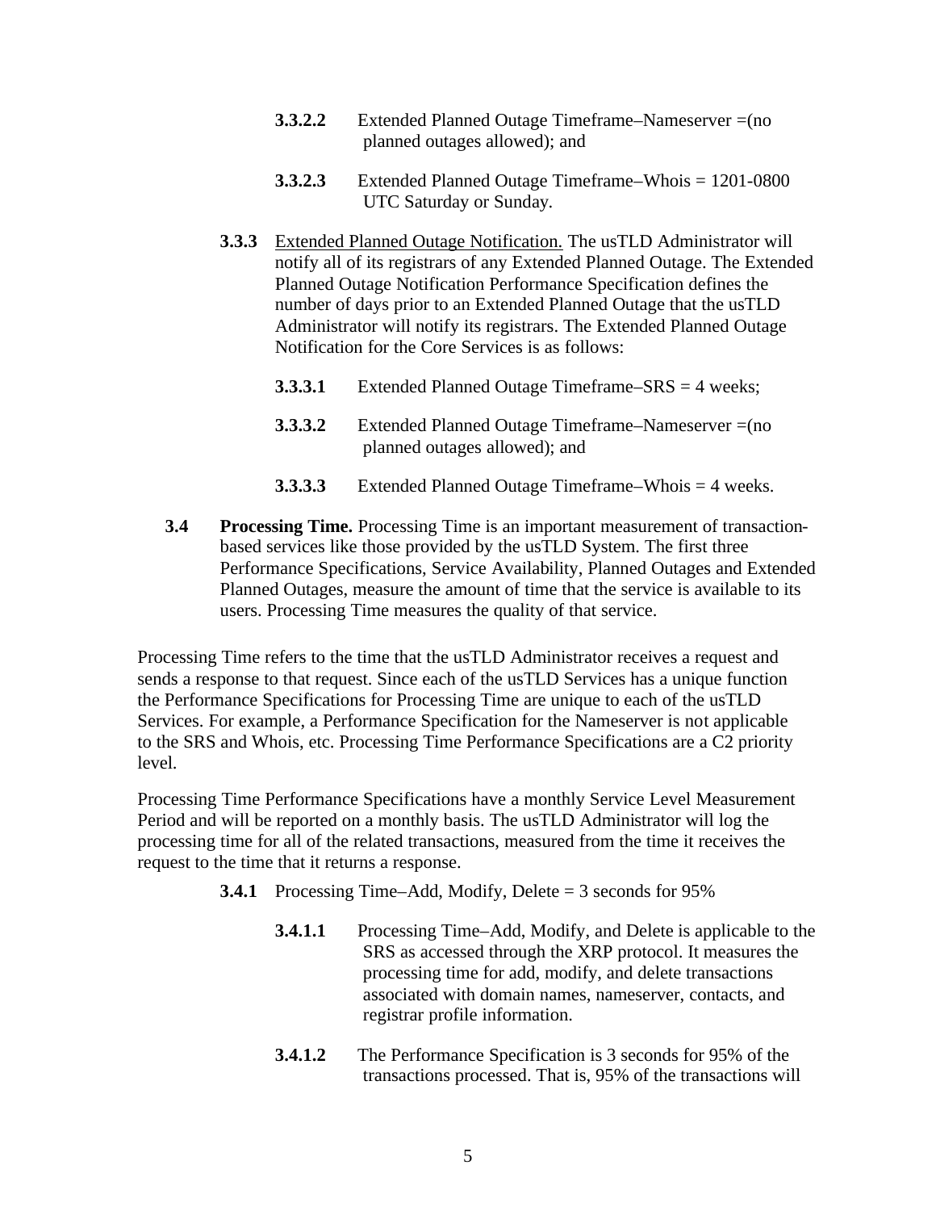**3.3.2.2** Extended Planned Outage Timeframe–Nameserver =(no planned outages allowed); and

**3.3.2.3** Extended Planned Outage Timeframe–Whois = 1201-0800 UTC Saturday or Sunday.

**3.3.3** Extended Planned Outage Notification. The usTLD Administrator will notify all of its registrars of any Extended Planned Outage. The Extended Planned Outage Notification Performance Specification defines the number of days prior to an Extended Planned Outage that the usTLD Administrator will notify its registrars. The Extended Planned Outage Notification for the Core Services is as follows:

**3.3.3.1** Extended Planned Outage Timeframe–SRS = 4 weeks;

**3.3.3.2** Extended Planned Outage Timeframe–Nameserver =(no planned outages allowed); and

**3.3.3.3** Extended Planned Outage Timeframe–Whois = 4 weeks.

**3.4 Processing Time.** Processing Time is an important measurement of transaction-based services like those provided by the usTLD System. The first three Performance Specifications, Service Availability, Planned Outages and Extended Planned Outages, measure the amount of time that the service is available to its users. Processing Time measures the quality of that service.

Processing Time refers to the time that the usTLD Administrator receives a request and sends a response to that request. Since each of the usTLD Services has a unique function the Performance Specifications for Processing Time are unique to each of the usTLD Services. For example, a Performance Specification for the Nameserver is not applicable to the SRS and Whois, etc. Processing Time Performance Specifications are a C2 priority level.

Processing Time Performance Specifications have a monthly Service Level Measurement Period and will be reported on a monthly basis. The usTLD Administrator will log the processing time for all of the related transactions, measured from the time it receives the request to the time that it returns a response.

**3.4.1** Processing Time–Add, Modify, Delete = 3 seconds for 95%

**3.4.1.1** Processing Time–Add, Modify, and Delete is applicable to the SRS as accessed through the XRP protocol. It measures the processing time for add, modify, and delete transactions associated with domain names, nameserver, contacts, and registrar profile information.

**3.4.1.2** The Performance Specification is 3 seconds for 95% of the transactions processed. That is, 95% of the transactions will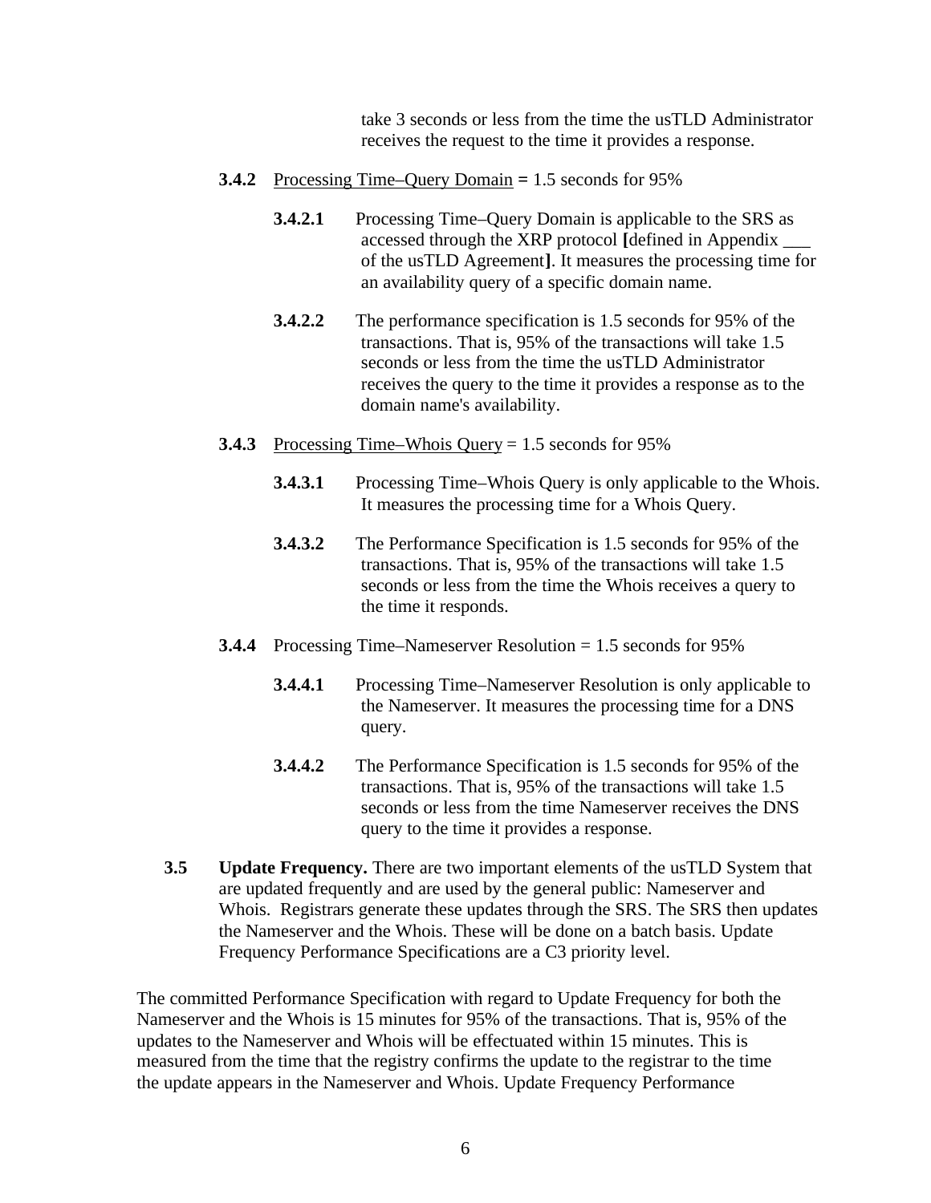take 3 seconds or less from the time the usTLD Administrator receives the request to the time it provides a response.

**3.4.2** Processing Time–Query Domain **=** 1.5 seconds for 95%

**3.4.2.1** Processing Time–Query Domain is applicable to the SRS as accessed through the XRP protocol **[**defined in Appendix ___ of the usTLD Agreement**]**. It measures the processing time for an availability query of a specific domain name.

**3.4.2.2** The performance specification is 1.5 seconds for 95% of the transactions. That is, 95% of the transactions will take 1.5 seconds or less from the time the usTLD Administrator receives the query to the time it provides a response as to the domain name's availability.

**3.4.3** Processing Time–Whois Query = 1.5 seconds for 95%

**3.4.3.1** Processing Time–Whois Query is only applicable to the Whois. It measures the processing time for a Whois Query.

**3.4.3.2** The Performance Specification is 1.5 seconds for 95% of the transactions. That is, 95% of the transactions will take 1.5 seconds or less from the time the Whois receives a query to the time it responds.

**3.4.4** Processing Time–Nameserver Resolution = 1.5 seconds for 95%

**3.4.4.1** Processing Time–Nameserver Resolution is only applicable to the Nameserver. It measures the processing time for a DNS query.

**3.4.4.2** The Performance Specification is 1.5 seconds for 95% of the transactions. That is, 95% of the transactions will take 1.5 seconds or less from the time Nameserver receives the DNS query to the time it provides a response.

**3.5** **Update Frequency.** There are two important elements of the usTLD System that are updated frequently and are used by the general public: Nameserver and Whois. Registrars generate these updates through the SRS. The SRS then updates the Nameserver and the Whois. These will be done on a batch basis. Update Frequency Performance Specifications are a C3 priority level.

The committed Performance Specification with regard to Update Frequency for both the Nameserver and the Whois is 15 minutes for 95% of the transactions. That is, 95% of the updates to the Nameserver and Whois will be effectuated within 15 minutes. This is measured from the time that the registry confirms the update to the registrar to the time the update appears in the Nameserver and Whois. Update Frequency Performance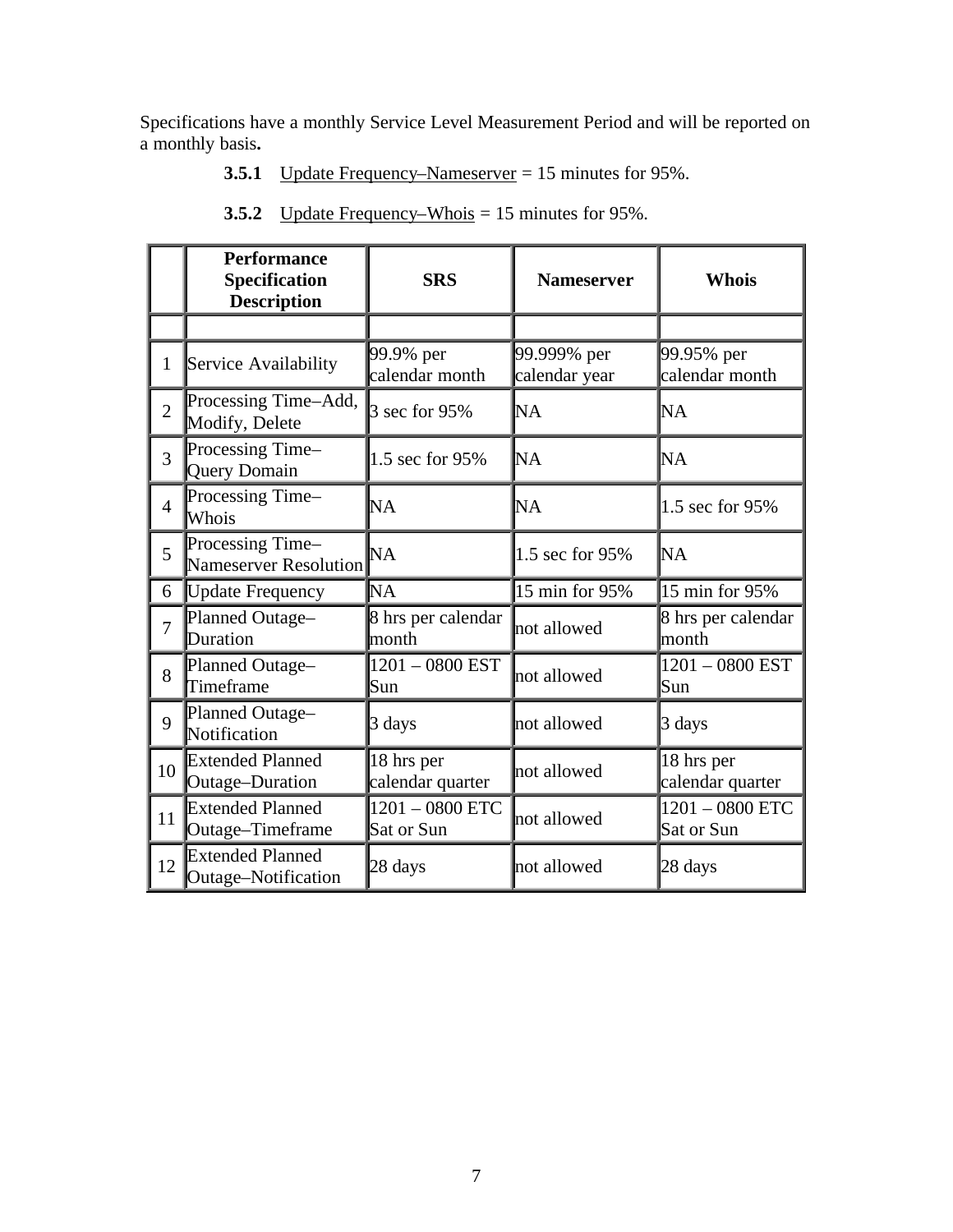Specifications have a monthly Service Level Measurement Period and will be reported on a monthly basis**.**

**3.5.1** Update Frequency–Nameserver = 15 minutes for 95%.

**3.5.2** Update Frequency–Whois = 15 minutes for 95%.

| | **Performance Specification Description** | **SRS** | **Nameserver** | **Whois** |
|---|---|---|---|---|
| | | | | |
| 1 | Service Availability | 99.9% per calendar month | 99.999% per calendar year | 99.95% per calendar month |
| 2 | Processing Time–Add, Modify, Delete | 3 sec for 95% | NA | NA |
| 3 | Processing Time–Query Domain | 1.5 sec for 95% | NA | NA |
| 4 | Processing Time–Whois | NA | NA | 1.5 sec for 95% |
| 5 | Processing Time–Nameserver Resolution | NA | 1.5 sec for 95% | NA |
| 6 | Update Frequency | NA | 15 min for 95% | 15 min for 95% |
| 7 | Planned Outage–Duration | 8 hrs per calendar month | not allowed | 8 hrs per calendar month |
| 8 | Planned Outage–Timeframe | 1201 – 0800 EST Sun | not allowed | 1201 – 0800 EST Sun |
| 9 | Planned Outage–Notification | 3 days | not allowed | 3 days |
| 10 | Extended Planned Outage–Duration | 18 hrs per calendar quarter | not allowed | 18 hrs per calendar quarter |
| 11 | Extended Planned Outage–Timeframe | 1201 – 0800 ETC Sat or Sun | not allowed | 1201 – 0800 ETC Sat or Sun |
| 12 | Extended Planned Outage–Notification | 28 days | not allowed | 28 days |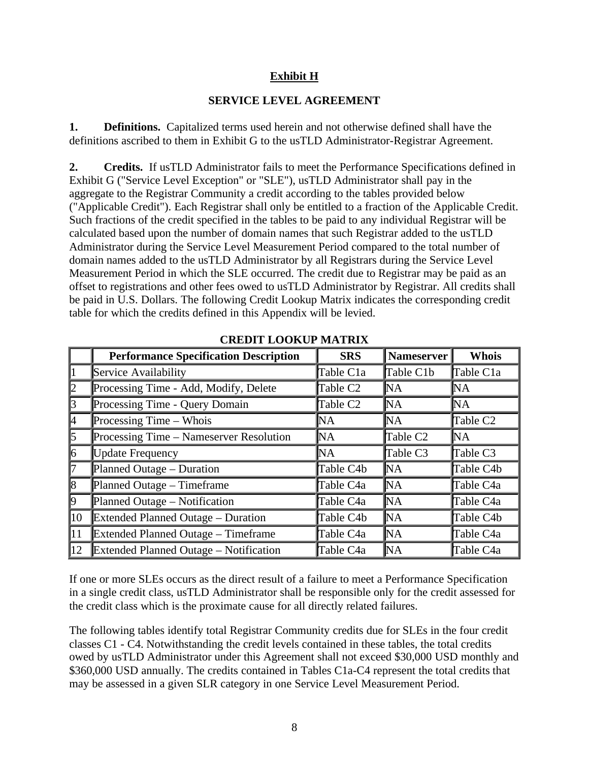**Exhibit H**

**SERVICE LEVEL AGREEMENT**

**1. Definitions.** Capitalized terms used herein and not otherwise defined shall have the definitions ascribed to them in Exhibit G to the usTLD Administrator-Registrar Agreement.

**2. Credits.** If usTLD Administrator fails to meet the Performance Specifications defined in Exhibit G ("Service Level Exception" or "SLE"), usTLD Administrator shall pay in the aggregate to the Registrar Community a credit according to the tables provided below ("Applicable Credit"). Each Registrar shall only be entitled to a fraction of the Applicable Credit. Such fractions of the credit specified in the tables to be paid to any individual Registrar will be calculated based upon the number of domain names that such Registrar added to the usTLD Administrator during the Service Level Measurement Period compared to the total number of domain names added to the usTLD Administrator by all Registrars during the Service Level Measurement Period in which the SLE occurred. The credit due to Registrar may be paid as an offset to registrations and other fees owed to usTLD Administrator by Registrar. All credits shall be paid in U.S. Dollars. The following Credit Lookup Matrix indicates the corresponding credit table for which the credits defined in this Appendix will be levied.

**CREDIT LOOKUP MATRIX**

| | Performance Specification Description | SRS | Nameserver | Whois |
|---|---|---|---|---|
| 1 | Service Availability | Table C1a | Table C1b | Table C1a |
| 2 | Processing Time - Add, Modify, Delete | Table C2 | NA | NA |
| 3 | Processing Time - Query Domain | Table C2 | NA | NA |
| 4 | Processing Time – Whois | NA | NA | Table C2 |
| 5 | Processing Time – Nameserver Resolution | NA | Table C2 | NA |
| 6 | Update Frequency | NA | Table C3 | Table C3 |
| 7 | Planned Outage – Duration | Table C4b | NA | Table C4b |
| 8 | Planned Outage – Timeframe | Table C4a | NA | Table C4a |
| 9 | Planned Outage – Notification | Table C4a | NA | Table C4a |
| 10 | Extended Planned Outage – Duration | Table C4b | NA | Table C4b |
| 11 | Extended Planned Outage – Timeframe | Table C4a | NA | Table C4a |
| 12 | Extended Planned Outage – Notification | Table C4a | NA | Table C4a |

If one or more SLEs occurs as the direct result of a failure to meet a Performance Specification in a single credit class, usTLD Administrator shall be responsible only for the credit assessed for the credit class which is the proximate cause for all directly related failures.

The following tables identify total Registrar Community credits due for SLEs in the four credit classes C1 - C4. Notwithstanding the credit levels contained in these tables, the total credits owed by usTLD Administrator under this Agreement shall not exceed $30,000 USD monthly and $360,000 USD annually. The credits contained in Tables C1a-C4 represent the total credits that may be assessed in a given SLR category in one Service Level Measurement Period.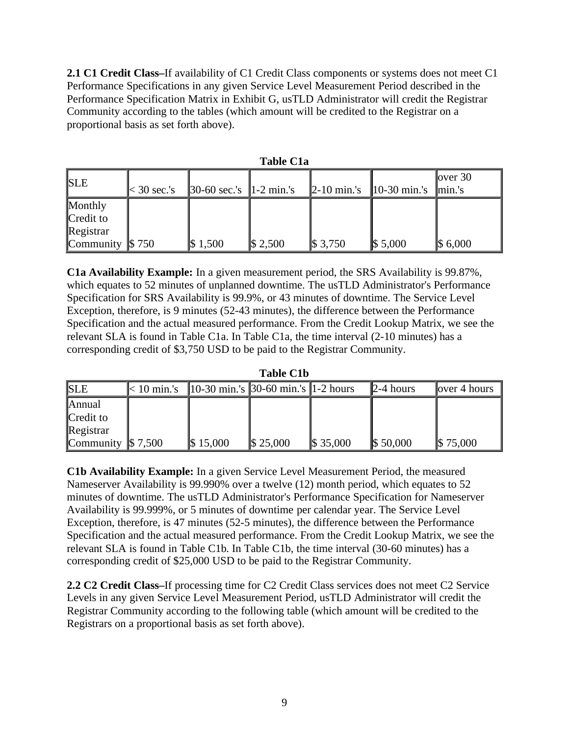**2.1 C1 Credit Class–**If availability of C1 Credit Class components or systems does not meet C1 Performance Specifications in any given Service Level Measurement Period described in the Performance Specification Matrix in Exhibit G, usTLD Administrator will credit the Registrar Community according to the tables (which amount will be credited to the Registrar on a proportional basis as set forth above).

**Table C1a**

| SLE | < 30 sec.'s | 30-60 sec.'s | 1-2 min.'s | 2-10 min.'s | 10-30 min.'s | over 30 min.'s |
|---|---|---|---|---|---|---|
| Monthly Credit to Registrar Community | $ 750 | $ 1,500 | $ 2,500 | $ 3,750 | $ 5,000 | $ 6,000 |

**C1a Availability Example:** In a given measurement period, the SRS Availability is 99.87%, which equates to 52 minutes of unplanned downtime. The usTLD Administrator's Performance Specification for SRS Availability is 99.9%, or 43 minutes of downtime. The Service Level Exception, therefore, is 9 minutes (52-43 minutes), the difference between the Performance Specification and the actual measured performance. From the Credit Lookup Matrix, we see the relevant SLA is found in Table C1a. In Table C1a, the time interval (2-10 minutes) has a corresponding credit of $3,750 USD to be paid to the Registrar Community.

**Table C1b**

| SLE | < 10 min.'s | 10-30 min.'s | 30-60 min.'s | 1-2 hours | 2-4 hours | over 4 hours |
|---|---|---|---|---|---|---|
| Annual Credit to Registrar Community | $ 7,500 | $ 15,000 | $ 25,000 | $ 35,000 | $ 50,000 | $ 75,000 |

**C1b Availability Example:** In a given Service Level Measurement Period, the measured Nameserver Availability is 99.990% over a twelve (12) month period, which equates to 52 minutes of downtime. The usTLD Administrator's Performance Specification for Nameserver Availability is 99.999%, or 5 minutes of downtime per calendar year. The Service Level Exception, therefore, is 47 minutes (52-5 minutes), the difference between the Performance Specification and the actual measured performance. From the Credit Lookup Matrix, we see the relevant SLA is found in Table C1b. In Table C1b, the time interval (30-60 minutes) has a corresponding credit of $25,000 USD to be paid to the Registrar Community.

**2.2 C2 Credit Class–**If processing time for C2 Credit Class services does not meet C2 Service Levels in any given Service Level Measurement Period, usTLD Administrator will credit the Registrar Community according to the following table (which amount will be credited to the Registrars on a proportional basis as set forth above).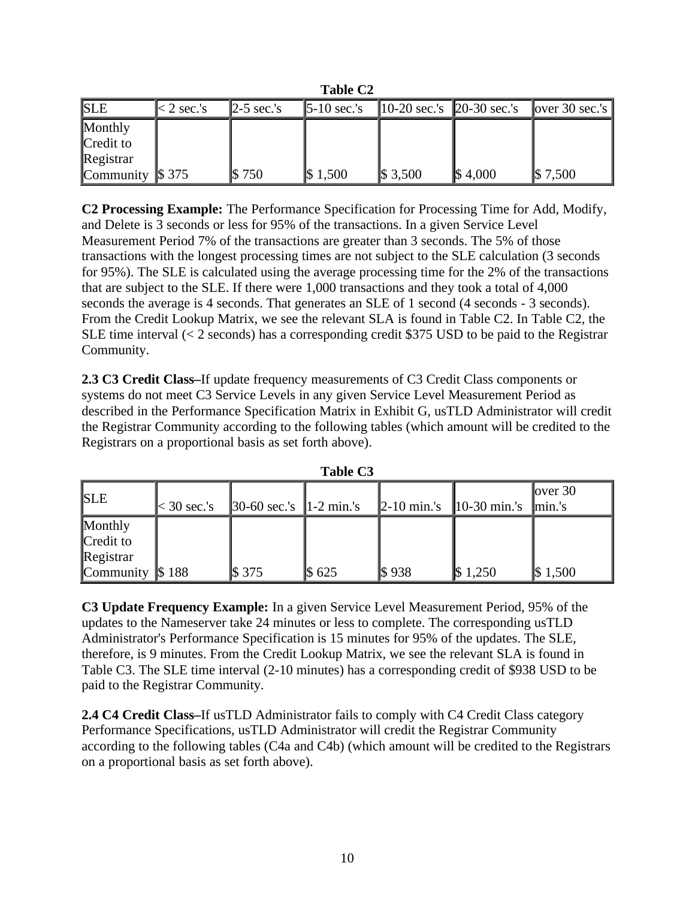**Table C2**

| SLE | < 2 sec.'s | 2-5 sec.'s | 5-10 sec.'s | 10-20 sec.'s | 20-30 sec.'s | over 30 sec.'s |
|---|---|---|---|---|---|---|
| Monthly Credit to Registrar Community | $ 375 | $ 750 | $ 1,500 | $ 3,500 | $ 4,000 | $ 7,500 |

**C2 Processing Example:** The Performance Specification for Processing Time for Add, Modify, and Delete is 3 seconds or less for 95% of the transactions. In a given Service Level Measurement Period 7% of the transactions are greater than 3 seconds. The 5% of those transactions with the longest processing times are not subject to the SLE calculation (3 seconds for 95%). The SLE is calculated using the average processing time for the 2% of the transactions that are subject to the SLE. If there were 1,000 transactions and they took a total of 4,000 seconds the average is 4 seconds. That generates an SLE of 1 second (4 seconds - 3 seconds). From the Credit Lookup Matrix, we see the relevant SLA is found in Table C2. In Table C2, the SLE time interval (< 2 seconds) has a corresponding credit $375 USD to be paid to the Registrar Community.

**2.3 C3 Credit Class–**If update frequency measurements of C3 Credit Class components or systems do not meet C3 Service Levels in any given Service Level Measurement Period as described in the Performance Specification Matrix in Exhibit G, usTLD Administrator will credit the Registrar Community according to the following tables (which amount will be credited to the Registrars on a proportional basis as set forth above).

**Table C3**

| SLE | < 30 sec.'s | 30-60 sec.'s | 1-2 min.'s | 2-10 min.'s | 10-30 min.'s | over 30 min.'s |
|---|---|---|---|---|---|---|
| Monthly Credit to Registrar Community | $ 188 | $ 375 | $ 625 | $ 938 | $ 1,250 | $ 1,500 |

**C3 Update Frequency Example:** In a given Service Level Measurement Period, 95% of the updates to the Nameserver take 24 minutes or less to complete. The corresponding usTLD Administrator's Performance Specification is 15 minutes for 95% of the updates. The SLE, therefore, is 9 minutes. From the Credit Lookup Matrix, we see the relevant SLA is found in Table C3. The SLE time interval (2-10 minutes) has a corresponding credit of $938 USD to be paid to the Registrar Community.

**2.4 C4 Credit Class–**If usTLD Administrator fails to comply with C4 Credit Class category Performance Specifications, usTLD Administrator will credit the Registrar Community according to the following tables (C4a and C4b) (which amount will be credited to the Registrars on a proportional basis as set forth above).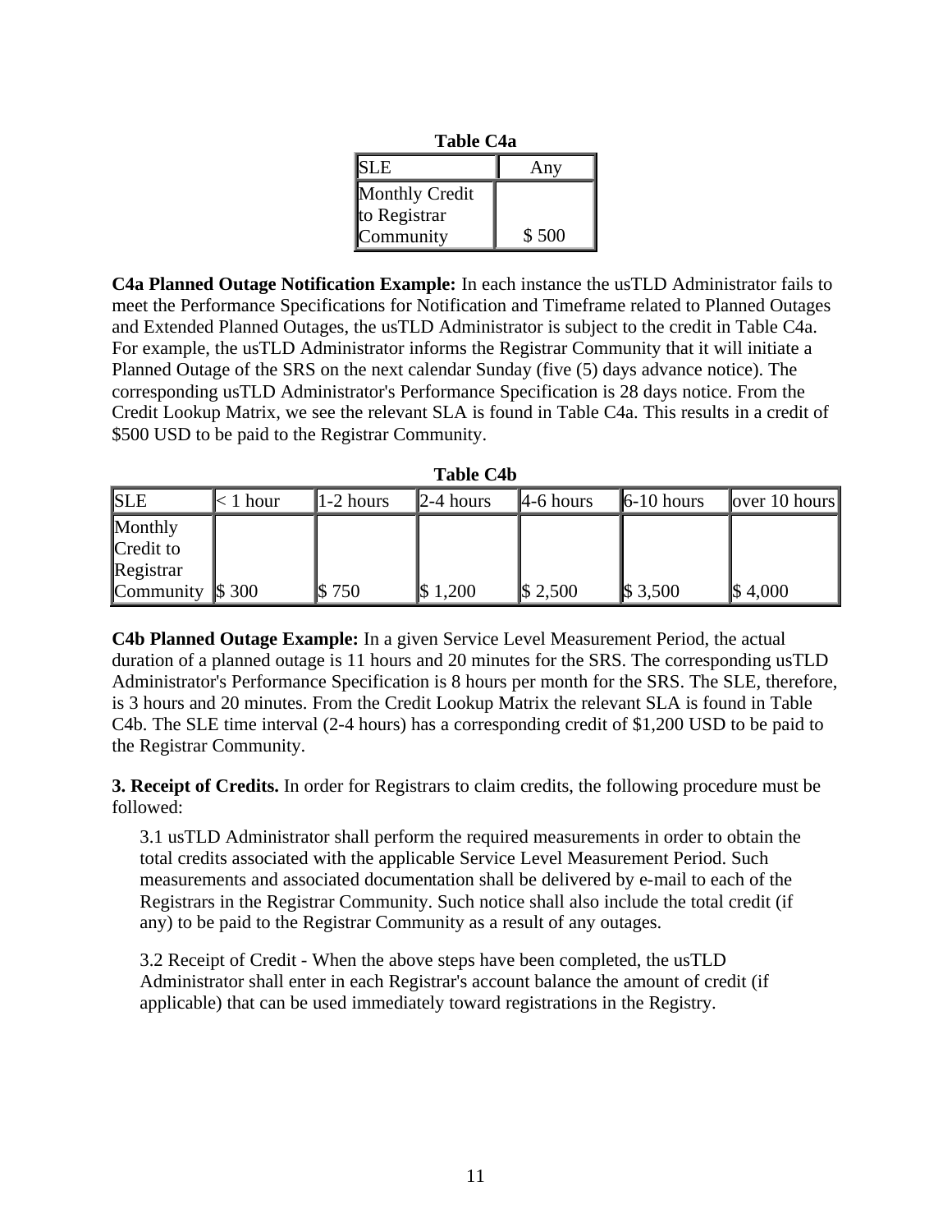**Table C4a**

| SLE | Any |
|---|---|
| Monthly Credit to Registrar Community | $ 500 |

**C4a Planned Outage Notification Example:** In each instance the usTLD Administrator fails to meet the Performance Specifications for Notification and Timeframe related to Planned Outages and Extended Planned Outages, the usTLD Administrator is subject to the credit in Table C4a. For example, the usTLD Administrator informs the Registrar Community that it will initiate a Planned Outage of the SRS on the next calendar Sunday (five (5) days advance notice). The corresponding usTLD Administrator's Performance Specification is 28 days notice. From the Credit Lookup Matrix, we see the relevant SLA is found in Table C4a. This results in a credit of $500 USD to be paid to the Registrar Community.

**Table C4b**

| SLE | < 1 hour | 1-2 hours | 2-4 hours | 4-6 hours | 6-10 hours | over 10 hours |
|---|---|---|---|---|---|---|
| Monthly Credit to Registrar Community | $ 300 | $ 750 | $ 1,200 | $ 2,500 | $ 3,500 | $ 4,000 |

**C4b Planned Outage Example:** In a given Service Level Measurement Period, the actual duration of a planned outage is 11 hours and 20 minutes for the SRS. The corresponding usTLD Administrator's Performance Specification is 8 hours per month for the SRS. The SLE, therefore, is 3 hours and 20 minutes. From the Credit Lookup Matrix the relevant SLA is found in Table C4b. The SLE time interval (2-4 hours) has a corresponding credit of $1,200 USD to be paid to the Registrar Community.

**3. Receipt of Credits.** In order for Registrars to claim credits, the following procedure must be followed:

3.1 usTLD Administrator shall perform the required measurements in order to obtain the total credits associated with the applicable Service Level Measurement Period. Such measurements and associated documentation shall be delivered by e-mail to each of the Registrars in the Registrar Community. Such notice shall also include the total credit (if any) to be paid to the Registrar Community as a result of any outages.

3.2 Receipt of Credit - When the above steps have been completed, the usTLD Administrator shall enter in each Registrar's account balance the amount of credit (if applicable) that can be used immediately toward registrations in the Registry.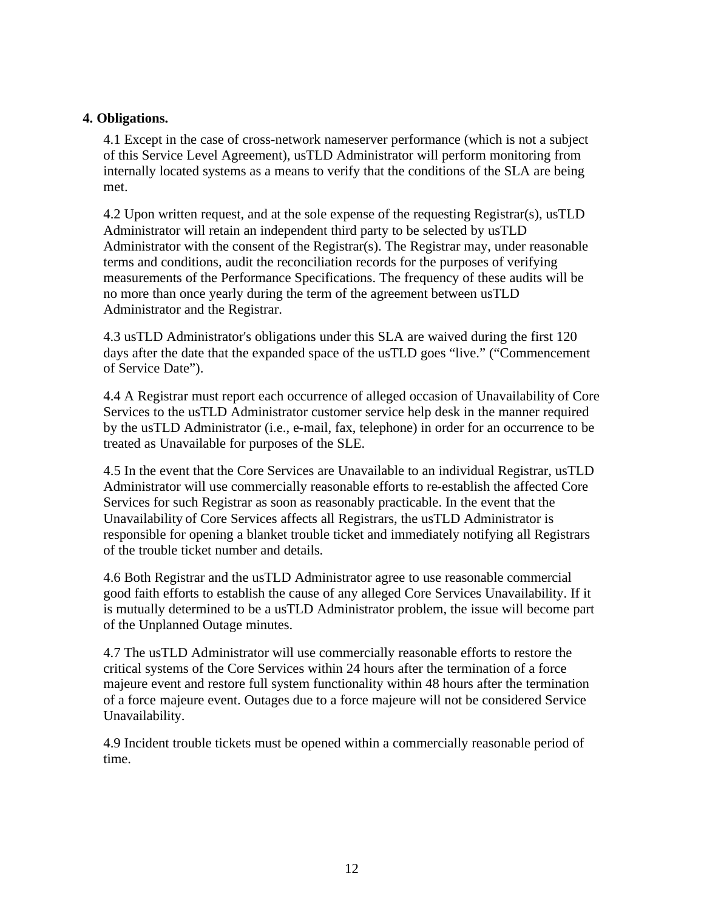**4. Obligations.**

4.1 Except in the case of cross-network nameserver performance (which is not a subject of this Service Level Agreement), usTLD Administrator will perform monitoring from internally located systems as a means to verify that the conditions of the SLA are being met.

4.2 Upon written request, and at the sole expense of the requesting Registrar(s), usTLD Administrator will retain an independent third party to be selected by usTLD Administrator with the consent of the Registrar(s). The Registrar may, under reasonable terms and conditions, audit the reconciliation records for the purposes of verifying measurements of the Performance Specifications. The frequency of these audits will be no more than once yearly during the term of the agreement between usTLD Administrator and the Registrar.

4.3 usTLD Administrator's obligations under this SLA are waived during the first 120 days after the date that the expanded space of the usTLD goes "live." ("Commencement of Service Date").

4.4 A Registrar must report each occurrence of alleged occasion of Unavailability of Core Services to the usTLD Administrator customer service help desk in the manner required by the usTLD Administrator (i.e., e-mail, fax, telephone) in order for an occurrence to be treated as Unavailable for purposes of the SLE.

4.5 In the event that the Core Services are Unavailable to an individual Registrar, usTLD Administrator will use commercially reasonable efforts to re-establish the affected Core Services for such Registrar as soon as reasonably practicable. In the event that the Unavailability of Core Services affects all Registrars, the usTLD Administrator is responsible for opening a blanket trouble ticket and immediately notifying all Registrars of the trouble ticket number and details.

4.6 Both Registrar and the usTLD Administrator agree to use reasonable commercial good faith efforts to establish the cause of any alleged Core Services Unavailability. If it is mutually determined to be a usTLD Administrator problem, the issue will become part of the Unplanned Outage minutes.

4.7 The usTLD Administrator will use commercially reasonable efforts to restore the critical systems of the Core Services within 24 hours after the termination of a force majeure event and restore full system functionality within 48 hours after the termination of a force majeure event. Outages due to a force majeure will not be considered Service Unavailability.

4.9 Incident trouble tickets must be opened within a commercially reasonable period of time.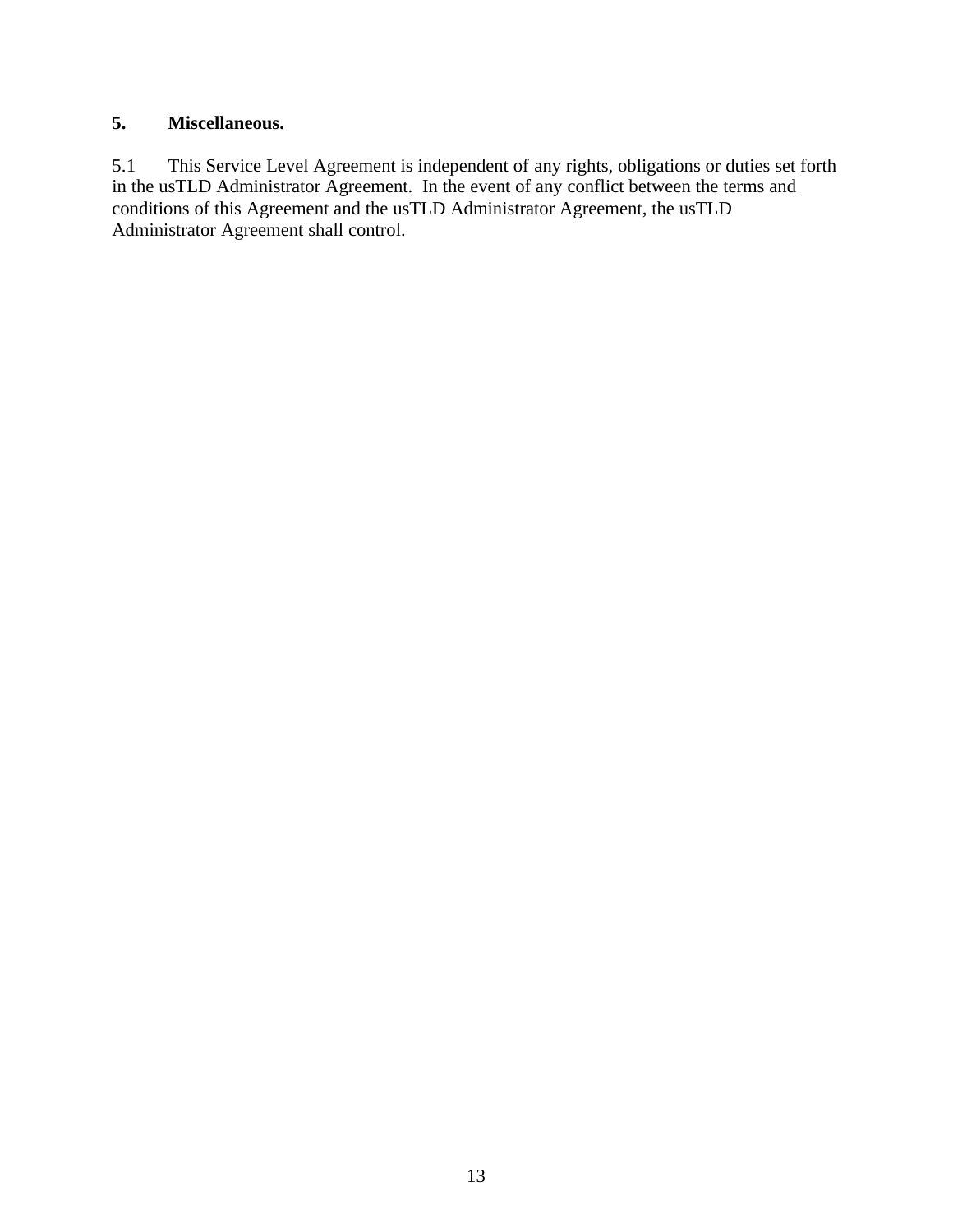## 5. Miscellaneous.

5.1 This Service Level Agreement is independent of any rights, obligations or duties set forth in the usTLD Administrator Agreement. In the event of any conflict between the terms and conditions of this Agreement and the usTLD Administrator Agreement, the usTLD Administrator Agreement shall control.